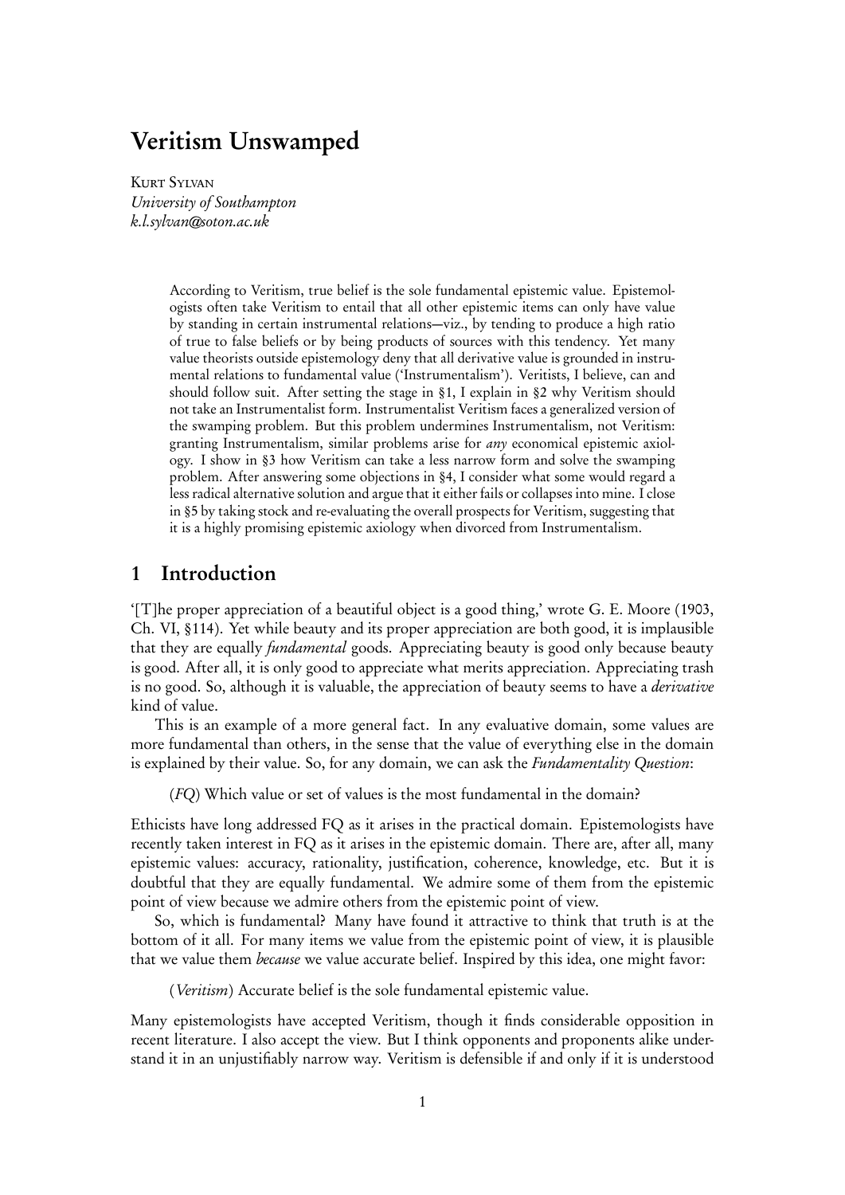# Veritism Unswamped

Kurt Sylvan
*University of Southampton*
*k.l.sylvan@soton.ac.uk*

> According to Veritism, true belief is the sole fundamental epistemic value. Epistemologists often take Veritism to entail that all other epistemic items can only have value by standing in certain instrumental relations—viz., by tending to produce a high ratio of true to false beliefs or by being products of sources with this tendency. Yet many value theorists outside epistemology deny that all derivative value is grounded in instrumental relations to fundamental value ('Instrumentalism'). Veritists, I believe, can and should follow suit. After setting the stage in §1, I explain in §2 why Veritism should not take an Instrumentalist form. Instrumentalist Veritism faces a generalized version of the swamping problem. But this problem undermines Instrumentalism, not Veritism: granting Instrumentalism, similar problems arise for *any* economical epistemic axiology. I show in §3 how Veritism can take a less narrow form and solve the swamping problem. After answering some objections in §4, I consider what some would regard a less radical alternative solution and argue that it either fails or collapses into mine. I close in §5 by taking stock and re-evaluating the overall prospects for Veritism, suggesting that it is a highly promising epistemic axiology when divorced from Instrumentalism.

## 1 Introduction

'[T]he proper appreciation of a beautiful object is a good thing,' wrote G. E. Moore (1903, Ch. VI, §114). Yet while beauty and its proper appreciation are both good, it is implausible that they are equally *fundamental* goods. Appreciating beauty is good only because beauty is good. After all, it is only good to appreciate what merits appreciation. Appreciating trash is no good. So, although it is valuable, the appreciation of beauty seems to have a *derivative* kind of value.

This is an example of a more general fact. In any evaluative domain, some values are more fundamental than others, in the sense that the value of everything else in the domain is explained by their value. So, for any domain, we can ask the *Fundamentality Question*:

> (*FQ*) Which value or set of values is the most fundamental in the domain?

Ethicists have long addressed FQ as it arises in the practical domain. Epistemologists have recently taken interest in FQ as it arises in the epistemic domain. There are, after all, many epistemic values: accuracy, rationality, justification, coherence, knowledge, etc. But it is doubtful that they are equally fundamental. We admire some of them from the epistemic point of view because we admire others from the epistemic point of view.

So, which is fundamental? Many have found it attractive to think that truth is at the bottom of it all. For many items we value from the epistemic point of view, it is plausible that we value them *because* we value accurate belief. Inspired by this idea, one might favor:

> (*Veritism*) Accurate belief is the sole fundamental epistemic value.

Many epistemologists have accepted Veritism, though it finds considerable opposition in recent literature. I also accept the view. But I think opponents and proponents alike understand it in an unjustifiably narrow way. Veritism is defensible if and only if it is understood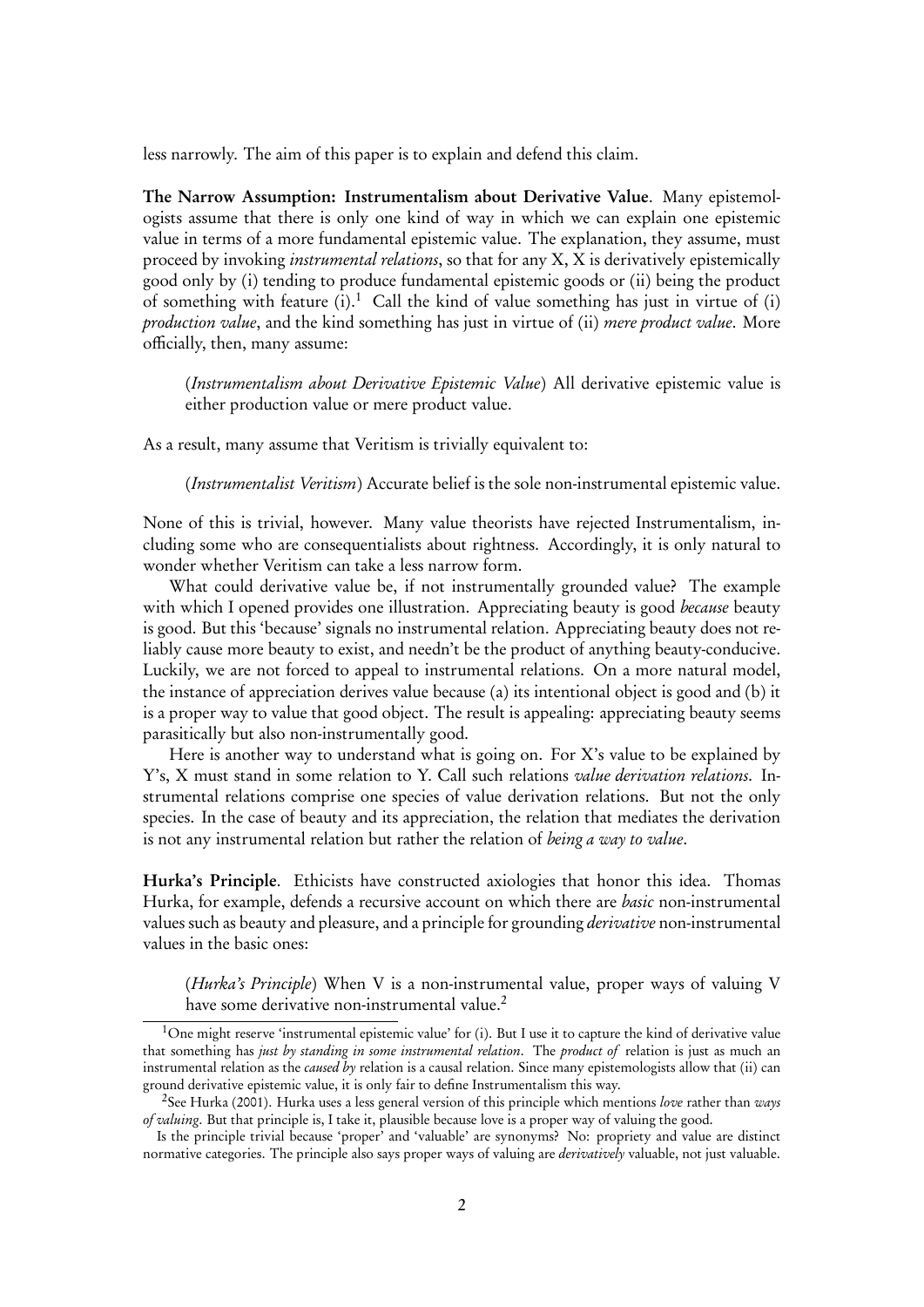less narrowly. The aim of this paper is to explain and defend this claim.

**The Narrow Assumption: Instrumentalism about Derivative Value**. Many epistemologists assume that there is only one kind of way in which we can explain one epistemic value in terms of a more fundamental epistemic value. The explanation, they assume, must proceed by invoking *instrumental relations*, so that for any X, X is derivatively epistemically good only by (i) tending to produce fundamental epistemic goods or (ii) being the product of something with feature (i).[1] Call the kind of value something has just in virtue of (i) *production value*, and the kind something has just in virtue of (ii) *mere product value*. More officially, then, many assume:

> (*Instrumentalism about Derivative Epistemic Value*) All derivative epistemic value is either production value or mere product value.

As a result, many assume that Veritism is trivially equivalent to:

> (*Instrumentalist Veritism*) Accurate belief is the sole non-instrumental epistemic value.

None of this is trivial, however. Many value theorists have rejected Instrumentalism, including some who are consequentialists about rightness. Accordingly, it is only natural to wonder whether Veritism can take a less narrow form.

What could derivative value be, if not instrumentally grounded value? The example with which I opened provides one illustration. Appreciating beauty is good *because* beauty is good. But this 'because' signals no instrumental relation. Appreciating beauty does not reliably cause more beauty to exist, and needn't be the product of anything beauty-conducive. Luckily, we are not forced to appeal to instrumental relations. On a more natural model, the instance of appreciation derives value because (a) its intentional object is good and (b) it is a proper way to value that good object. The result is appealing: appreciating beauty seems parasitically but also non-instrumentally good.

Here is another way to understand what is going on. For X's value to be explained by Y's, X must stand in some relation to Y. Call such relations *value derivation relations*. Instrumental relations comprise one species of value derivation relations. But not the only species. In the case of beauty and its appreciation, the relation that mediates the derivation is not any instrumental relation but rather the relation of *being a way to value*.

**Hurka's Principle**. Ethicists have constructed axiologies that honor this idea. Thomas Hurka, for example, defends a recursive account on which there are *basic* non-instrumental values such as beauty and pleasure, and a principle for grounding *derivative* non-instrumental values in the basic ones:

> (*Hurka's Principle*) When V is a non-instrumental value, proper ways of valuing V have some derivative non-instrumental value.[2]

---

[1] One might reserve 'instrumental epistemic value' for (i). But I use it to capture the kind of derivative value that something has *just by standing in some instrumental relation*. The *product of* relation is just as much an instrumental relation as the *caused by* relation is a causal relation. Since many epistemologists allow that (ii) can ground derivative epistemic value, it is only fair to define Instrumentalism this way.

[2] See Hurka (2001). Hurka uses a less general version of this principle which mentions *love* rather than *ways of valuing*. But that principle is, I take it, plausible because love is a proper way of valuing the good.

Is the principle trivial because 'proper' and 'valuable' are synonyms? No: propriety and value are distinct normative categories. The principle also says proper ways of valuing are *derivatively* valuable, not just valuable.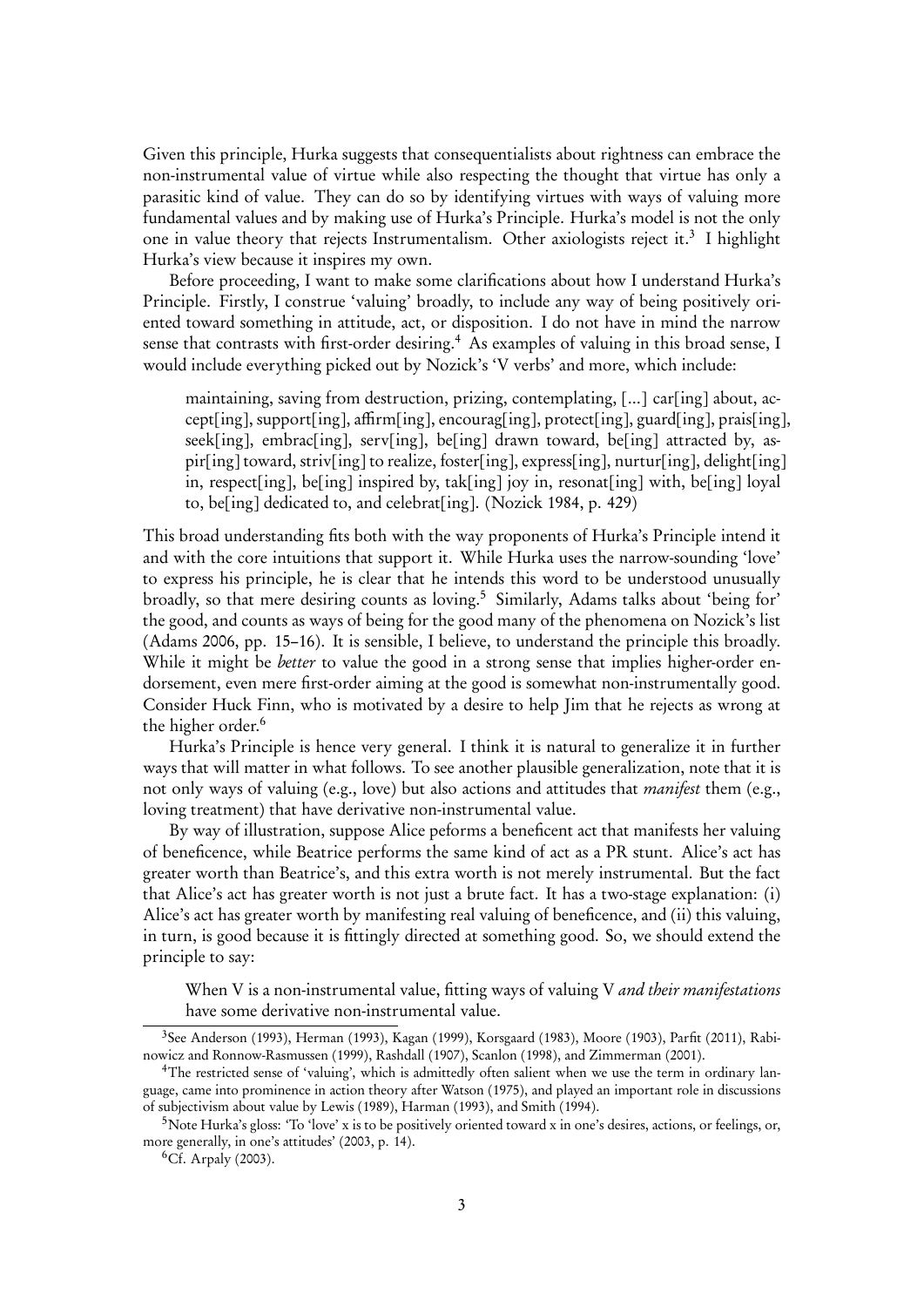Given this principle, Hurka suggests that consequentialists about rightness can embrace the non-instrumental value of virtue while also respecting the thought that virtue has only a parasitic kind of value. They can do so by identifying virtues with ways of valuing more fundamental values and by making use of Hurka's Principle. Hurka's model is not the only one in value theory that rejects Instrumentalism. Other axiologists reject it.[3] I highlight Hurka's view because it inspires my own.

Before proceeding, I want to make some clarifications about how I understand Hurka's Principle. Firstly, I construe 'valuing' broadly, to include any way of being positively oriented toward something in attitude, act, or disposition. I do not have in mind the narrow sense that contrasts with first-order desiring.[4] As examples of valuing in this broad sense, I would include everything picked out by Nozick's 'V verbs' and more, which include:

> maintaining, saving from destruction, prizing, contemplating, [...] car[ing] about, accept[ing], support[ing], affirm[ing], encourag[ing], protect[ing], guard[ing], prais[ing], seek[ing], embrac[ing], serv[ing], be[ing] drawn toward, be[ing] attracted by, aspir[ing] toward, striv[ing] to realize, foster[ing], express[ing], nurtur[ing], delight[ing] in, respect[ing], be[ing] inspired by, tak[ing] joy in, resonat[ing] with, be[ing] loyal to, be[ing] dedicated to, and celebrat[ing]. (Nozick 1984, p. 429)

This broad understanding fits both with the way proponents of Hurka's Principle intend it and with the core intuitions that support it. While Hurka uses the narrow-sounding 'love' to express his principle, he is clear that he intends this word to be understood unusually broadly, so that mere desiring counts as loving.[5] Similarly, Adams talks about 'being for' the good, and counts as ways of being for the good many of the phenomena on Nozick's list (Adams 2006, pp. 15–16). It is sensible, I believe, to understand the principle this broadly. While it might be *better* to value the good in a strong sense that implies higher-order endorsement, even mere first-order aiming at the good is somewhat non-instrumentally good. Consider Huck Finn, who is motivated by a desire to help Jim that he rejects as wrong at the higher order.[6]

Hurka's Principle is hence very general. I think it is natural to generalize it in further ways that will matter in what follows. To see another plausible generalization, note that it is not only ways of valuing (e.g., love) but also actions and attitudes that *manifest* them (e.g., loving treatment) that have derivative non-instrumental value.

By way of illustration, suppose Alice peforms a beneficent act that manifests her valuing of beneficence, while Beatrice performs the same kind of act as a PR stunt. Alice's act has greater worth than Beatrice's, and this extra worth is not merely instrumental. But the fact that Alice's act has greater worth is not just a brute fact. It has a two-stage explanation: (i) Alice's act has greater worth by manifesting real valuing of beneficence, and (ii) this valuing, in turn, is good because it is fittingly directed at something good. So, we should extend the principle to say:

> When V is a non-instrumental value, fitting ways of valuing V *and their manifestations* have some derivative non-instrumental value.

---

[3] See Anderson (1993), Herman (1993), Kagan (1999), Korsgaard (1983), Moore (1903), Parfit (2011), Rabinowicz and Ronnow-Rasmussen (1999), Rashdall (1907), Scanlon (1998), and Zimmerman (2001).

[4] The restricted sense of 'valuing', which is admittedly often salient when we use the term in ordinary language, came into prominence in action theory after Watson (1975), and played an important role in discussions of subjectivism about value by Lewis (1989), Harman (1993), and Smith (1994).

[5] Note Hurka's gloss: 'To 'love' x is to be positively oriented toward x in one's desires, actions, or feelings, or, more generally, in one's attitudes' (2003, p. 14).

[6] Cf. Arpaly (2003).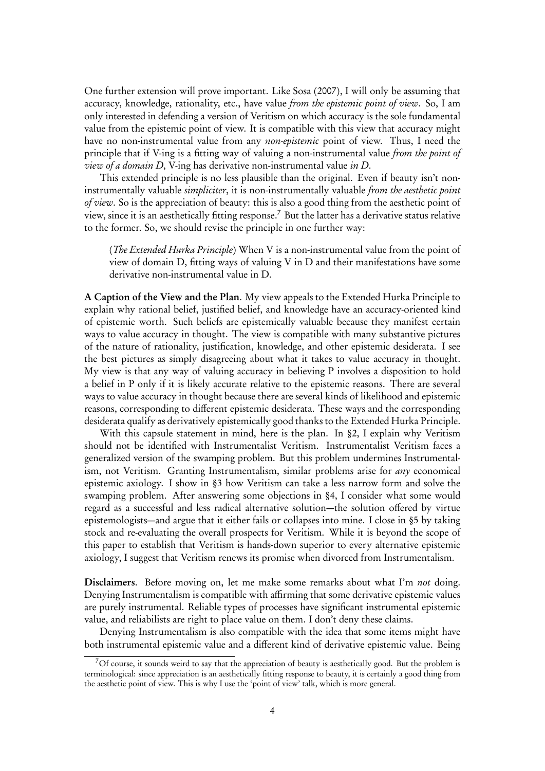One further extension will prove important. Like Sosa (2007), I will only be assuming that accuracy, knowledge, rationality, etc., have value *from the epistemic point of view*. So, I am only interested in defending a version of Veritism on which accuracy is the sole fundamental value from the epistemic point of view. It is compatible with this view that accuracy might have no non-instrumental value from any *non-epistemic* point of view. Thus, I need the principle that if V-ing is a fitting way of valuing a non-instrumental value *from the point of view of a domain D*, V-ing has derivative non-instrumental value *in D*.

This extended principle is no less plausible than the original. Even if beauty isn't non-instrumentally valuable *simpliciter*, it is non-instrumentally valuable *from the aesthetic point of view*. So is the appreciation of beauty: this is also a good thing from the aesthetic point of view, since it is an aesthetically fitting response.[7] But the latter has a derivative status relative to the former. So, we should revise the principle in one further way:

> (*The Extended Hurka Principle*) When V is a non-instrumental value from the point of view of domain D, fitting ways of valuing V in D and their manifestations have some derivative non-instrumental value in D.

**A Caption of the View and the Plan**. My view appeals to the Extended Hurka Principle to explain why rational belief, justified belief, and knowledge have an accuracy-oriented kind of epistemic worth. Such beliefs are epistemically valuable because they manifest certain ways to value accuracy in thought. The view is compatible with many substantive pictures of the nature of rationality, justification, knowledge, and other epistemic desiderata. I see the best pictures as simply disagreeing about what it takes to value accuracy in thought. My view is that any way of valuing accuracy in believing P involves a disposition to hold a belief in P only if it is likely accurate relative to the epistemic reasons. There are several ways to value accuracy in thought because there are several kinds of likelihood and epistemic reasons, corresponding to different epistemic desiderata. These ways and the corresponding desiderata qualify as derivatively epistemically good thanks to the Extended Hurka Principle.

With this capsule statement in mind, here is the plan. In §2, I explain why Veritism should not be identified with Instrumentalist Veritism. Instrumentalist Veritism faces a generalized version of the swamping problem. But this problem undermines Instrumentalism, not Veritism. Granting Instrumentalism, similar problems arise for *any* economical epistemic axiology. I show in §3 how Veritism can take a less narrow form and solve the swamping problem. After answering some objections in §4, I consider what some would regard as a successful and less radical alternative solution—the solution offered by virtue epistemologists—and argue that it either fails or collapses into mine. I close in §5 by taking stock and re-evaluating the overall prospects for Veritism. While it is beyond the scope of this paper to establish that Veritism is hands-down superior to every alternative epistemic axiology, I suggest that Veritism renews its promise when divorced from Instrumentalism.

**Disclaimers**. Before moving on, let me make some remarks about what I'm *not* doing. Denying Instrumentalism is compatible with affirming that some derivative epistemic values are purely instrumental. Reliable types of processes have significant instrumental epistemic value, and reliabilists are right to place value on them. I don't deny these claims.

Denying Instrumentalism is also compatible with the idea that some items might have both instrumental epistemic value and a different kind of derivative epistemic value. Being

[7] Of course, it sounds weird to say that the appreciation of beauty is aesthetically good. But the problem is terminological: since appreciation is an aesthetically fitting response to beauty, it is certainly a good thing from the aesthetic point of view. This is why I use the 'point of view' talk, which is more general.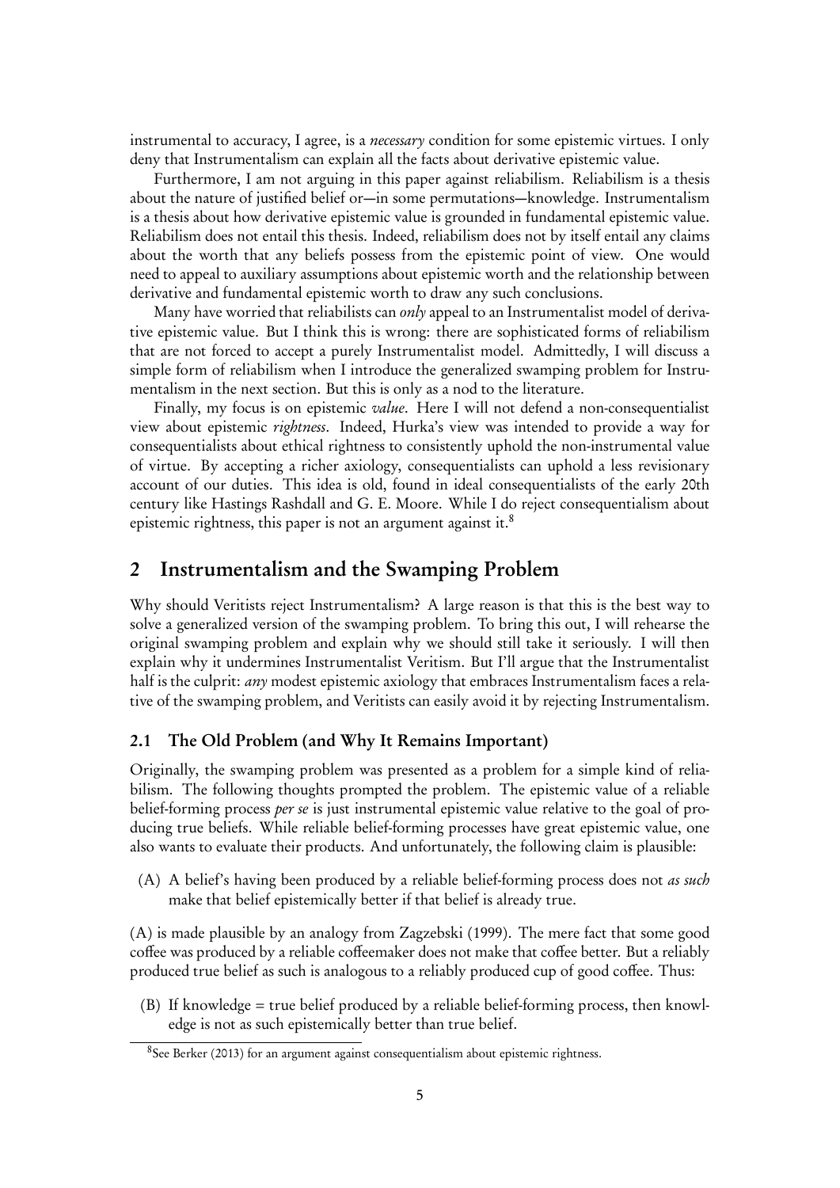instrumental to accuracy, I agree, is a *necessary* condition for some epistemic virtues. I only deny that Instrumentalism can explain all the facts about derivative epistemic value.

Furthermore, I am not arguing in this paper against reliabilism. Reliabilism is a thesis about the nature of justified belief or—in some permutations—knowledge. Instrumentalism is a thesis about how derivative epistemic value is grounded in fundamental epistemic value. Reliabilism does not entail this thesis. Indeed, reliabilism does not by itself entail any claims about the worth that any beliefs possess from the epistemic point of view. One would need to appeal to auxiliary assumptions about epistemic worth and the relationship between derivative and fundamental epistemic worth to draw any such conclusions.

Many have worried that reliabilists can *only* appeal to an Instrumentalist model of derivative epistemic value. But I think this is wrong: there are sophisticated forms of reliabilism that are not forced to accept a purely Instrumentalist model. Admittedly, I will discuss a simple form of reliabilism when I introduce the generalized swamping problem for Instrumentalism in the next section. But this is only as a nod to the literature.

Finally, my focus is on epistemic *value*. Here I will not defend a non-consequentialist view about epistemic *rightness*. Indeed, Hurka's view was intended to provide a way for consequentialists about ethical rightness to consistently uphold the non-instrumental value of virtue. By accepting a richer axiology, consequentialists can uphold a less revisionary account of our duties. This idea is old, found in ideal consequentialists of the early 20th century like Hastings Rashdall and G. E. Moore. While I do reject consequentialism about epistemic rightness, this paper is not an argument against it.[8]

## 2 Instrumentalism and the Swamping Problem

Why should Veritists reject Instrumentalism? A large reason is that this is the best way to solve a generalized version of the swamping problem. To bring this out, I will rehearse the original swamping problem and explain why we should still take it seriously. I will then explain why it undermines Instrumentalist Veritism. But I'll argue that the Instrumentalist half is the culprit: *any* modest epistemic axiology that embraces Instrumentalism faces a relative of the swamping problem, and Veritists can easily avoid it by rejecting Instrumentalism.

### 2.1 The Old Problem (and Why It Remains Important)

Originally, the swamping problem was presented as a problem for a simple kind of reliabilism. The following thoughts prompted the problem. The epistemic value of a reliable belief-forming process *per se* is just instrumental epistemic value relative to the goal of producing true beliefs. While reliable belief-forming processes have great epistemic value, one also wants to evaluate their products. And unfortunately, the following claim is plausible:

(A) A belief's having been produced by a reliable belief-forming process does not *as such* make that belief epistemically better if that belief is already true.

(A) is made plausible by an analogy from Zagzebski (1999). The mere fact that some good coffee was produced by a reliable coffeemaker does not make that coffee better. But a reliably produced true belief as such is analogous to a reliably produced cup of good coffee. Thus:

(B) If knowledge = true belief produced by a reliable belief-forming process, then knowledge is not as such epistemically better than true belief.

[8] See Berker (2013) for an argument against consequentialism about epistemic rightness.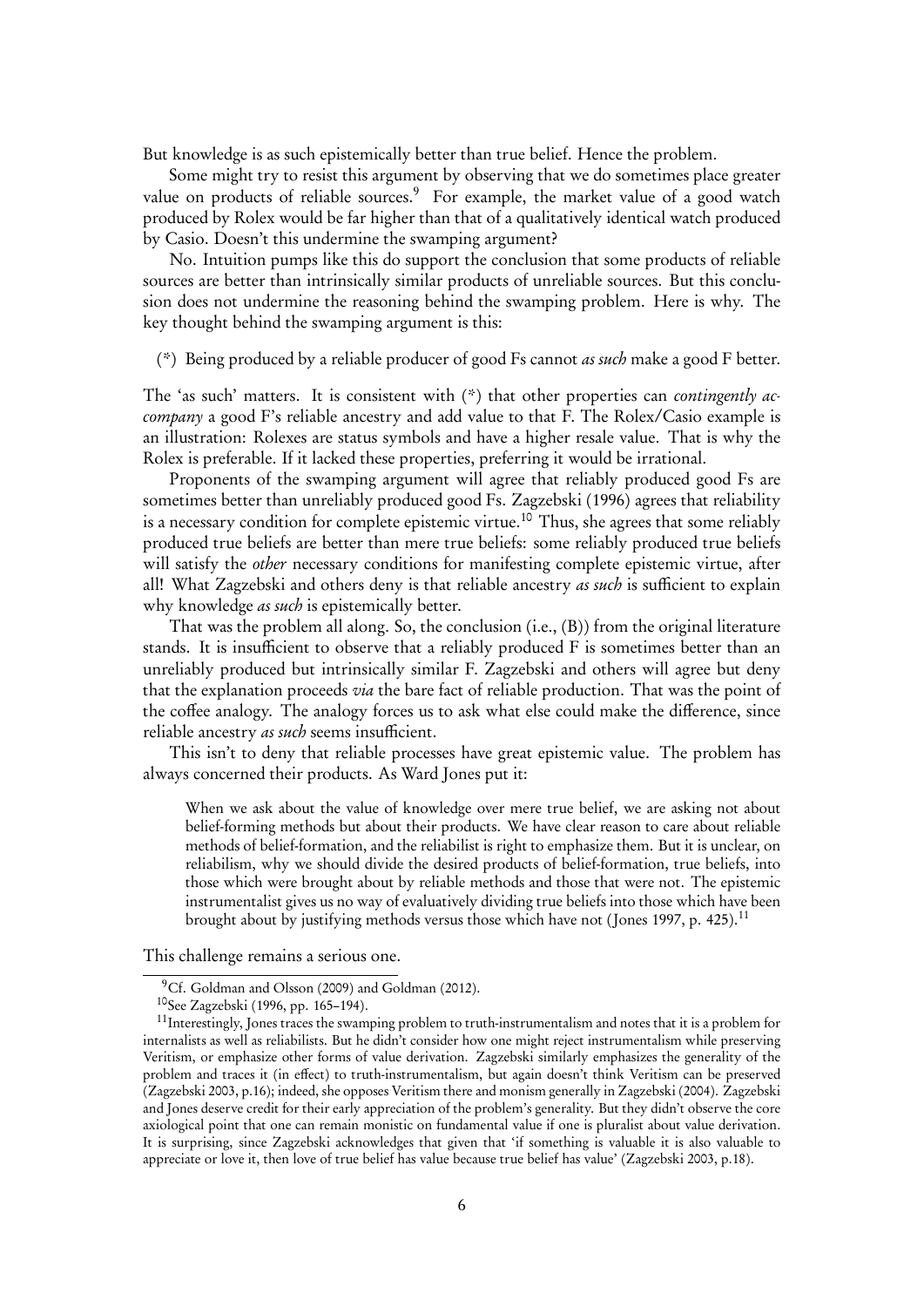But knowledge is as such epistemically better than true belief. Hence the problem.

Some might try to resist this argument by observing that we do sometimes place greater value on products of reliable sources.[9] For example, the market value of a good watch produced by Rolex would be far higher than that of a qualitatively identical watch produced by Casio. Doesn't this undermine the swamping argument?

No. Intuition pumps like this do support the conclusion that some products of reliable sources are better than intrinsically similar products of unreliable sources. But this conclusion does not undermine the reasoning behind the swamping problem. Here is why. The key thought behind the swamping argument is this:

(*) Being produced by a reliable producer of good Fs cannot *as such* make a good F better.

The 'as such' matters. It is consistent with (*) that other properties can *contingently accompany* a good F's reliable ancestry and add value to that F. The Rolex/Casio example is an illustration: Rolexes are status symbols and have a higher resale value. That is why the Rolex is preferable. If it lacked these properties, preferring it would be irrational.

Proponents of the swamping argument will agree that reliably produced good Fs are sometimes better than unreliably produced good Fs. Zagzebski (1996) agrees that reliability is a necessary condition for complete epistemic virtue.[10] Thus, she agrees that some reliably produced true beliefs are better than mere true beliefs: some reliably produced true beliefs will satisfy the *other* necessary conditions for manifesting complete epistemic virtue, after all! What Zagzebski and others deny is that reliable ancestry *as such* is sufficient to explain why knowledge *as such* is epistemically better.

That was the problem all along. So, the conclusion (i.e., (B)) from the original literature stands. It is insufficient to observe that a reliably produced F is sometimes better than an unreliably produced but intrinsically similar F. Zagzebski and others will agree but deny that the explanation proceeds *via* the bare fact of reliable production. That was the point of the coffee analogy. The analogy forces us to ask what else could make the difference, since reliable ancestry *as such* seems insufficient.

This isn't to deny that reliable processes have great epistemic value. The problem has always concerned their products. As Ward Jones put it:

> When we ask about the value of knowledge over mere true belief, we are asking not about belief-forming methods but about their products. We have clear reason to care about reliable methods of belief-formation, and the reliabilist is right to emphasize them. But it is unclear, on reliabilism, why we should divide the desired products of belief-formation, true beliefs, into those which were brought about by reliable methods and those that were not. The epistemic instrumentalist gives us no way of evaluatively dividing true beliefs into those which have been brought about by justifying methods versus those which have not (Jones 1997, p. 425).[11]

This challenge remains a serious one.

---

[9] Cf. Goldman and Olsson (2009) and Goldman (2012).

[10] See Zagzebski (1996, pp. 165–194).

[11] Interestingly, Jones traces the swamping problem to truth-instrumentalism and notes that it is a problem for internalists as well as reliabilists. But he didn't consider how one might reject instrumentalism while preserving Veritism, or emphasize other forms of value derivation. Zagzebski similarly emphasizes the generality of the problem and traces it (in effect) to truth-instrumentalism, but again doesn't think Veritism can be preserved (Zagzebski 2003, p.16); indeed, she opposes Veritism there and monism generally in Zagzebski (2004). Zagzebski and Jones deserve credit for their early appreciation of the problem's generality. But they didn't observe the core axiological point that one can remain monistic on fundamental value if one is pluralist about value derivation. It is surprising, since Zagzebski acknowledges that given that 'if something is valuable it is also valuable to appreciate or love it, then love of true belief has value because true belief has value' (Zagzebski 2003, p.18).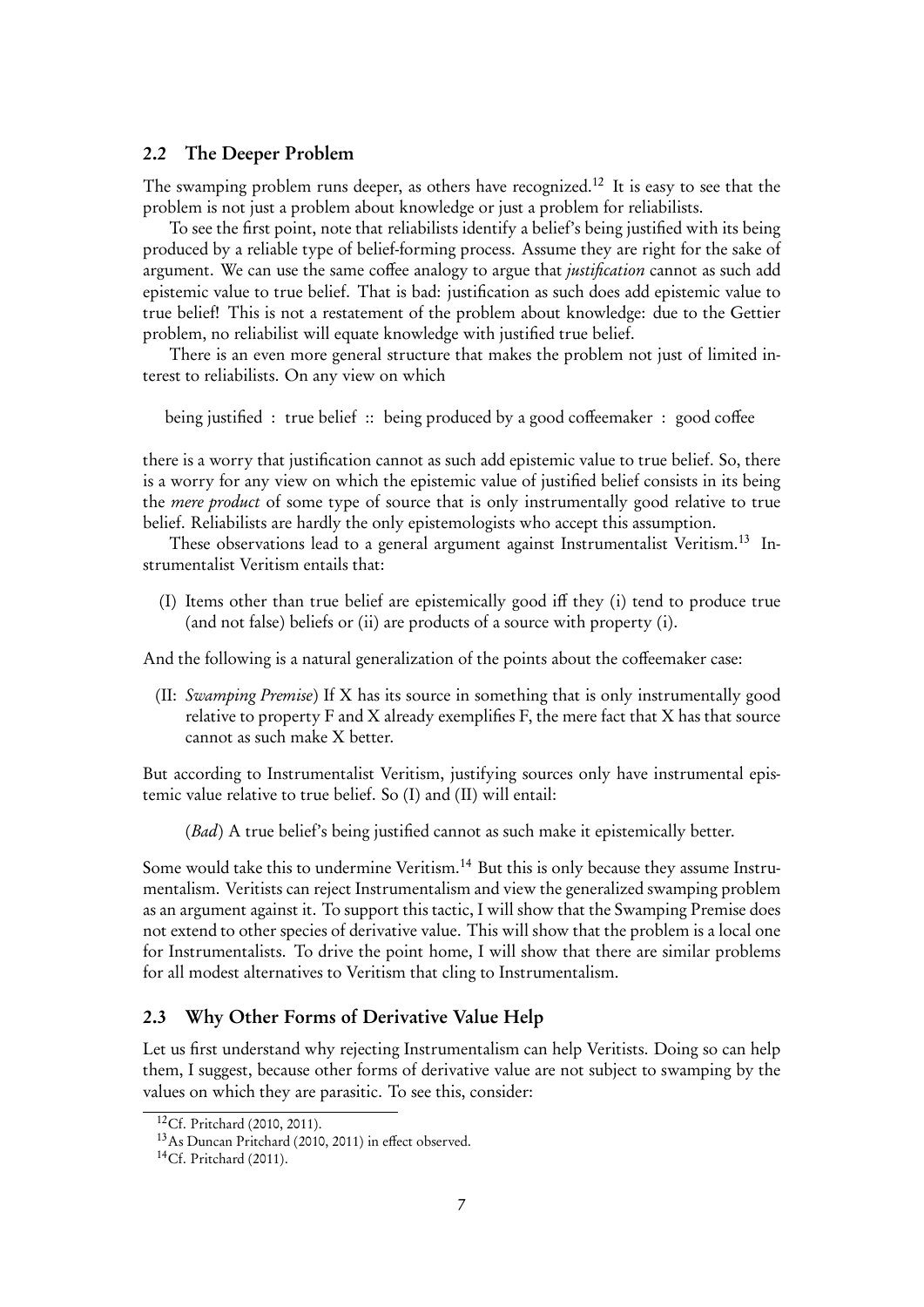### 2.2 The Deeper Problem

The swamping problem runs deeper, as others have recognized.[12] It is easy to see that the problem is not just a problem about knowledge or just a problem for reliabilists.

To see the first point, note that reliabilists identify a belief's being justified with its being produced by a reliable type of belief-forming process. Assume they are right for the sake of argument. We can use the same coffee analogy to argue that *justification* cannot as such add epistemic value to true belief. That is bad: justification as such does add epistemic value to true belief! This is not a restatement of the problem about knowledge: due to the Gettier problem, no reliabilist will equate knowledge with justified true belief.

There is an even more general structure that makes the problem not just of limited interest to reliabilists. On any view on which

being justified : true belief :: being produced by a good coffeemaker : good coffee

there is a worry that justification cannot as such add epistemic value to true belief. So, there is a worry for any view on which the epistemic value of justified belief consists in its being the *mere product* of some type of source that is only instrumentally good relative to true belief. Reliabilists are hardly the only epistemologists who accept this assumption.

These observations lead to a general argument against Instrumentalist Veritism.[13] Instrumentalist Veritism entails that:

(I) Items other than true belief are epistemically good iff they (i) tend to produce true (and not false) beliefs or (ii) are products of a source with property (i).

And the following is a natural generalization of the points about the coffeemaker case:

(II: *Swamping Premise*) If X has its source in something that is only instrumentally good relative to property F and X already exemplifies F, the mere fact that X has that source cannot as such make X better.

But according to Instrumentalist Veritism, justifying sources only have instrumental epistemic value relative to true belief. So (I) and (II) will entail:

(*Bad*) A true belief's being justified cannot as such make it epistemically better.

Some would take this to undermine Veritism.[14] But this is only because they assume Instrumentalism. Veritists can reject Instrumentalism and view the generalized swamping problem as an argument against it. To support this tactic, I will show that the Swamping Premise does not extend to other species of derivative value. This will show that the problem is a local one for Instrumentalists. To drive the point home, I will show that there are similar problems for all modest alternatives to Veritism that cling to Instrumentalism.

### 2.3 Why Other Forms of Derivative Value Help

Let us first understand why rejecting Instrumentalism can help Veritists. Doing so can help them, I suggest, because other forms of derivative value are not subject to swamping by the values on which they are parasitic. To see this, consider:

[12] Cf. Pritchard (2010, 2011).

[13] As Duncan Pritchard (2010, 2011) in effect observed.

[14] Cf. Pritchard (2011).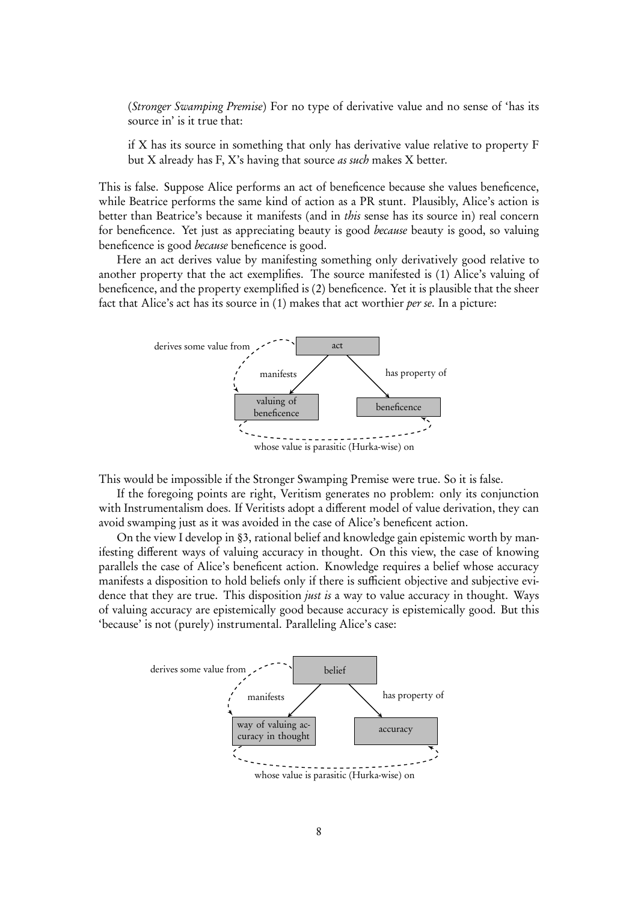(*Stronger Swamping Premise*) For no type of derivative value and no sense of 'has its source in' is it true that:

if X has its source in something that only has derivative value relative to property F but X already has F, X's having that source *as such* makes X better.

This is false. Suppose Alice performs an act of beneficence because she values beneficence, while Beatrice performs the same kind of action as a PR stunt. Plausibly, Alice's action is better than Beatrice's because it manifests (and in *this* sense has its source in) real concern for beneficence. Yet just as appreciating beauty is good *because* beauty is good, so valuing beneficence is good *because* beneficence is good.

Here an act derives value by manifesting something only derivatively good relative to another property that the act exemplifies. The source manifested is (1) Alice's valuing of beneficence, and the property exemplified is (2) beneficence. Yet it is plausible that the sheer fact that Alice's act has its source in (1) makes that act worthier *per se*. In a picture:

derives some value from — act — manifests → valuing of beneficence; has property of → beneficence; whose value is parasitic (Hurka-wise) on

This would be impossible if the Stronger Swamping Premise were true. So it is false.

If the foregoing points are right, Veritism generates no problem: only its conjunction with Instrumentalism does. If Veritists adopt a different model of value derivation, they can avoid swamping just as it was avoided in the case of Alice's beneficent action.

On the view I develop in §3, rational belief and knowledge gain epistemic worth by manifesting different ways of valuing accuracy in thought. On this view, the case of knowing parallels the case of Alice's beneficent action. Knowledge requires a belief whose accuracy manifests a disposition to hold beliefs only if there is sufficient objective and subjective evidence that they are true. This disposition *just is* a way to value accuracy in thought. Ways of valuing accuracy are epistemically good because accuracy is epistemically good. But this 'because' is not (purely) instrumental. Paralleling Alice's case:

derives some value from — belief — manifests → way of valuing accuracy in thought; has property of → accuracy; whose value is parasitic (Hurka-wise) on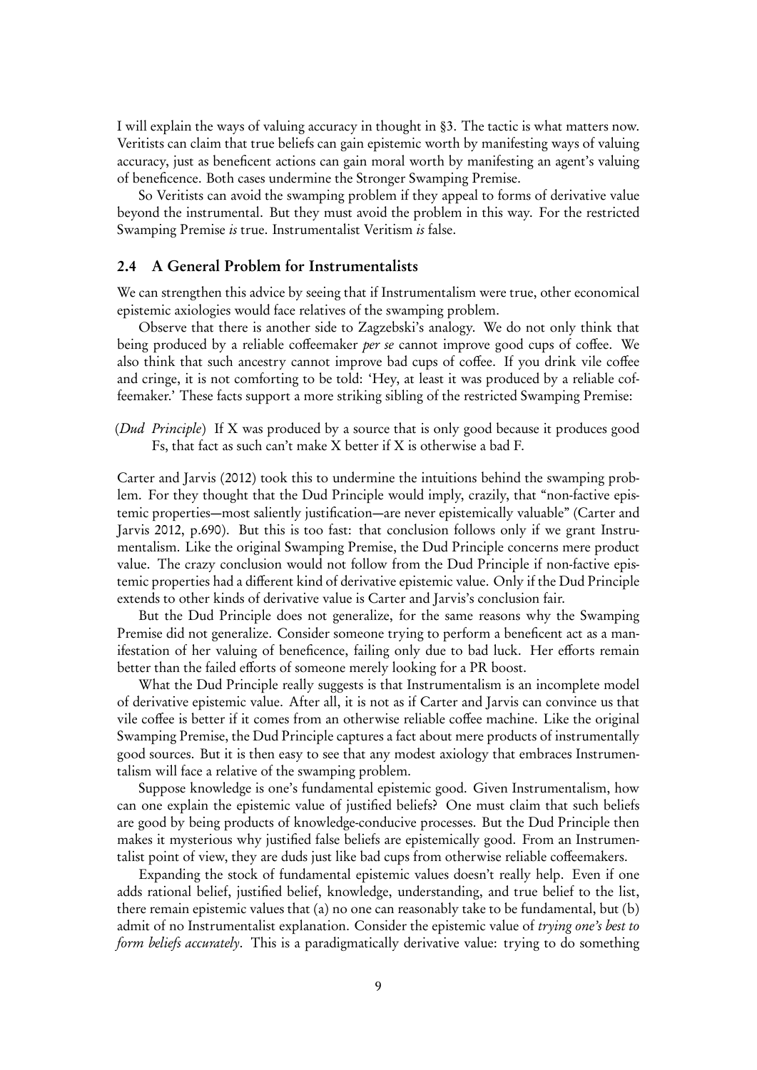I will explain the ways of valuing accuracy in thought in §3. The tactic is what matters now. Veritists can claim that true beliefs can gain epistemic worth by manifesting ways of valuing accuracy, just as beneficent actions can gain moral worth by manifesting an agent's valuing of beneficence. Both cases undermine the Stronger Swamping Premise.

So Veritists can avoid the swamping problem if they appeal to forms of derivative value beyond the instrumental. But they must avoid the problem in this way. For the restricted Swamping Premise *is* true. Instrumentalist Veritism *is* false.

## 2.4 A General Problem for Instrumentalists

We can strengthen this advice by seeing that if Instrumentalism were true, other economical epistemic axiologies would face relatives of the swamping problem.

Observe that there is another side to Zagzebski's analogy. We do not only think that being produced by a reliable coffeemaker *per se* cannot improve good cups of coffee. We also think that such ancestry cannot improve bad cups of coffee. If you drink vile coffee and cringe, it is not comforting to be told: 'Hey, at least it was produced by a reliable coffeemaker.' These facts support a more striking sibling of the restricted Swamping Premise:

(*Dud Principle*) If X was produced by a source that is only good because it produces good Fs, that fact as such can't make X better if X is otherwise a bad F.

Carter and Jarvis (2012) took this to undermine the intuitions behind the swamping problem. For they thought that the Dud Principle would imply, crazily, that "non-factive epistemic properties—most saliently justification—are never epistemically valuable" (Carter and Jarvis 2012, p.690). But this is too fast: that conclusion follows only if we grant Instrumentalism. Like the original Swamping Premise, the Dud Principle concerns mere product value. The crazy conclusion would not follow from the Dud Principle if non-factive epistemic properties had a different kind of derivative epistemic value. Only if the Dud Principle extends to other kinds of derivative value is Carter and Jarvis's conclusion fair.

But the Dud Principle does not generalize, for the same reasons why the Swamping Premise did not generalize. Consider someone trying to perform a beneficent act as a manifestation of her valuing of beneficence, failing only due to bad luck. Her efforts remain better than the failed efforts of someone merely looking for a PR boost.

What the Dud Principle really suggests is that Instrumentalism is an incomplete model of derivative epistemic value. After all, it is not as if Carter and Jarvis can convince us that vile coffee is better if it comes from an otherwise reliable coffee machine. Like the original Swamping Premise, the Dud Principle captures a fact about mere products of instrumentally good sources. But it is then easy to see that any modest axiology that embraces Instrumentalism will face a relative of the swamping problem.

Suppose knowledge is one's fundamental epistemic good. Given Instrumentalism, how can one explain the epistemic value of justified beliefs? One must claim that such beliefs are good by being products of knowledge-conducive processes. But the Dud Principle then makes it mysterious why justified false beliefs are epistemically good. From an Instrumentalist point of view, they are duds just like bad cups from otherwise reliable coffeemakers.

Expanding the stock of fundamental epistemic values doesn't really help. Even if one adds rational belief, justified belief, knowledge, understanding, and true belief to the list, there remain epistemic values that (a) no one can reasonably take to be fundamental, but (b) admit of no Instrumentalist explanation. Consider the epistemic value of *trying one's best to form beliefs accurately*. This is a paradigmatically derivative value: trying to do something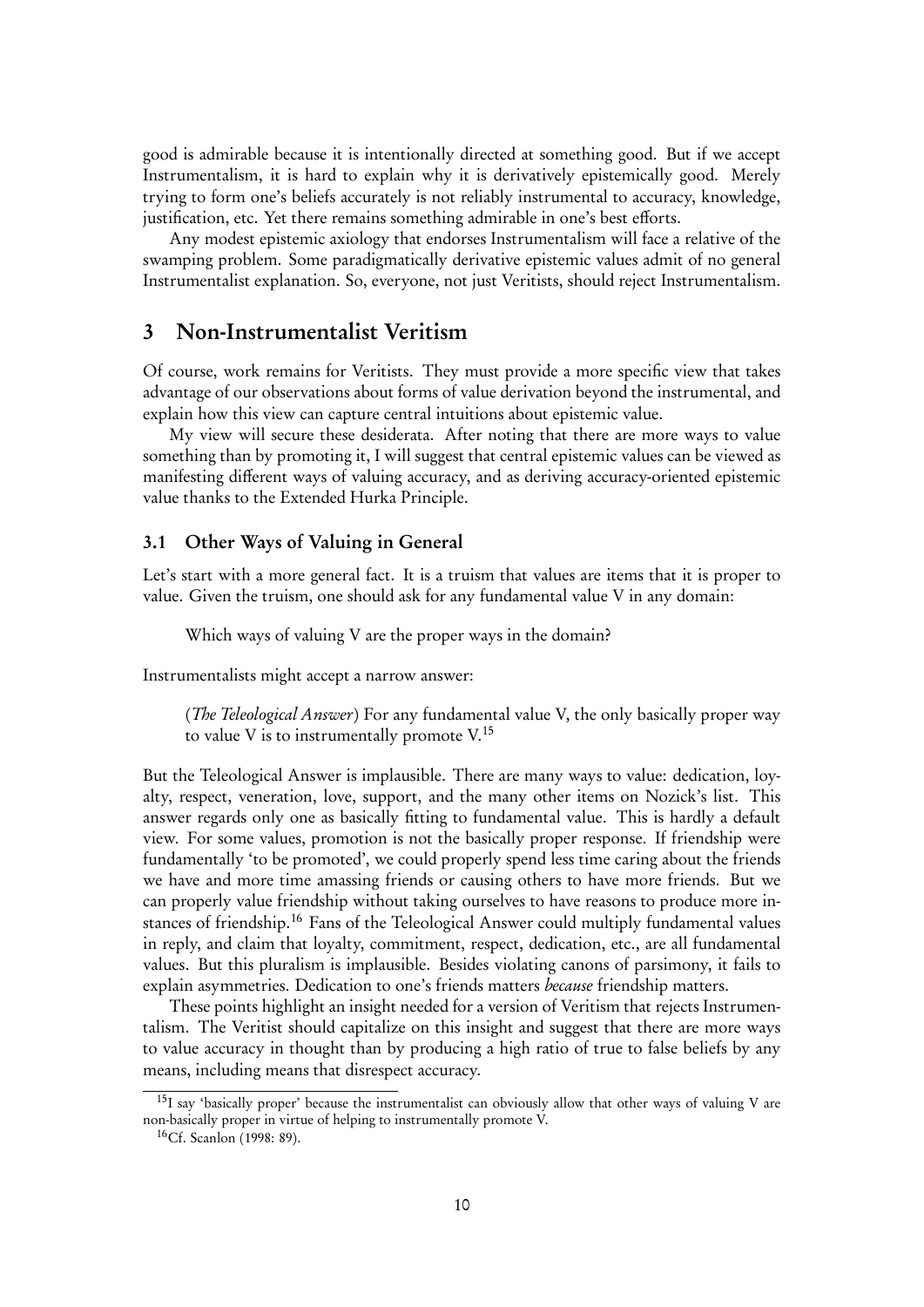good is admirable because it is intentionally directed at something good. But if we accept Instrumentalism, it is hard to explain why it is derivatively epistemically good. Merely trying to form one's beliefs accurately is not reliably instrumental to accuracy, knowledge, justification, etc. Yet there remains something admirable in one's best efforts.

Any modest epistemic axiology that endorses Instrumentalism will face a relative of the swamping problem. Some paradigmatically derivative epistemic values admit of no general Instrumentalist explanation. So, everyone, not just Veritists, should reject Instrumentalism.

## 3 Non-Instrumentalist Veritism

Of course, work remains for Veritists. They must provide a more specific view that takes advantage of our observations about forms of value derivation beyond the instrumental, and explain how this view can capture central intuitions about epistemic value.

My view will secure these desiderata. After noting that there are more ways to value something than by promoting it, I will suggest that central epistemic values can be viewed as manifesting different ways of valuing accuracy, and as deriving accuracy-oriented epistemic value thanks to the Extended Hurka Principle.

### 3.1 Other Ways of Valuing in General

Let's start with a more general fact. It is a truism that values are items that it is proper to value. Given the truism, one should ask for any fundamental value V in any domain:

> Which ways of valuing V are the proper ways in the domain?

Instrumentalists might accept a narrow answer:

> (*The Teleological Answer*) For any fundamental value V, the only basically proper way to value V is to instrumentally promote V.[15]

But the Teleological Answer is implausible. There are many ways to value: dedication, loyalty, respect, veneration, love, support, and the many other items on Nozick's list. This answer regards only one as basically fitting to fundamental value. This is hardly a default view. For some values, promotion is not the basically proper response. If friendship were fundamentally 'to be promoted', we could properly spend less time caring about the friends we have and more time amassing friends or causing others to have more friends. But we can properly value friendship without taking ourselves to have reasons to produce more instances of friendship.[16] Fans of the Teleological Answer could multiply fundamental values in reply, and claim that loyalty, commitment, respect, dedication, etc., are all fundamental values. But this pluralism is implausible. Besides violating canons of parsimony, it fails to explain asymmetries. Dedication to one's friends matters *because* friendship matters.

These points highlight an insight needed for a version of Veritism that rejects Instrumentalism. The Veritist should capitalize on this insight and suggest that there are more ways to value accuracy in thought than by producing a high ratio of true to false beliefs by any means, including means that disrespect accuracy.

[15] I say 'basically proper' because the instrumentalist can obviously allow that other ways of valuing V are non-basically proper in virtue of helping to instrumentally promote V.

[16] Cf. Scanlon (1998: 89).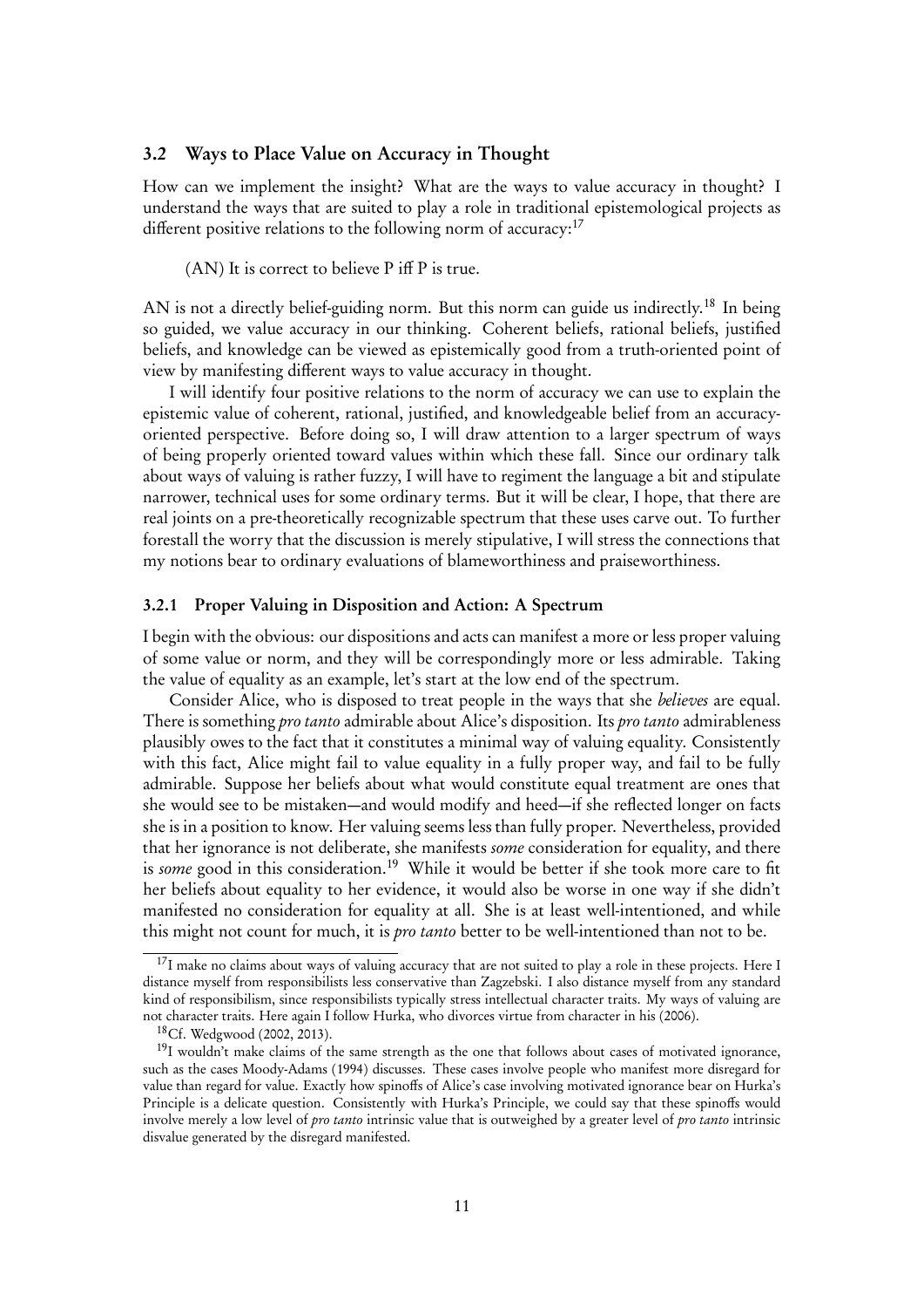### 3.2 Ways to Place Value on Accuracy in Thought

How can we implement the insight? What are the ways to value accuracy in thought? I understand the ways that are suited to play a role in traditional epistemological projects as different positive relations to the following norm of accuracy:[17]

(AN) It is correct to believe P iff P is true.

AN is not a directly belief-guiding norm. But this norm can guide us indirectly.[18] In being so guided, we value accuracy in our thinking. Coherent beliefs, rational beliefs, justified beliefs, and knowledge can be viewed as epistemically good from a truth-oriented point of view by manifesting different ways to value accuracy in thought.

I will identify four positive relations to the norm of accuracy we can use to explain the epistemic value of coherent, rational, justified, and knowledgeable belief from an accuracy-oriented perspective. Before doing so, I will draw attention to a larger spectrum of ways of being properly oriented toward values within which these fall. Since our ordinary talk about ways of valuing is rather fuzzy, I will have to regiment the language a bit and stipulate narrower, technical uses for some ordinary terms. But it will be clear, I hope, that there are real joints on a pre-theoretically recognizable spectrum that these uses carve out. To further forestall the worry that the discussion is merely stipulative, I will stress the connections that my notions bear to ordinary evaluations of blameworthiness and praiseworthiness.

#### 3.2.1 Proper Valuing in Disposition and Action: A Spectrum

I begin with the obvious: our dispositions and acts can manifest a more or less proper valuing of some value or norm, and they will be correspondingly more or less admirable. Taking the value of equality as an example, let's start at the low end of the spectrum.

Consider Alice, who is disposed to treat people in the ways that she *believes* are equal. There is something *pro tanto* admirable about Alice's disposition. Its *pro tanto* admirableness plausibly owes to the fact that it constitutes a minimal way of valuing equality. Consistently with this fact, Alice might fail to value equality in a fully proper way, and fail to be fully admirable. Suppose her beliefs about what would constitute equal treatment are ones that she would see to be mistaken—and would modify and heed—if she reflected longer on facts she is in a position to know. Her valuing seems less than fully proper. Nevertheless, provided that her ignorance is not deliberate, she manifests *some* consideration for equality, and there is *some* good in this consideration.[19] While it would be better if she took more care to fit her beliefs about equality to her evidence, it would also be worse in one way if she didn't manifested no consideration for equality at all. She is at least well-intentioned, and while this might not count for much, it is *pro tanto* better to be well-intentioned than not to be.

---

[17] I make no claims about ways of valuing accuracy that are not suited to play a role in these projects. Here I distance myself from responsibilists less conservative than Zagzebski. I also distance myself from any standard kind of responsibilism, since responsibilists typically stress intellectual character traits. My ways of valuing are not character traits. Here again I follow Hurka, who divorces virtue from character in his (2006).

[18] Cf. Wedgwood (2002, 2013).

[19] I wouldn't make claims of the same strength as the one that follows about cases of motivated ignorance, such as the cases Moody-Adams (1994) discusses. These cases involve people who manifest more disregard for value than regard for value. Exactly how spinoffs of Alice's case involving motivated ignorance bear on Hurka's Principle is a delicate question. Consistently with Hurka's Principle, we could say that these spinoffs would involve merely a low level of *pro tanto* intrinsic value that is outweighed by a greater level of *pro tanto* intrinsic disvalue generated by the disregard manifested.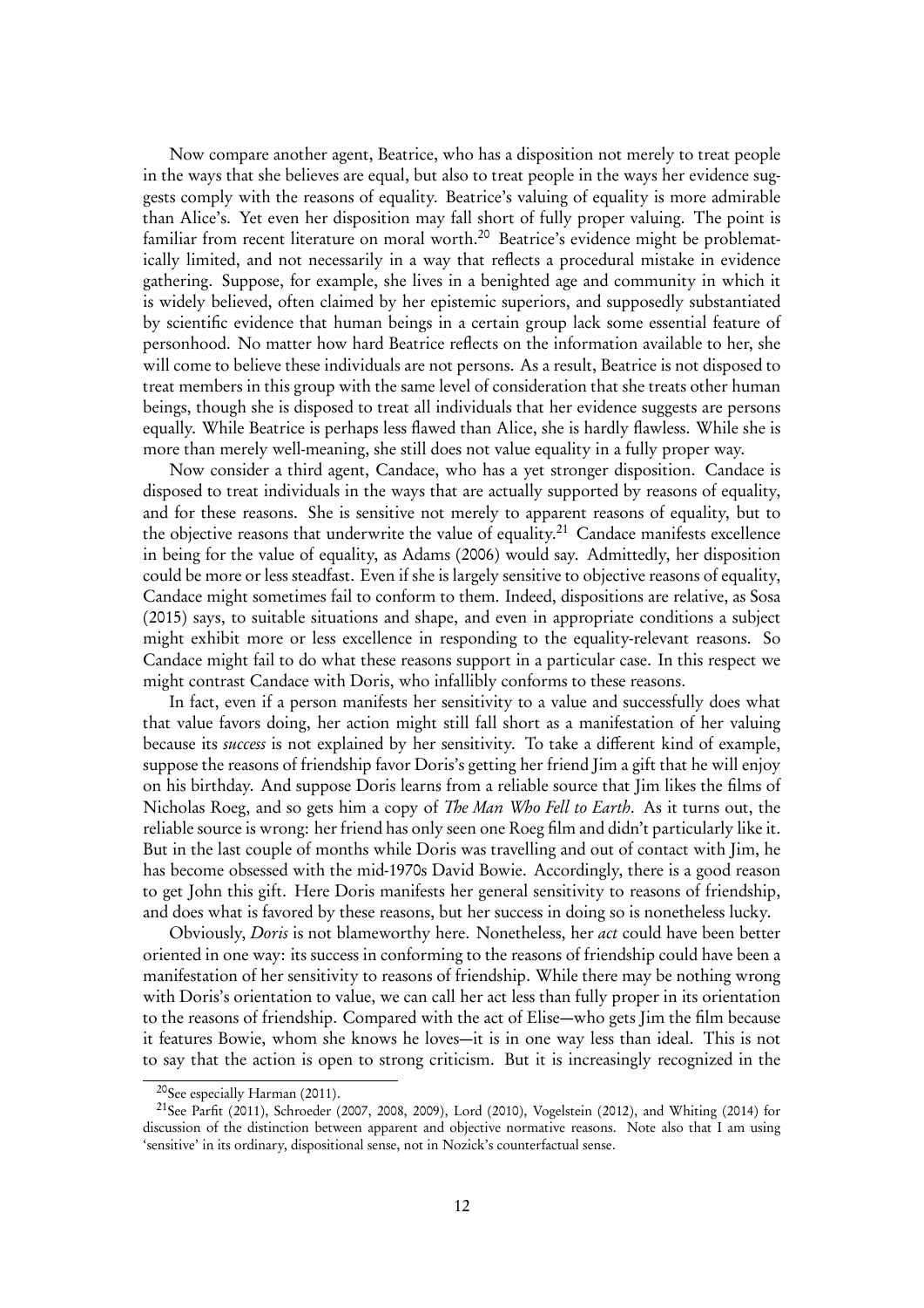Now compare another agent, Beatrice, who has a disposition not merely to treat people in the ways that she believes are equal, but also to treat people in the ways her evidence suggests comply with the reasons of equality. Beatrice's valuing of equality is more admirable than Alice's. Yet even her disposition may fall short of fully proper valuing. The point is familiar from recent literature on moral worth.[20] Beatrice's evidence might be problematically limited, and not necessarily in a way that reflects a procedural mistake in evidence gathering. Suppose, for example, she lives in a benighted age and community in which it is widely believed, often claimed by her epistemic superiors, and supposedly substantiated by scientific evidence that human beings in a certain group lack some essential feature of personhood. No matter how hard Beatrice reflects on the information available to her, she will come to believe these individuals are not persons. As a result, Beatrice is not disposed to treat members in this group with the same level of consideration that she treats other human beings, though she is disposed to treat all individuals that her evidence suggests are persons equally. While Beatrice is perhaps less flawed than Alice, she is hardly flawless. While she is more than merely well-meaning, she still does not value equality in a fully proper way.

Now consider a third agent, Candace, who has a yet stronger disposition. Candace is disposed to treat individuals in the ways that are actually supported by reasons of equality, and for these reasons. She is sensitive not merely to apparent reasons of equality, but to the objective reasons that underwrite the value of equality.[21] Candace manifests excellence in being for the value of equality, as Adams (2006) would say. Admittedly, her disposition could be more or less steadfast. Even if she is largely sensitive to objective reasons of equality, Candace might sometimes fail to conform to them. Indeed, dispositions are relative, as Sosa (2015) says, to suitable situations and shape, and even in appropriate conditions a subject might exhibit more or less excellence in responding to the equality-relevant reasons. So Candace might fail to do what these reasons support in a particular case. In this respect we might contrast Candace with Doris, who infallibly conforms to these reasons.

In fact, even if a person manifests her sensitivity to a value and successfully does what that value favors doing, her action might still fall short as a manifestation of her valuing because its *success* is not explained by her sensitivity. To take a different kind of example, suppose the reasons of friendship favor Doris's getting her friend Jim a gift that he will enjoy on his birthday. And suppose Doris learns from a reliable source that Jim likes the films of Nicholas Roeg, and so gets him a copy of *The Man Who Fell to Earth*. As it turns out, the reliable source is wrong: her friend has only seen one Roeg film and didn't particularly like it. But in the last couple of months while Doris was travelling and out of contact with Jim, he has become obsessed with the mid-1970s David Bowie. Accordingly, there is a good reason to get John this gift. Here Doris manifests her general sensitivity to reasons of friendship, and does what is favored by these reasons, but her success in doing so is nonetheless lucky.

Obviously, *Doris* is not blameworthy here. Nonetheless, her *act* could have been better oriented in one way: its success in conforming to the reasons of friendship could have been a manifestation of her sensitivity to reasons of friendship. While there may be nothing wrong with Doris's orientation to value, we can call her act less than fully proper in its orientation to the reasons of friendship. Compared with the act of Elise—who gets Jim the film because it features Bowie, whom she knows he loves—it is in one way less than ideal. This is not to say that the action is open to strong criticism. But it is increasingly recognized in the

[20] See especially Harman (2011).

[21] See Parfit (2011), Schroeder (2007, 2008, 2009), Lord (2010), Vogelstein (2012), and Whiting (2014) for discussion of the distinction between apparent and objective normative reasons. Note also that I am using 'sensitive' in its ordinary, dispositional sense, not in Nozick's counterfactual sense.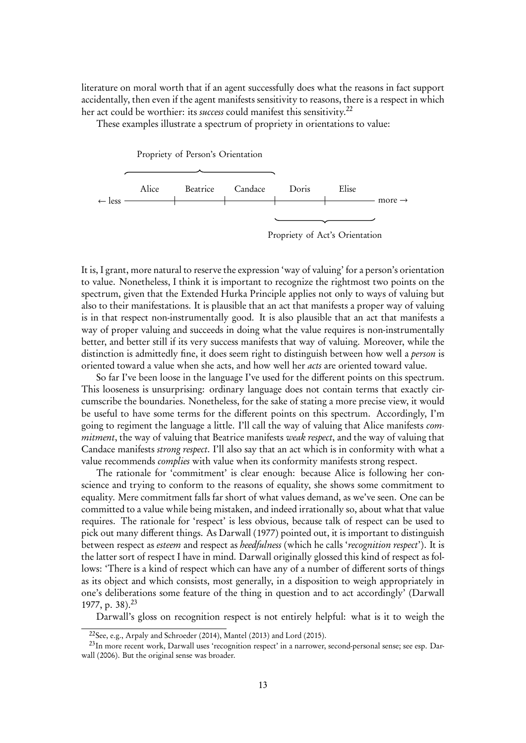literature on moral worth that if an agent successfully does what the reasons in fact support accidentally, then even if the agent manifests sensitivity to reasons, there is a respect in which her act could be worthier: its *success* could manifest this sensitivity.[22]

These examples illustrate a spectrum of propriety in orientations to value:

Propriety of Person's Orientation

← less — Alice — Beatrice — Candace — Doris — Elise — more →

Propriety of Act's Orientation

It is, I grant, more natural to reserve the expression 'way of valuing' for a person's orientation to value. Nonetheless, I think it is important to recognize the rightmost two points on the spectrum, given that the Extended Hurka Principle applies not only to ways of valuing but also to their manifestations. It is plausible that an act that manifests a proper way of valuing is in that respect non-instrumentally good. It is also plausible that an act that manifests a way of proper valuing and succeeds in doing what the value requires is non-instrumentally better, and better still if its very success manifests that way of valuing. Moreover, while the distinction is admittedly fine, it does seem right to distinguish between how well a *person* is oriented toward a value when she acts, and how well her *acts* are oriented toward value.

So far I've been loose in the language I've used for the different points on this spectrum. This looseness is unsurprising: ordinary language does not contain terms that exactly circumscribe the boundaries. Nonetheless, for the sake of stating a more precise view, it would be useful to have some terms for the different points on this spectrum. Accordingly, I'm going to regiment the language a little. I'll call the way of valuing that Alice manifests *commitment*, the way of valuing that Beatrice manifests *weak respect*, and the way of valuing that Candace manifests *strong respect*. I'll also say that an act which is in conformity with what a value recommends *complies* with value when its conformity manifests strong respect.

The rationale for 'commitment' is clear enough: because Alice is following her conscience and trying to conform to the reasons of equality, she shows some commitment to equality. Mere commitment falls far short of what values demand, as we've seen. One can be committed to a value while being mistaken, and indeed irrationally so, about what that value requires. The rationale for 'respect' is less obvious, because talk of respect can be used to pick out many different things. As Darwall (1977) pointed out, it is important to distinguish between respect as *esteem* and respect as *heedfulness* (which he calls '*recognition respect*'). It is the latter sort of respect I have in mind. Darwall originally glossed this kind of respect as follows: 'There is a kind of respect which can have any of a number of different sorts of things as its object and which consists, most generally, in a disposition to weigh appropriately in one's deliberations some feature of the thing in question and to act accordingly' (Darwall 1977, p. 38).[23]

Darwall's gloss on recognition respect is not entirely helpful: what is it to weigh the

[22] See, e.g., Arpaly and Schroeder (2014), Mantel (2013) and Lord (2015).

[23] In more recent work, Darwall uses 'recognition respect' in a narrower, second-personal sense; see esp. Darwall (2006). But the original sense was broader.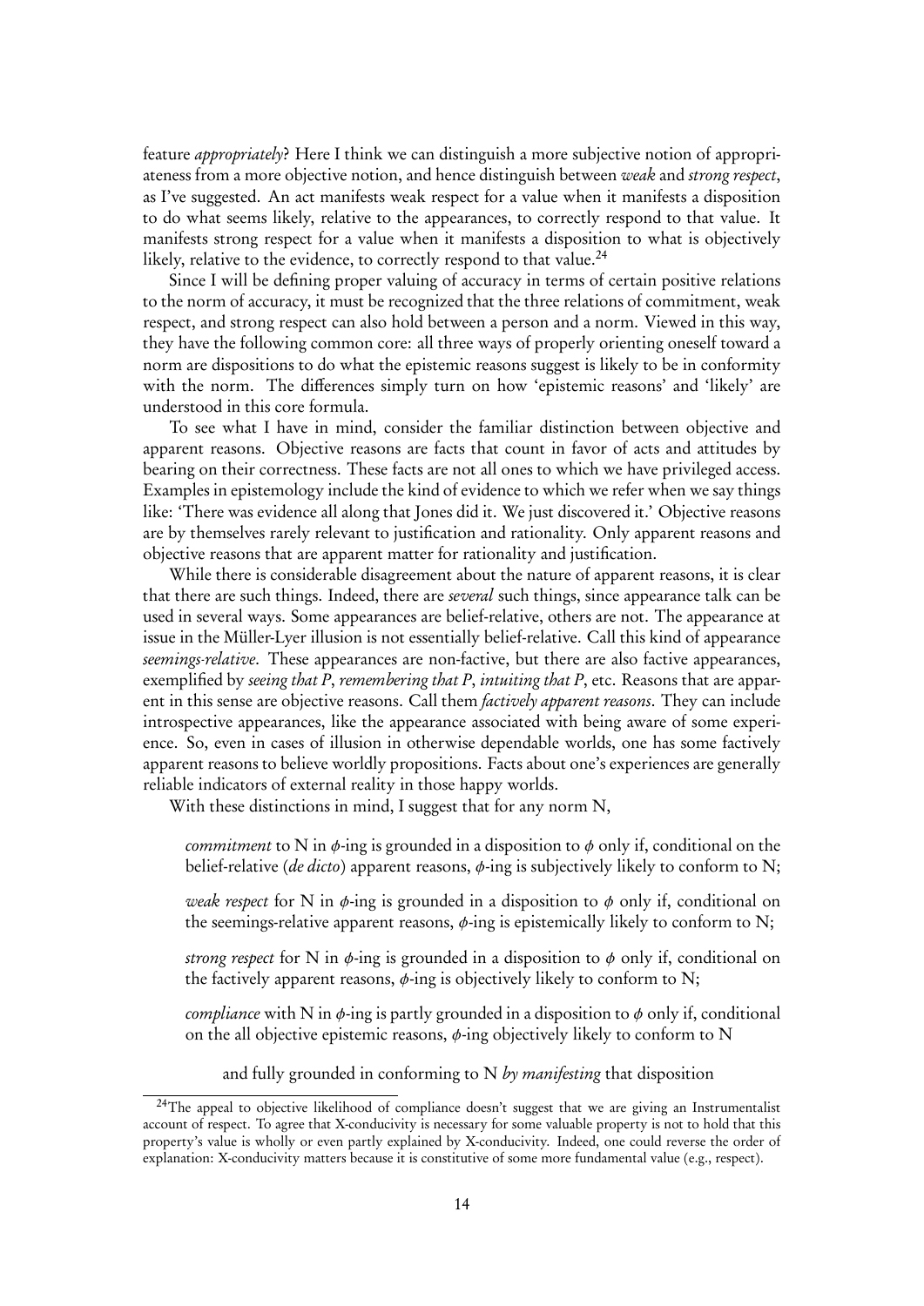feature *appropriately*? Here I think we can distinguish a more subjective notion of appropriateness from a more objective notion, and hence distinguish between *weak* and *strong respect*, as I've suggested. An act manifests weak respect for a value when it manifests a disposition to do what seems likely, relative to the appearances, to correctly respond to that value. It manifests strong respect for a value when it manifests a disposition to what is objectively likely, relative to the evidence, to correctly respond to that value.[24]

Since I will be defining proper valuing of accuracy in terms of certain positive relations to the norm of accuracy, it must be recognized that the three relations of commitment, weak respect, and strong respect can also hold between a person and a norm. Viewed in this way, they have the following common core: all three ways of properly orienting oneself toward a norm are dispositions to do what the epistemic reasons suggest is likely to be in conformity with the norm. The differences simply turn on how 'epistemic reasons' and 'likely' are understood in this core formula.

To see what I have in mind, consider the familiar distinction between objective and apparent reasons. Objective reasons are facts that count in favor of acts and attitudes by bearing on their correctness. These facts are not all ones to which we have privileged access. Examples in epistemology include the kind of evidence to which we refer when we say things like: 'There was evidence all along that Jones did it. We just discovered it.' Objective reasons are by themselves rarely relevant to justification and rationality. Only apparent reasons and objective reasons that are apparent matter for rationality and justification.

While there is considerable disagreement about the nature of apparent reasons, it is clear that there are such things. Indeed, there are *several* such things, since appearance talk can be used in several ways. Some appearances are belief-relative, others are not. The appearance at issue in the Müller-Lyer illusion is not essentially belief-relative. Call this kind of appearance *seemings-relative*. These appearances are non-factive, but there are also factive appearances, exemplified by *seeing that P*, *remembering that P*, *intuiting that P*, etc. Reasons that are apparent in this sense are objective reasons. Call them *factively apparent reasons*. They can include introspective appearances, like the appearance associated with being aware of some experience. So, even in cases of illusion in otherwise dependable worlds, one has some factively apparent reasons to believe worldly propositions. Facts about one's experiences are generally reliable indicators of external reality in those happy worlds.

With these distinctions in mind, I suggest that for any norm N,

> *commitment* to N in $\phi$-ing is grounded in a disposition to $\phi$ only if, conditional on the belief-relative (*de dicto*) apparent reasons, $\phi$-ing is subjectively likely to conform to N;
>
> *weak respect* for N in $\phi$-ing is grounded in a disposition to $\phi$ only if, conditional on the seemings-relative apparent reasons, $\phi$-ing is epistemically likely to conform to N;
>
> *strong respect* for N in $\phi$-ing is grounded in a disposition to $\phi$ only if, conditional on the factively apparent reasons, $\phi$-ing is objectively likely to conform to N;
>
> *compliance* with N in $\phi$-ing is partly grounded in a disposition to $\phi$ only if, conditional on the all objective epistemic reasons, $\phi$-ing objectively likely to conform to N
>
> and fully grounded in conforming to N *by manifesting* that disposition

[24] The appeal to objective likelihood of compliance doesn't suggest that we are giving an Instrumentalist account of respect. To agree that X-conducivity is necessary for some valuable property is not to hold that this property's value is wholly or even partly explained by X-conducivity. Indeed, one could reverse the order of explanation: X-conducivity matters because it is constitutive of some more fundamental value (e.g., respect).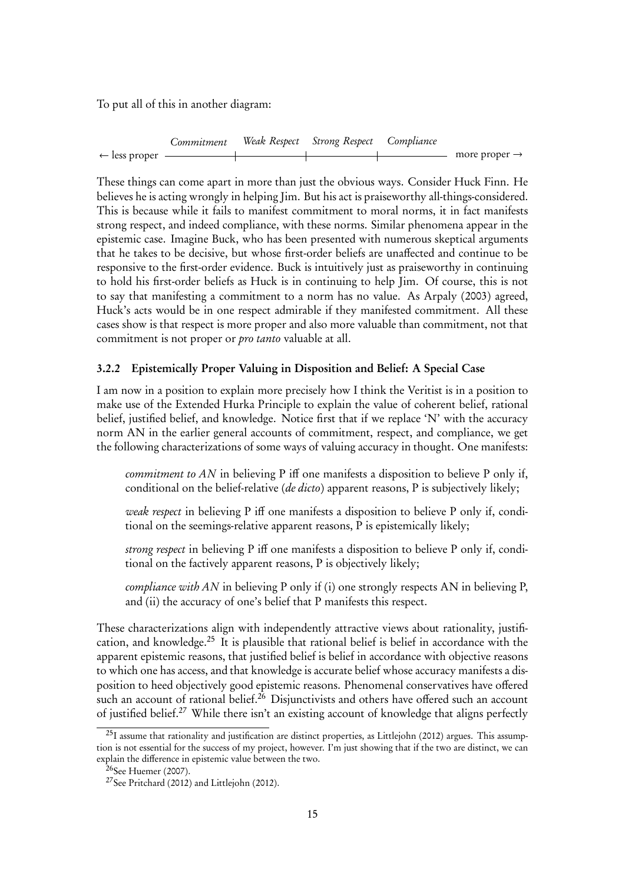To put all of this in another diagram:

```
                Commitment   Weak Respect   Strong Respect   Compliance
← less proper ——————————|——————————————|———————————————|——————————— more proper →
```

These things can come apart in more than just the obvious ways. Consider Huck Finn. He believes he is acting wrongly in helping Jim. But his act is praiseworthy all-things-considered. This is because while it fails to manifest commitment to moral norms, it in fact manifests strong respect, and indeed compliance, with these norms. Similar phenomena appear in the epistemic case. Imagine Buck, who has been presented with numerous skeptical arguments that he takes to be decisive, but whose first-order beliefs are unaffected and continue to be responsive to the first-order evidence. Buck is intuitively just as praiseworthy in continuing to hold his first-order beliefs as Huck is in continuing to help Jim. Of course, this is not to say that manifesting a commitment to a norm has no value. As Arpaly (2003) agreed, Huck's acts would be in one respect admirable if they manifested commitment. All these cases show is that respect is more proper and also more valuable than commitment, not that commitment is not proper or *pro tanto* valuable at all.

### 3.2.2 Epistemically Proper Valuing in Disposition and Belief: A Special Case

I am now in a position to explain more precisely how I think the Veritist is in a position to make use of the Extended Hurka Principle to explain the value of coherent belief, rational belief, justified belief, and knowledge. Notice first that if we replace 'N' with the accuracy norm AN in the earlier general accounts of commitment, respect, and compliance, we get the following characterizations of some ways of valuing accuracy in thought. One manifests:

> *commitment to AN* in believing P iff one manifests a disposition to believe P only if, conditional on the belief-relative (*de dicto*) apparent reasons, P is subjectively likely;
>
> *weak respect* in believing P iff one manifests a disposition to believe P only if, conditional on the seemings-relative apparent reasons, P is epistemically likely;
>
> *strong respect* in believing P iff one manifests a disposition to believe P only if, conditional on the factively apparent reasons, P is objectively likely;
>
> *compliance with AN* in believing P only if (i) one strongly respects AN in believing P, and (ii) the accuracy of one's belief that P manifests this respect.

These characterizations align with independently attractive views about rationality, justification, and knowledge.[25] It is plausible that rational belief is belief in accordance with the apparent epistemic reasons, that justified belief is belief in accordance with objective reasons to which one has access, and that knowledge is accurate belief whose accuracy manifests a disposition to heed objectively good epistemic reasons. Phenomenal conservatives have offered such an account of rational belief.[26] Disjunctivists and others have offered such an account of justified belief.[27] While there isn't an existing account of knowledge that aligns perfectly

---

[25] I assume that rationality and justification are distinct properties, as Littlejohn (2012) argues. This assumption is not essential for the success of my project, however. I'm just showing that if the two are distinct, we can explain the difference in epistemic value between the two.

[26] See Huemer (2007).

[27] See Pritchard (2012) and Littlejohn (2012).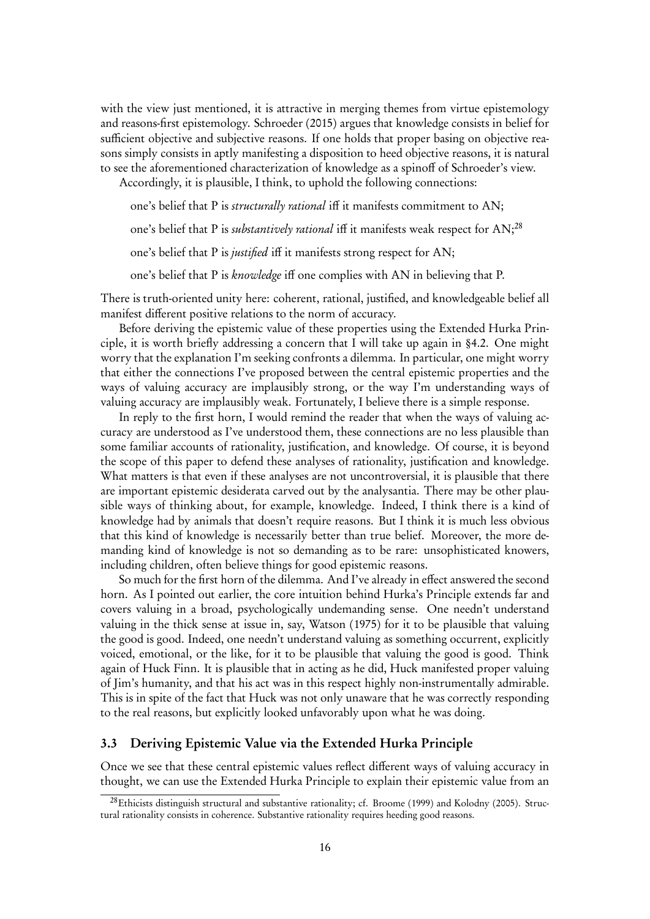with the view just mentioned, it is attractive in merging themes from virtue epistemology and reasons-first epistemology. Schroeder (2015) argues that knowledge consists in belief for sufficient objective and subjective reasons. If one holds that proper basing on objective reasons simply consists in aptly manifesting a disposition to heed objective reasons, it is natural to see the aforementioned characterization of knowledge as a spinoff of Schroeder's view.

Accordingly, it is plausible, I think, to uphold the following connections:

one's belief that P is *structurally rational* iff it manifests commitment to AN;

one's belief that P is *substantively rational* iff it manifests weak respect for AN;[28]

one's belief that P is *justified* iff it manifests strong respect for AN;

one's belief that P is *knowledge* iff one complies with AN in believing that P.

There is truth-oriented unity here: coherent, rational, justified, and knowledgeable belief all manifest different positive relations to the norm of accuracy.

Before deriving the epistemic value of these properties using the Extended Hurka Principle, it is worth briefly addressing a concern that I will take up again in §4.2. One might worry that the explanation I'm seeking confronts a dilemma. In particular, one might worry that either the connections I've proposed between the central epistemic properties and the ways of valuing accuracy are implausibly strong, or the way I'm understanding ways of valuing accuracy are implausibly weak. Fortunately, I believe there is a simple response.

In reply to the first horn, I would remind the reader that when the ways of valuing accuracy are understood as I've understood them, these connections are no less plausible than some familiar accounts of rationality, justification, and knowledge. Of course, it is beyond the scope of this paper to defend these analyses of rationality, justification and knowledge. What matters is that even if these analyses are not uncontroversial, it is plausible that there are important epistemic desiderata carved out by the analysantia. There may be other plausible ways of thinking about, for example, knowledge. Indeed, I think there is a kind of knowledge had by animals that doesn't require reasons. But I think it is much less obvious that this kind of knowledge is necessarily better than true belief. Moreover, the more demanding kind of knowledge is not so demanding as to be rare: unsophisticated knowers, including children, often believe things for good epistemic reasons.

So much for the first horn of the dilemma. And I've already in effect answered the second horn. As I pointed out earlier, the core intuition behind Hurka's Principle extends far and covers valuing in a broad, psychologically undemanding sense. One needn't understand valuing in the thick sense at issue in, say, Watson (1975) for it to be plausible that valuing the good is good. Indeed, one needn't understand valuing as something occurrent, explicitly voiced, emotional, or the like, for it to be plausible that valuing the good is good. Think again of Huck Finn. It is plausible that in acting as he did, Huck manifested proper valuing of Jim's humanity, and that his act was in this respect highly non-instrumentally admirable. This is in spite of the fact that Huck was not only unaware that he was correctly responding to the real reasons, but explicitly looked unfavorably upon what he was doing.

### 3.3 Deriving Epistemic Value via the Extended Hurka Principle

Once we see that these central epistemic values reflect different ways of valuing accuracy in thought, we can use the Extended Hurka Principle to explain their epistemic value from an

[28] Ethicists distinguish structural and substantive rationality; cf. Broome (1999) and Kolodny (2005). Structural rationality consists in coherence. Substantive rationality requires heeding good reasons.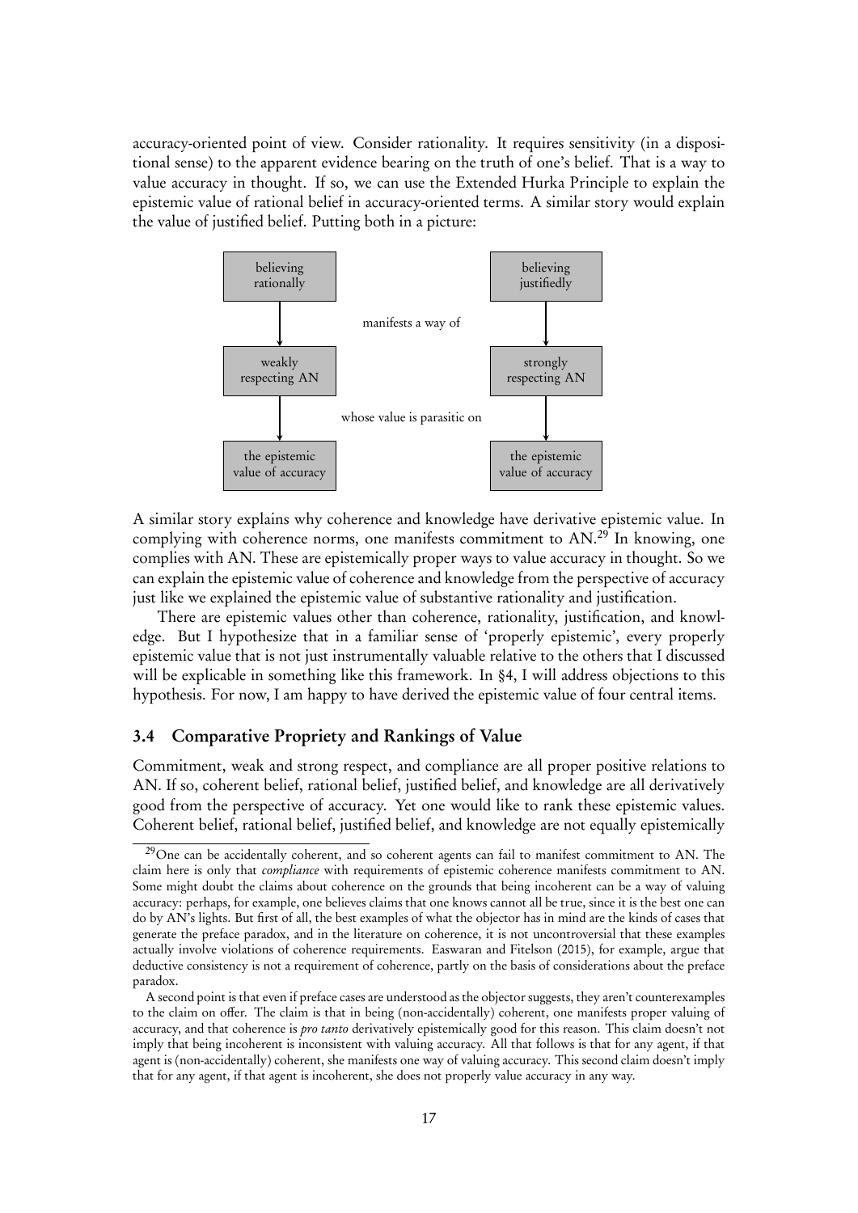accuracy-oriented point of view. Consider rationality. It requires sensitivity (in a dispositional sense) to the apparent evidence bearing on the truth of one's belief. That is a way to value accuracy in thought. If so, we can use the Extended Hurka Principle to explain the epistemic value of rational belief in accuracy-oriented terms. A similar story would explain the value of justified belief. Putting both in a picture:

| believing rationally | | believing justifiedly |
|---|---|---|
| ↓ | manifests a way of | ↓ |
| weakly respecting AN | | strongly respecting AN |
| ↓ | whose value is parasitic on | ↓ |
| the epistemic value of accuracy | | the epistemic value of accuracy |

A similar story explains why coherence and knowledge have derivative epistemic value. In complying with coherence norms, one manifests commitment to AN.[29] In knowing, one complies with AN. These are epistemically proper ways to value accuracy in thought. So we can explain the epistemic value of coherence and knowledge from the perspective of accuracy just like we explained the epistemic value of substantive rationality and justification.

There are epistemic values other than coherence, rationality, justification, and knowledge. But I hypothesize that in a familiar sense of 'properly epistemic', every properly epistemic value that is not just instrumentally valuable relative to the others that I discussed will be explicable in something like this framework. In §4, I will address objections to this hypothesis. For now, I am happy to have derived the epistemic value of four central items.

### 3.4 Comparative Propriety and Rankings of Value

Commitment, weak and strong respect, and compliance are all proper positive relations to AN. If so, coherent belief, rational belief, justified belief, and knowledge are all derivatively good from the perspective of accuracy. Yet one would like to rank these epistemic values. Coherent belief, rational belief, justified belief, and knowledge are not equally epistemically

[29] One can be accidentally coherent, and so coherent agents can fail to manifest commitment to AN. The claim here is only that *compliance* with requirements of epistemic coherence manifests commitment to AN. Some might doubt the claims about coherence on the grounds that being incoherent can be a way of valuing accuracy: perhaps, for example, one believes claims that one knows cannot all be true, since it is the best one can do by AN's lights. But first of all, the best examples of what the objector has in mind are the kinds of cases that generate the preface paradox, and in the literature on coherence, it is not uncontroversial that these examples actually involve violations of coherence requirements. Easwaran and Fitelson (2015), for example, argue that deductive consistency is not a requirement of coherence, partly on the basis of considerations about the preface paradox.

A second point is that even if preface cases are understood as the objector suggests, they aren't counterexamples to the claim on offer. The claim is that in being (non-accidentally) coherent, one manifests proper valuing of accuracy, and that coherence is *pro tanto* derivatively epistemically good for this reason. This claim doesn't not imply that being incoherent is inconsistent with valuing accuracy. All that follows is that for any agent, if that agent is (non-accidentally) coherent, she manifests one way of valuing accuracy. This second claim doesn't imply that for any agent, if that agent is incoherent, she does not properly value accuracy in any way.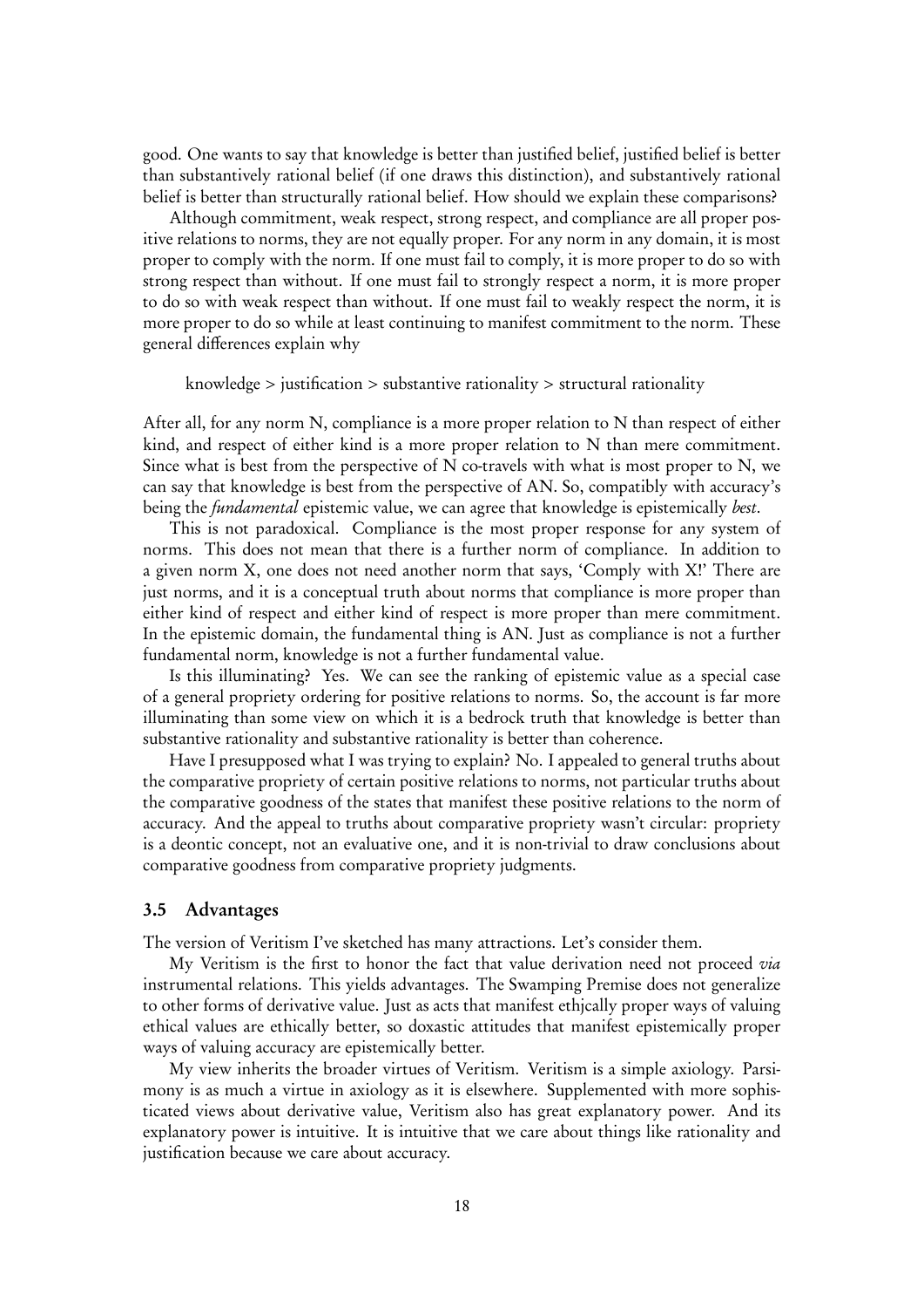good. One wants to say that knowledge is better than justified belief, justified belief is better than substantively rational belief (if one draws this distinction), and substantively rational belief is better than structurally rational belief. How should we explain these comparisons?

Although commitment, weak respect, strong respect, and compliance are all proper positive relations to norms, they are not equally proper. For any norm in any domain, it is most proper to comply with the norm. If one must fail to comply, it is more proper to do so with strong respect than without. If one must fail to strongly respect a norm, it is more proper to do so with weak respect than without. If one must fail to weakly respect the norm, it is more proper to do so while at least continuing to manifest commitment to the norm. These general differences explain why

knowledge > justification > substantive rationality > structural rationality

After all, for any norm N, compliance is a more proper relation to N than respect of either kind, and respect of either kind is a more proper relation to N than mere commitment. Since what is best from the perspective of N co-travels with what is most proper to N, we can say that knowledge is best from the perspective of AN. So, compatibly with accuracy's being the *fundamental* epistemic value, we can agree that knowledge is epistemically *best*.

This is not paradoxical. Compliance is the most proper response for any system of norms. This does not mean that there is a further norm of compliance. In addition to a given norm X, one does not need another norm that says, 'Comply with X!' There are just norms, and it is a conceptual truth about norms that compliance is more proper than either kind of respect and either kind of respect is more proper than mere commitment. In the epistemic domain, the fundamental thing is AN. Just as compliance is not a further fundamental norm, knowledge is not a further fundamental value.

Is this illuminating? Yes. We can see the ranking of epistemic value as a special case of a general propriety ordering for positive relations to norms. So, the account is far more illuminating than some view on which it is a bedrock truth that knowledge is better than substantive rationality and substantive rationality is better than coherence.

Have I presupposed what I was trying to explain? No. I appealed to general truths about the comparative propriety of certain positive relations to norms, not particular truths about the comparative goodness of the states that manifest these positive relations to the norm of accuracy. And the appeal to truths about comparative propriety wasn't circular: propriety is a deontic concept, not an evaluative one, and it is non-trivial to draw conclusions about comparative goodness from comparative propriety judgments.

### 3.5 Advantages

The version of Veritism I've sketched has many attractions. Let's consider them.

My Veritism is the first to honor the fact that value derivation need not proceed *via* instrumental relations. This yields advantages. The Swamping Premise does not generalize to other forms of derivative value. Just as acts that manifest ethjcally proper ways of valuing ethical values are ethically better, so doxastic attitudes that manifest epistemically proper ways of valuing accuracy are epistemically better.

My view inherits the broader virtues of Veritism. Veritism is a simple axiology. Parsimony is as much a virtue in axiology as it is elsewhere. Supplemented with more sophisticated views about derivative value, Veritism also has great explanatory power. And its explanatory power is intuitive. It is intuitive that we care about things like rationality and justification because we care about accuracy.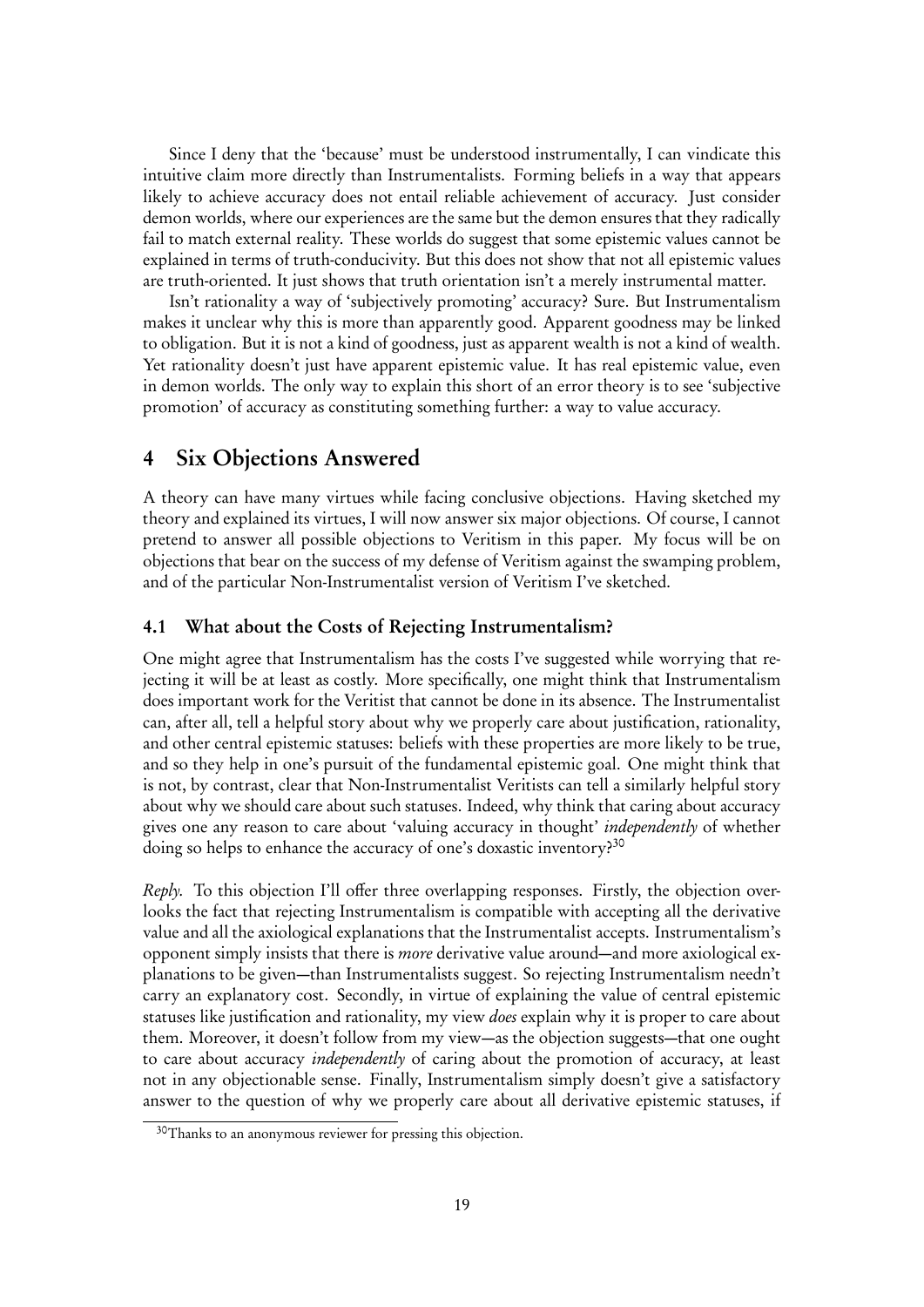Since I deny that the 'because' must be understood instrumentally, I can vindicate this intuitive claim more directly than Instrumentalists. Forming beliefs in a way that appears likely to achieve accuracy does not entail reliable achievement of accuracy. Just consider demon worlds, where our experiences are the same but the demon ensures that they radically fail to match external reality. These worlds do suggest that some epistemic values cannot be explained in terms of truth-conducivity. But this does not show that not all epistemic values are truth-oriented. It just shows that truth orientation isn't a merely instrumental matter.

Isn't rationality a way of 'subjectively promoting' accuracy? Sure. But Instrumentalism makes it unclear why this is more than apparently good. Apparent goodness may be linked to obligation. But it is not a kind of goodness, just as apparent wealth is not a kind of wealth. Yet rationality doesn't just have apparent epistemic value. It has real epistemic value, even in demon worlds. The only way to explain this short of an error theory is to see 'subjective promotion' of accuracy as constituting something further: a way to value accuracy.

## 4 Six Objections Answered

A theory can have many virtues while facing conclusive objections. Having sketched my theory and explained its virtues, I will now answer six major objections. Of course, I cannot pretend to answer all possible objections to Veritism in this paper. My focus will be on objections that bear on the success of my defense of Veritism against the swamping problem, and of the particular Non-Instrumentalist version of Veritism I've sketched.

### 4.1 What about the Costs of Rejecting Instrumentalism?

One might agree that Instrumentalism has the costs I've suggested while worrying that rejecting it will be at least as costly. More specifically, one might think that Instrumentalism does important work for the Veritist that cannot be done in its absence. The Instrumentalist can, after all, tell a helpful story about why we properly care about justification, rationality, and other central epistemic statuses: beliefs with these properties are more likely to be true, and so they help in one's pursuit of the fundamental epistemic goal. One might think that is not, by contrast, clear that Non-Instrumentalist Veritists can tell a similarly helpful story about why we should care about such statuses. Indeed, why think that caring about accuracy gives one any reason to care about 'valuing accuracy in thought' *independently* of whether doing so helps to enhance the accuracy of one's doxastic inventory?[30]

*Reply.* To this objection I'll offer three overlapping responses. Firstly, the objection overlooks the fact that rejecting Instrumentalism is compatible with accepting all the derivative value and all the axiological explanations that the Instrumentalist accepts. Instrumentalism's opponent simply insists that there is *more* derivative value around—and more axiological explanations to be given—than Instrumentalists suggest. So rejecting Instrumentalism needn't carry an explanatory cost. Secondly, in virtue of explaining the value of central epistemic statuses like justification and rationality, my view *does* explain why it is proper to care about them. Moreover, it doesn't follow from my view—as the objection suggests—that one ought to care about accuracy *independently* of caring about the promotion of accuracy, at least not in any objectionable sense. Finally, Instrumentalism simply doesn't give a satisfactory answer to the question of why we properly care about all derivative epistemic statuses, if

[30] Thanks to an anonymous reviewer for pressing this objection.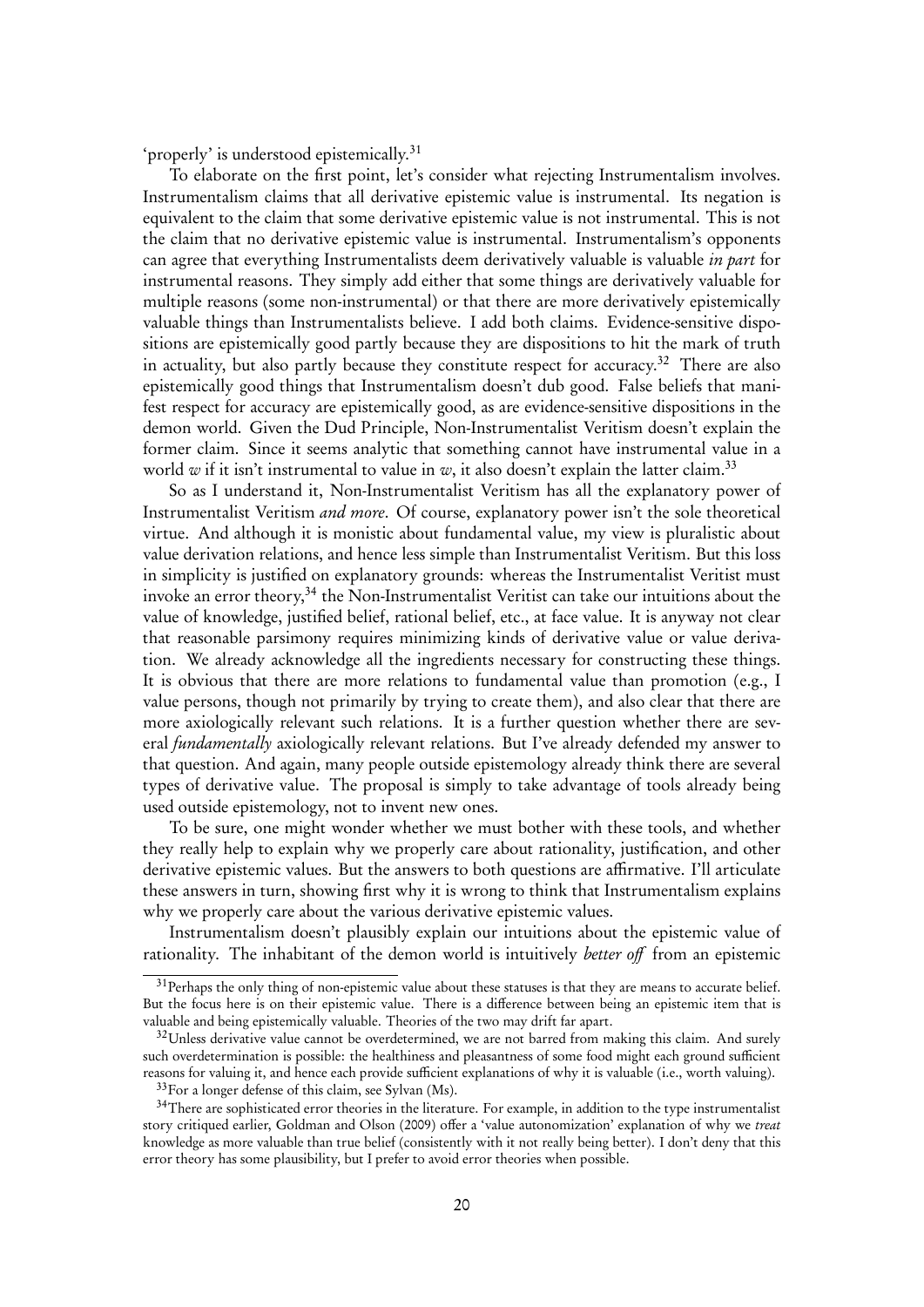'properly' is understood epistemically.[31]

To elaborate on the first point, let's consider what rejecting Instrumentalism involves. Instrumentalism claims that all derivative epistemic value is instrumental. Its negation is equivalent to the claim that some derivative epistemic value is not instrumental. This is not the claim that no derivative epistemic value is instrumental. Instrumentalism's opponents can agree that everything Instrumentalists deem derivatively valuable is valuable *in part* for instrumental reasons. They simply add either that some things are derivatively valuable for multiple reasons (some non-instrumental) or that there are more derivatively epistemically valuable things than Instrumentalists believe. I add both claims. Evidence-sensitive dispositions are epistemically good partly because they are dispositions to hit the mark of truth in actuality, but also partly because they constitute respect for accuracy.[32] There are also epistemically good things that Instrumentalism doesn't dub good. False beliefs that manifest respect for accuracy are epistemically good, as are evidence-sensitive dispositions in the demon world. Given the Dud Principle, Non-Instrumentalist Veritism doesn't explain the former claim. Since it seems analytic that something cannot have instrumental value in a world $w$ if it isn't instrumental to value in $w$, it also doesn't explain the latter claim.[33]

So as I understand it, Non-Instrumentalist Veritism has all the explanatory power of Instrumentalist Veritism *and more*. Of course, explanatory power isn't the sole theoretical virtue. And although it is monistic about fundamental value, my view is pluralistic about value derivation relations, and hence less simple than Instrumentalist Veritism. But this loss in simplicity is justified on explanatory grounds: whereas the Instrumentalist Veritist must invoke an error theory,[34] the Non-Instrumentalist Veritist can take our intuitions about the value of knowledge, justified belief, rational belief, etc., at face value. It is anyway not clear that reasonable parsimony requires minimizing kinds of derivative value or value derivation. We already acknowledge all the ingredients necessary for constructing these things. It is obvious that there are more relations to fundamental value than promotion (e.g., I value persons, though not primarily by trying to create them), and also clear that there are more axiologically relevant such relations. It is a further question whether there are several *fundamentally* axiologically relevant relations. But I've already defended my answer to that question. And again, many people outside epistemology already think there are several types of derivative value. The proposal is simply to take advantage of tools already being used outside epistemology, not to invent new ones.

To be sure, one might wonder whether we must bother with these tools, and whether they really help to explain why we properly care about rationality, justification, and other derivative epistemic values. But the answers to both questions are affirmative. I'll articulate these answers in turn, showing first why it is wrong to think that Instrumentalism explains why we properly care about the various derivative epistemic values.

Instrumentalism doesn't plausibly explain our intuitions about the epistemic value of rationality. The inhabitant of the demon world is intuitively *better off* from an epistemic

---

[31] Perhaps the only thing of non-epistemic value about these statuses is that they are means to accurate belief. But the focus here is on their epistemic value. There is a difference between being an epistemic item that is valuable and being epistemically valuable. Theories of the two may drift far apart.

[32] Unless derivative value cannot be overdetermined, we are not barred from making this claim. And surely such overdetermination is possible: the healthiness and pleasantness of some food might each ground sufficient reasons for valuing it, and hence each provide sufficient explanations of why it is valuable (i.e., worth valuing).

[33] For a longer defense of this claim, see Sylvan (Ms).

[34] There are sophisticated error theories in the literature. For example, in addition to the type instrumentalist story critiqued earlier, Goldman and Olson (2009) offer a 'value autonomization' explanation of why we *treat* knowledge as more valuable than true belief (consistently with it not really being better). I don't deny that this error theory has some plausibility, but I prefer to avoid error theories when possible.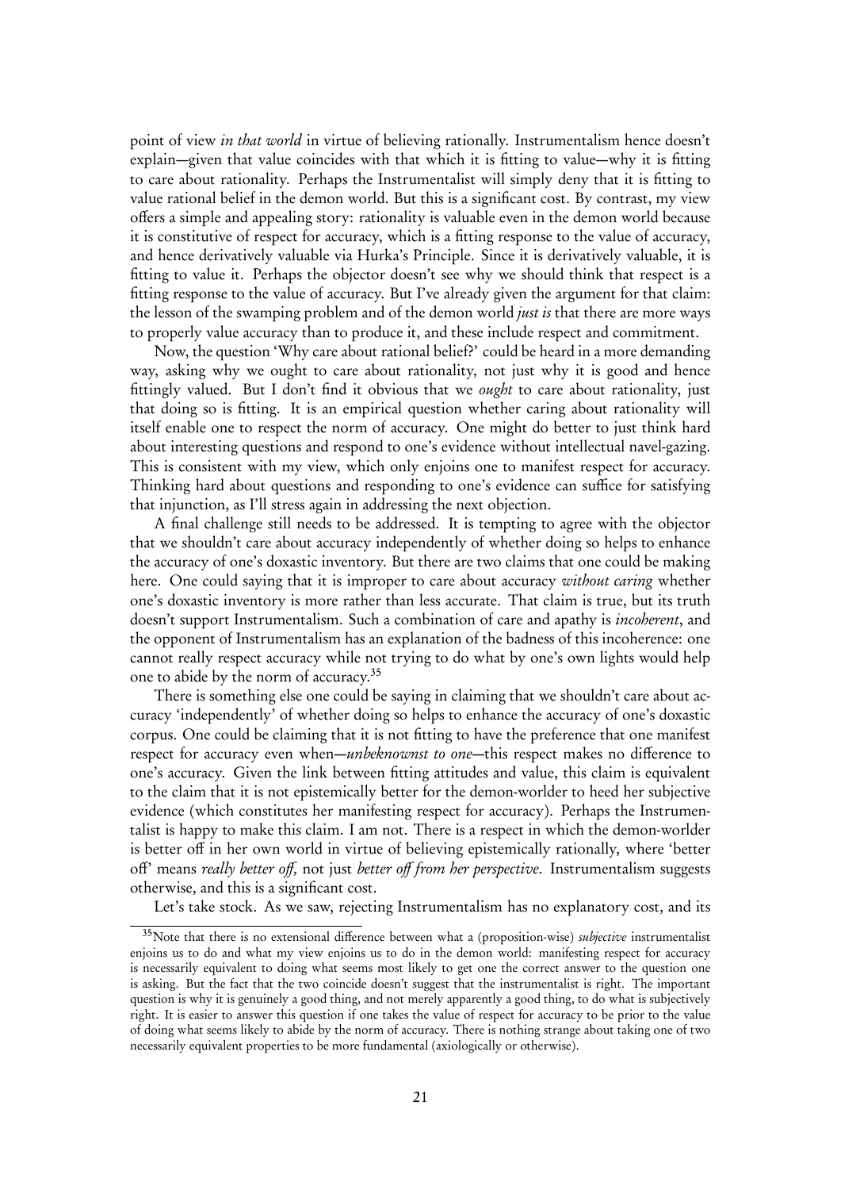point of view *in that world* in virtue of believing rationally. Instrumentalism hence doesn't explain—given that value coincides with that which it is fitting to value—why it is fitting to care about rationality. Perhaps the Instrumentalist will simply deny that it is fitting to value rational belief in the demon world. But this is a significant cost. By contrast, my view offers a simple and appealing story: rationality is valuable even in the demon world because it is constitutive of respect for accuracy, which is a fitting response to the value of accuracy, and hence derivatively valuable via Hurka's Principle. Since it is derivatively valuable, it is fitting to value it. Perhaps the objector doesn't see why we should think that respect is a fitting response to the value of accuracy. But I've already given the argument for that claim: the lesson of the swamping problem and of the demon world *just is* that there are more ways to properly value accuracy than to produce it, and these include respect and commitment.

Now, the question 'Why care about rational belief?' could be heard in a more demanding way, asking why we ought to care about rationality, not just why it is good and hence fittingly valued. But I don't find it obvious that we *ought* to care about rationality, just that doing so is fitting. It is an empirical question whether caring about rationality will itself enable one to respect the norm of accuracy. One might do better to just think hard about interesting questions and respond to one's evidence without intellectual navel-gazing. This is consistent with my view, which only enjoins one to manifest respect for accuracy. Thinking hard about questions and responding to one's evidence can suffice for satisfying that injunction, as I'll stress again in addressing the next objection.

A final challenge still needs to be addressed. It is tempting to agree with the objector that we shouldn't care about accuracy independently of whether doing so helps to enhance the accuracy of one's doxastic inventory. But there are two claims that one could be making here. One could saying that it is improper to care about accuracy *without caring* whether one's doxastic inventory is more rather than less accurate. That claim is true, but its truth doesn't support Instrumentalism. Such a combination of care and apathy is *incoherent*, and the opponent of Instrumentalism has an explanation of the badness of this incoherence: one cannot really respect accuracy while not trying to do what by one's own lights would help one to abide by the norm of accuracy.[35]

There is something else one could be saying in claiming that we shouldn't care about accuracy 'independently' of whether doing so helps to enhance the accuracy of one's doxastic corpus. One could be claiming that it is not fitting to have the preference that one manifest respect for accuracy even when—*unbeknownst to one*—this respect makes no difference to one's accuracy. Given the link between fitting attitudes and value, this claim is equivalent to the claim that it is not epistemically better for the demon-worlder to heed her subjective evidence (which constitutes her manifesting respect for accuracy). Perhaps the Instrumentalist is happy to make this claim. I am not. There is a respect in which the demon-worlder is better off in her own world in virtue of believing epistemically rationally, where 'better off' means *really better off,* not just *better off from her perspective*. Instrumentalism suggests otherwise, and this is a significant cost.

Let's take stock. As we saw, rejecting Instrumentalism has no explanatory cost, and its

[35]Note that there is no extensional difference between what a (proposition-wise) *subjective* instrumentalist enjoins us to do and what my view enjoins us to do in the demon world: manifesting respect for accuracy is necessarily equivalent to doing what seems most likely to get one the correct answer to the question one is asking. But the fact that the two coincide doesn't suggest that the instrumentalist is right. The important question is why it is genuinely a good thing, and not merely apparently a good thing, to do what is subjectively right. It is easier to answer this question if one takes the value of respect for accuracy to be prior to the value of doing what seems likely to abide by the norm of accuracy. There is nothing strange about taking one of two necessarily equivalent properties to be more fundamental (axiologically or otherwise).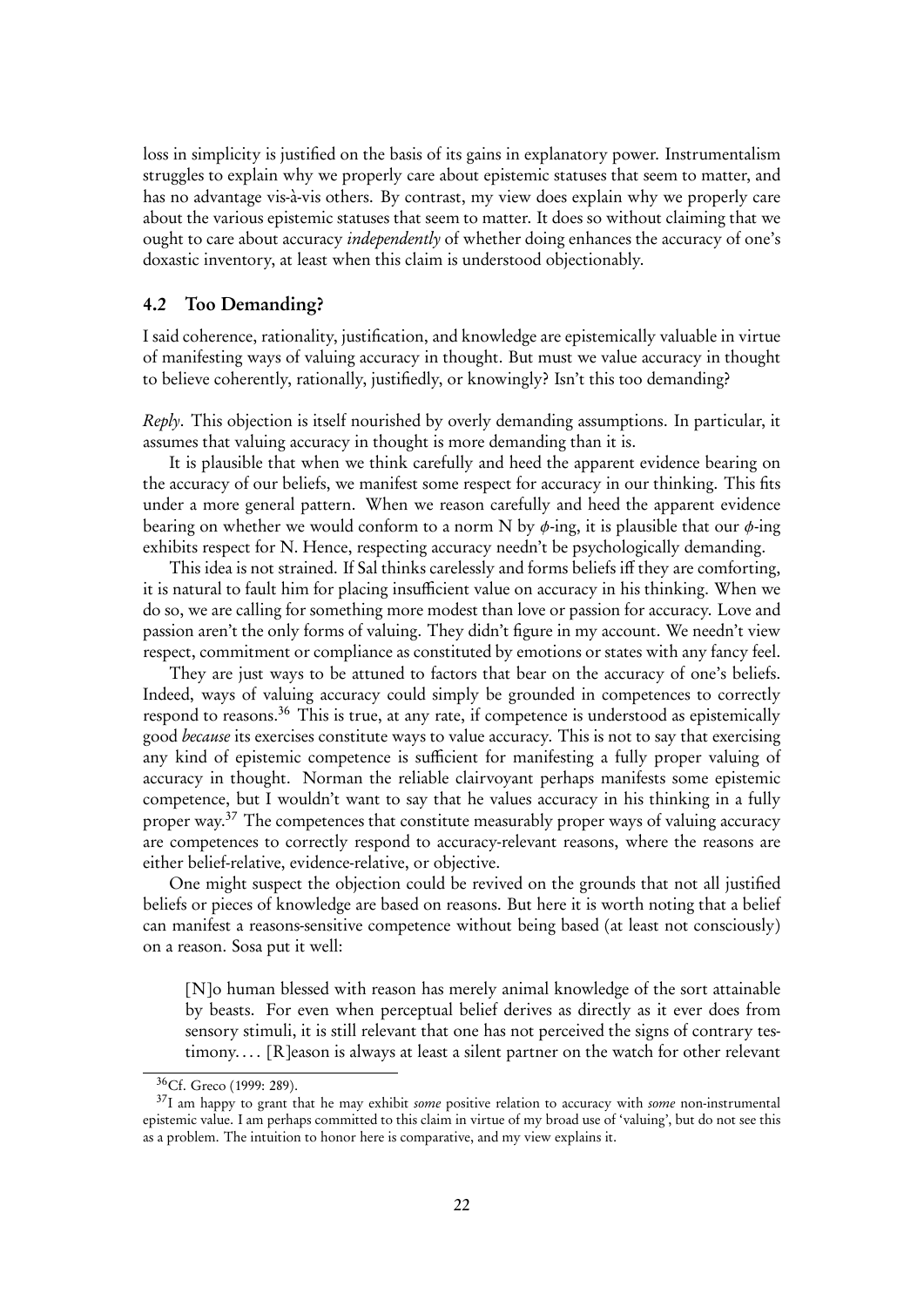loss in simplicity is justified on the basis of its gains in explanatory power. Instrumentalism struggles to explain why we properly care about epistemic statuses that seem to matter, and has no advantage vis-à-vis others. By contrast, my view does explain why we properly care about the various epistemic statuses that seem to matter. It does so without claiming that we ought to care about accuracy *independently* of whether doing enhances the accuracy of one's doxastic inventory, at least when this claim is understood objectionably.

### 4.2 Too Demanding?

I said coherence, rationality, justification, and knowledge are epistemically valuable in virtue of manifesting ways of valuing accuracy in thought. But must we value accuracy in thought to believe coherently, rationally, justifiedly, or knowingly? Isn't this too demanding?

*Reply*. This objection is itself nourished by overly demanding assumptions. In particular, it assumes that valuing accuracy in thought is more demanding than it is.

It is plausible that when we think carefully and heed the apparent evidence bearing on the accuracy of our beliefs, we manifest some respect for accuracy in our thinking. This fits under a more general pattern. When we reason carefully and heed the apparent evidence bearing on whether we would conform to a norm N by $\phi$-ing, it is plausible that our $\phi$-ing exhibits respect for N. Hence, respecting accuracy needn't be psychologically demanding.

This idea is not strained. If Sal thinks carelessly and forms beliefs iff they are comforting, it is natural to fault him for placing insufficient value on accuracy in his thinking. When we do so, we are calling for something more modest than love or passion for accuracy. Love and passion aren't the only forms of valuing. They didn't figure in my account. We needn't view respect, commitment or compliance as constituted by emotions or states with any fancy feel.

They are just ways to be attuned to factors that bear on the accuracy of one's beliefs. Indeed, ways of valuing accuracy could simply be grounded in competences to correctly respond to reasons.[36] This is true, at any rate, if competence is understood as epistemically good *because* its exercises constitute ways to value accuracy. This is not to say that exercising any kind of epistemic competence is sufficient for manifesting a fully proper valuing of accuracy in thought. Norman the reliable clairvoyant perhaps manifests some epistemic competence, but I wouldn't want to say that he values accuracy in his thinking in a fully proper way.[37] The competences that constitute measurably proper ways of valuing accuracy are competences to correctly respond to accuracy-relevant reasons, where the reasons are either belief-relative, evidence-relative, or objective.

One might suspect the objection could be revived on the grounds that not all justified beliefs or pieces of knowledge are based on reasons. But here it is worth noting that a belief can manifest a reasons-sensitive competence without being based (at least not consciously) on a reason. Sosa put it well:

> [N]o human blessed with reason has merely animal knowledge of the sort attainable by beasts. For even when perceptual belief derives as directly as it ever does from sensory stimuli, it is still relevant that one has not perceived the signs of contrary testimony.... [R]eason is always at least a silent partner on the watch for other relevant

[36] Cf. Greco (1999: 289).

[37] I am happy to grant that he may exhibit *some* positive relation to accuracy with *some* non-instrumental epistemic value. I am perhaps committed to this claim in virtue of my broad use of 'valuing', but do not see this as a problem. The intuition to honor here is comparative, and my view explains it.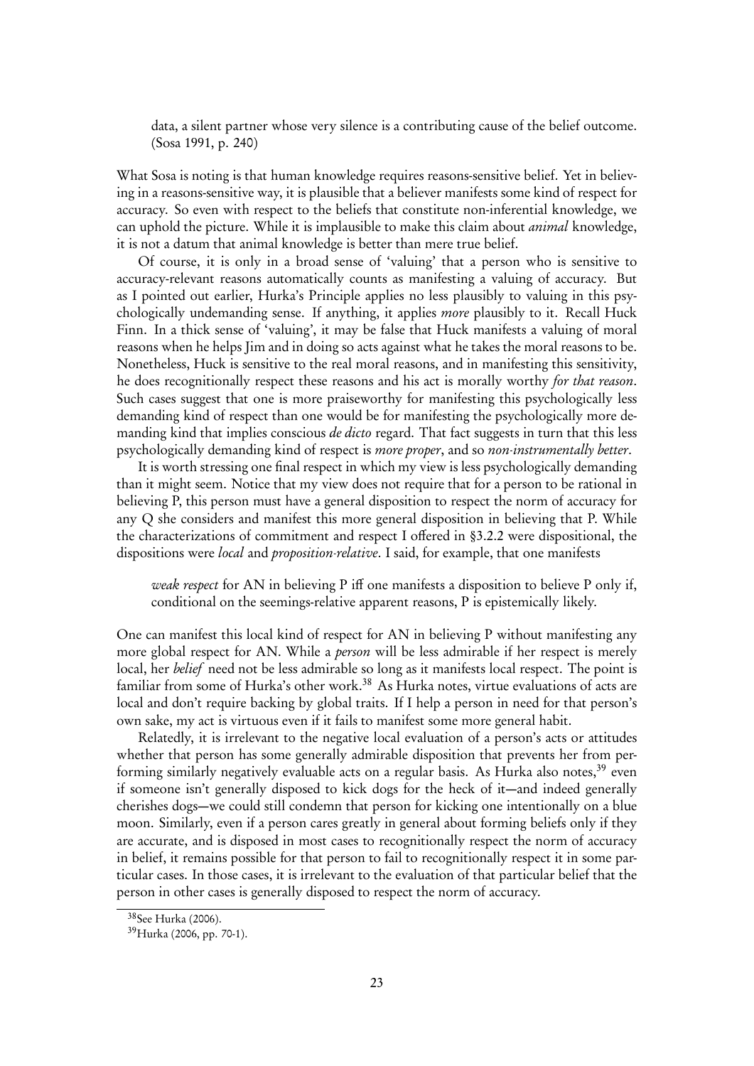data, a silent partner whose very silence is a contributing cause of the belief outcome. (Sosa 1991, p. 240)

What Sosa is noting is that human knowledge requires reasons-sensitive belief. Yet in believing in a reasons-sensitive way, it is plausible that a believer manifests some kind of respect for accuracy. So even with respect to the beliefs that constitute non-inferential knowledge, we can uphold the picture. While it is implausible to make this claim about *animal* knowledge, it is not a datum that animal knowledge is better than mere true belief.

Of course, it is only in a broad sense of 'valuing' that a person who is sensitive to accuracy-relevant reasons automatically counts as manifesting a valuing of accuracy. But as I pointed out earlier, Hurka's Principle applies no less plausibly to valuing in this psychologically undemanding sense. If anything, it applies *more* plausibly to it. Recall Huck Finn. In a thick sense of 'valuing', it may be false that Huck manifests a valuing of moral reasons when he helps Jim and in doing so acts against what he takes the moral reasons to be. Nonetheless, Huck is sensitive to the real moral reasons, and in manifesting this sensitivity, he does recognitionally respect these reasons and his act is morally worthy *for that reason*. Such cases suggest that one is more praiseworthy for manifesting this psychologically less demanding kind of respect than one would be for manifesting the psychologically more demanding kind that implies conscious *de dicto* regard. That fact suggests in turn that this less psychologically demanding kind of respect is *more proper*, and so *non-instrumentally better*.

It is worth stressing one final respect in which my view is less psychologically demanding than it might seem. Notice that my view does not require that for a person to be rational in believing P, this person must have a general disposition to respect the norm of accuracy for any Q she considers and manifest this more general disposition in believing that P. While the characterizations of commitment and respect I offered in §3.2.2 were dispositional, the dispositions were *local* and *proposition-relative*. I said, for example, that one manifests

> *weak respect* for AN in believing P iff one manifests a disposition to believe P only if, conditional on the seemings-relative apparent reasons, P is epistemically likely.

One can manifest this local kind of respect for AN in believing P without manifesting any more global respect for AN. While a *person* will be less admirable if her respect is merely local, her *belief* need not be less admirable so long as it manifests local respect. The point is familiar from some of Hurka's other work.[38] As Hurka notes, virtue evaluations of acts are local and don't require backing by global traits. If I help a person in need for that person's own sake, my act is virtuous even if it fails to manifest some more general habit.

Relatedly, it is irrelevant to the negative local evaluation of a person's acts or attitudes whether that person has some generally admirable disposition that prevents her from performing similarly negatively evaluable acts on a regular basis. As Hurka also notes,[39] even if someone isn't generally disposed to kick dogs for the heck of it—and indeed generally cherishes dogs—we could still condemn that person for kicking one intentionally on a blue moon. Similarly, even if a person cares greatly in general about forming beliefs only if they are accurate, and is disposed in most cases to recognitionally respect the norm of accuracy in belief, it remains possible for that person to fail to recognitionally respect it in some particular cases. In those cases, it is irrelevant to the evaluation of that particular belief that the person in other cases is generally disposed to respect the norm of accuracy.

[38] See Hurka (2006).

[39] Hurka (2006, pp. 70-1).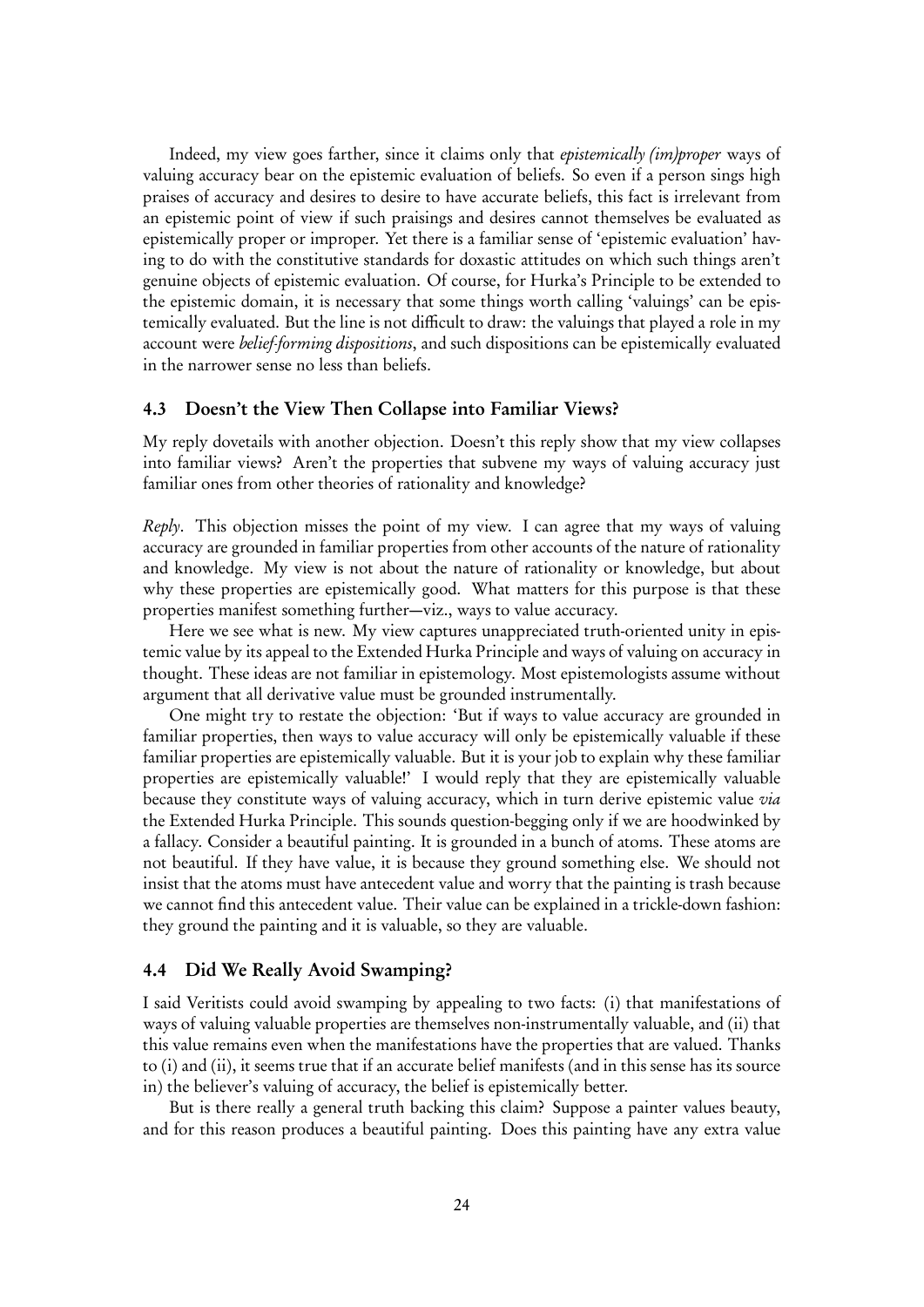Indeed, my view goes farther, since it claims only that *epistemically (im)proper* ways of valuing accuracy bear on the epistemic evaluation of beliefs. So even if a person sings high praises of accuracy and desires to desire to have accurate beliefs, this fact is irrelevant from an epistemic point of view if such praisings and desires cannot themselves be evaluated as epistemically proper or improper. Yet there is a familiar sense of 'epistemic evaluation' having to do with the constitutive standards for doxastic attitudes on which such things aren't genuine objects of epistemic evaluation. Of course, for Hurka's Principle to be extended to the epistemic domain, it is necessary that some things worth calling 'valuings' can be epistemically evaluated. But the line is not difficult to draw: the valuings that played a role in my account were *belief-forming dispositions*, and such dispositions can be epistemically evaluated in the narrower sense no less than beliefs.

### 4.3 Doesn't the View Then Collapse into Familiar Views?

My reply dovetails with another objection. Doesn't this reply show that my view collapses into familiar views? Aren't the properties that subvene my ways of valuing accuracy just familiar ones from other theories of rationality and knowledge?

*Reply*. This objection misses the point of my view. I can agree that my ways of valuing accuracy are grounded in familiar properties from other accounts of the nature of rationality and knowledge. My view is not about the nature of rationality or knowledge, but about why these properties are epistemically good. What matters for this purpose is that these properties manifest something further—viz., ways to value accuracy.

Here we see what is new. My view captures unappreciated truth-oriented unity in epistemic value by its appeal to the Extended Hurka Principle and ways of valuing on accuracy in thought. These ideas are not familiar in epistemology. Most epistemologists assume without argument that all derivative value must be grounded instrumentally.

One might try to restate the objection: 'But if ways to value accuracy are grounded in familiar properties, then ways to value accuracy will only be epistemically valuable if these familiar properties are epistemically valuable. But it is your job to explain why these familiar properties are epistemically valuable!' I would reply that they are epistemically valuable because they constitute ways of valuing accuracy, which in turn derive epistemic value *via* the Extended Hurka Principle. This sounds question-begging only if we are hoodwinked by a fallacy. Consider a beautiful painting. It is grounded in a bunch of atoms. These atoms are not beautiful. If they have value, it is because they ground something else. We should not insist that the atoms must have antecedent value and worry that the painting is trash because we cannot find this antecedent value. Their value can be explained in a trickle-down fashion: they ground the painting and it is valuable, so they are valuable.

### 4.4 Did We Really Avoid Swamping?

I said Veritists could avoid swamping by appealing to two facts: (i) that manifestations of ways of valuing valuable properties are themselves non-instrumentally valuable, and (ii) that this value remains even when the manifestations have the properties that are valued. Thanks to (i) and (ii), it seems true that if an accurate belief manifests (and in this sense has its source in) the believer's valuing of accuracy, the belief is epistemically better.

But is there really a general truth backing this claim? Suppose a painter values beauty, and for this reason produces a beautiful painting. Does this painting have any extra value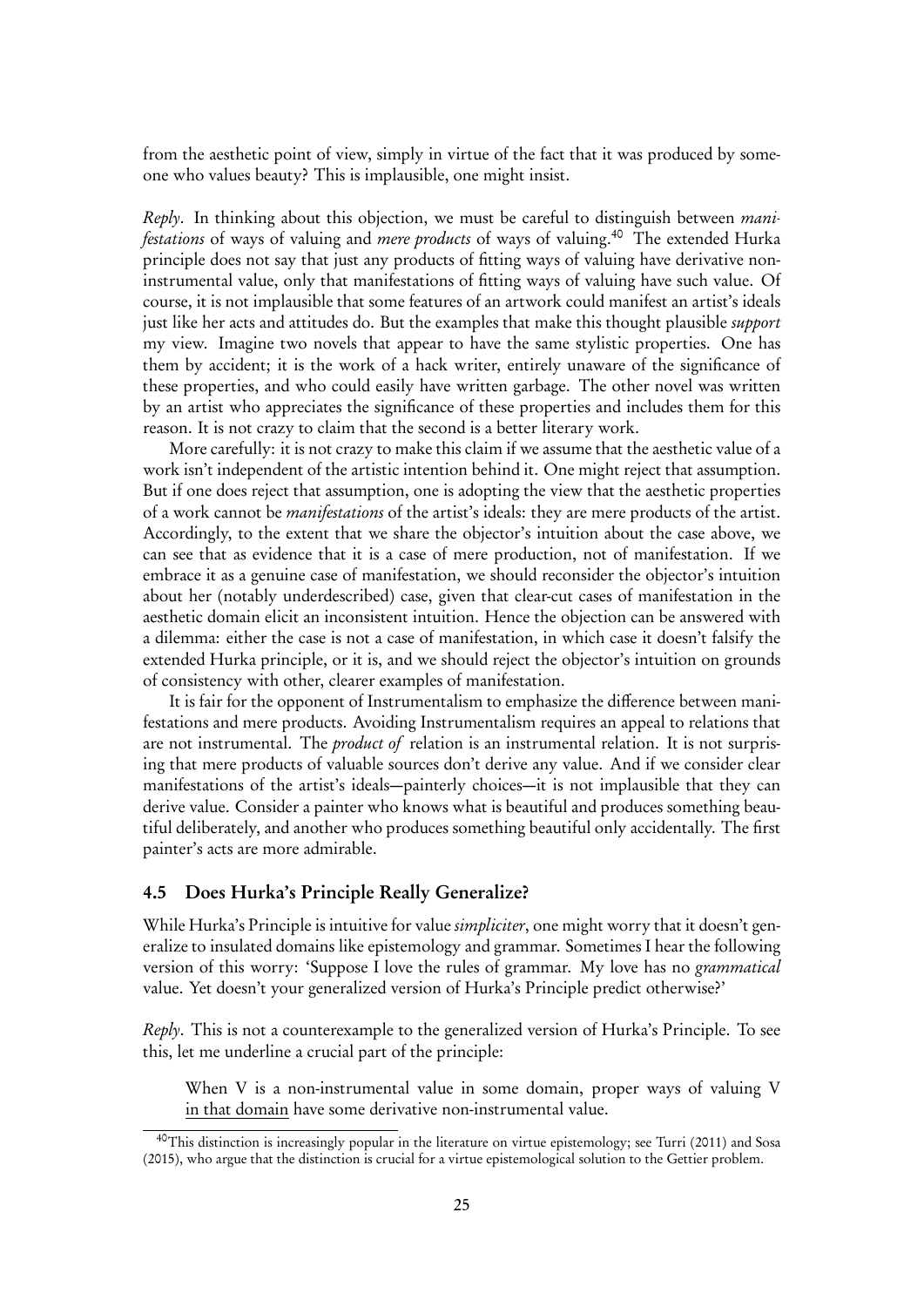from the aesthetic point of view, simply in virtue of the fact that it was produced by someone who values beauty? This is implausible, one might insist.

*Reply*. In thinking about this objection, we must be careful to distinguish between *manifestations* of ways of valuing and *mere products* of ways of valuing.[40] The extended Hurka principle does not say that just any products of fitting ways of valuing have derivative non-instrumental value, only that manifestations of fitting ways of valuing have such value. Of course, it is not implausible that some features of an artwork could manifest an artist's ideals just like her acts and attitudes do. But the examples that make this thought plausible *support* my view. Imagine two novels that appear to have the same stylistic properties. One has them by accident; it is the work of a hack writer, entirely unaware of the significance of these properties, and who could easily have written garbage. The other novel was written by an artist who appreciates the significance of these properties and includes them for this reason. It is not crazy to claim that the second is a better literary work.

More carefully: it is not crazy to make this claim if we assume that the aesthetic value of a work isn't independent of the artistic intention behind it. One might reject that assumption. But if one does reject that assumption, one is adopting the view that the aesthetic properties of a work cannot be *manifestations* of the artist's ideals: they are mere products of the artist. Accordingly, to the extent that we share the objector's intuition about the case above, we can see that as evidence that it is a case of mere production, not of manifestation. If we embrace it as a genuine case of manifestation, we should reconsider the objector's intuition about her (notably underdescribed) case, given that clear-cut cases of manifestation in the aesthetic domain elicit an inconsistent intuition. Hence the objection can be answered with a dilemma: either the case is not a case of manifestation, in which case it doesn't falsify the extended Hurka principle, or it is, and we should reject the objector's intuition on grounds of consistency with other, clearer examples of manifestation.

It is fair for the opponent of Instrumentalism to emphasize the difference between manifestations and mere products. Avoiding Instrumentalism requires an appeal to relations that are not instrumental. The *product of* relation is an instrumental relation. It is not surprising that mere products of valuable sources don't derive any value. And if we consider clear manifestations of the artist's ideals—painterly choices—it is not implausible that they can derive value. Consider a painter who knows what is beautiful and produces something beautiful deliberately, and another who produces something beautiful only accidentally. The first painter's acts are more admirable.

### 4.5 Does Hurka's Principle Really Generalize?

While Hurka's Principle is intuitive for value *simpliciter*, one might worry that it doesn't generalize to insulated domains like epistemology and grammar. Sometimes I hear the following version of this worry: 'Suppose I love the rules of grammar. My love has no *grammatical* value. Yet doesn't your generalized version of Hurka's Principle predict otherwise?'

*Reply*. This is not a counterexample to the generalized version of Hurka's Principle. To see this, let me underline a crucial part of the principle:

> When V is a non-instrumental value in some domain, proper ways of valuing V <u>in that domain</u> have some derivative non-instrumental value.

[40] This distinction is increasingly popular in the literature on virtue epistemology; see Turri (2011) and Sosa (2015), who argue that the distinction is crucial for a virtue epistemological solution to the Gettier problem.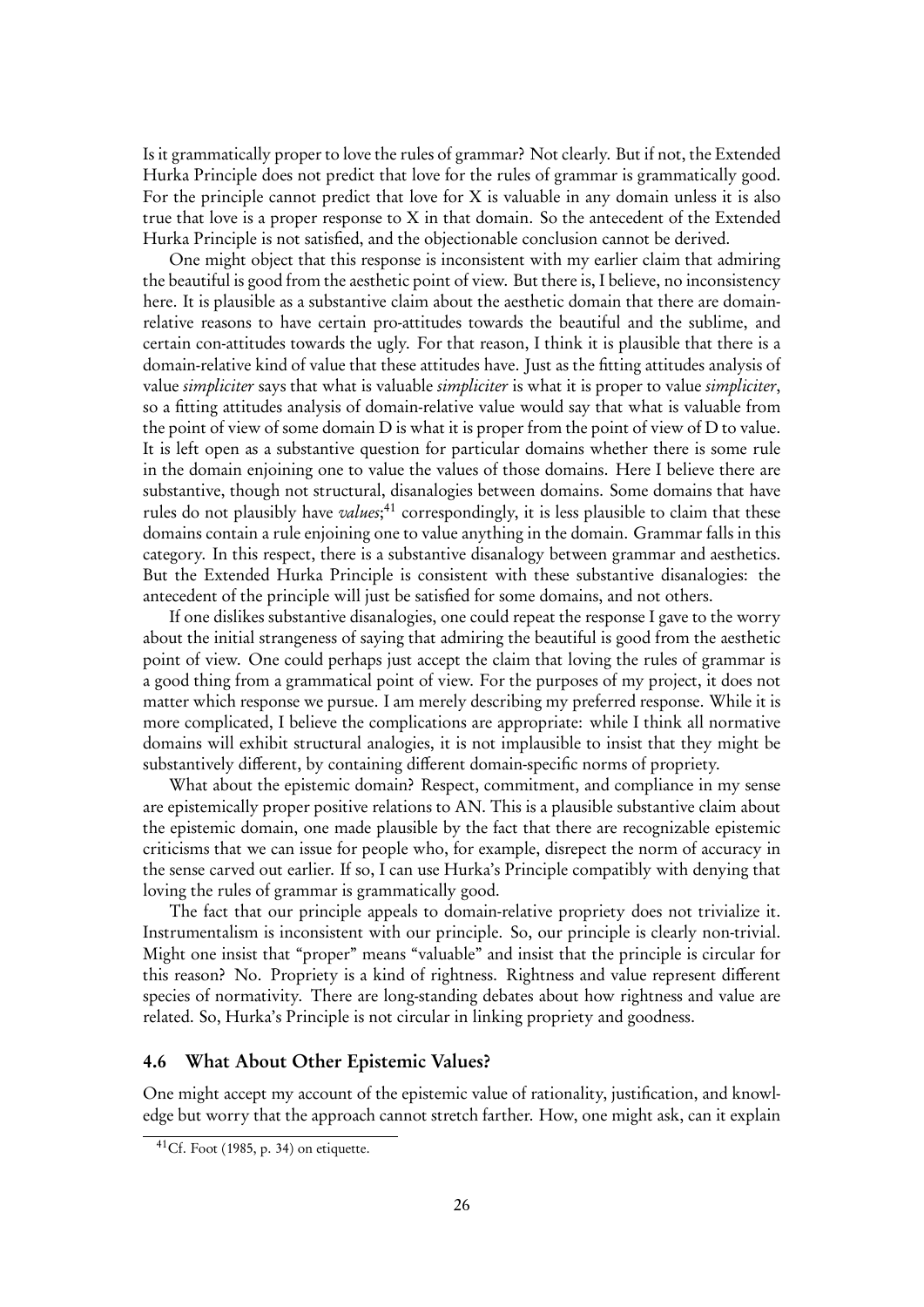Is it grammatically proper to love the rules of grammar? Not clearly. But if not, the Extended Hurka Principle does not predict that love for the rules of grammar is grammatically good. For the principle cannot predict that love for X is valuable in any domain unless it is also true that love is a proper response to X in that domain. So the antecedent of the Extended Hurka Principle is not satisfied, and the objectionable conclusion cannot be derived.

One might object that this response is inconsistent with my earlier claim that admiring the beautiful is good from the aesthetic point of view. But there is, I believe, no inconsistency here. It is plausible as a substantive claim about the aesthetic domain that there are domain-relative reasons to have certain pro-attitudes towards the beautiful and the sublime, and certain con-attitudes towards the ugly. For that reason, I think it is plausible that there is a domain-relative kind of value that these attitudes have. Just as the fitting attitudes analysis of value *simpliciter* says that what is valuable *simpliciter* is what it is proper to value *simpliciter*, so a fitting attitudes analysis of domain-relative value would say that what is valuable from the point of view of some domain D is what it is proper from the point of view of D to value. It is left open as a substantive question for particular domains whether there is some rule in the domain enjoining one to value the values of those domains. Here I believe there are substantive, though not structural, disanalogies between domains. Some domains that have rules do not plausibly have *values*;[41] correspondingly, it is less plausible to claim that these domains contain a rule enjoining one to value anything in the domain. Grammar falls in this category. In this respect, there is a substantive disanalogy between grammar and aesthetics. But the Extended Hurka Principle is consistent with these substantive disanalogies: the antecedent of the principle will just be satisfied for some domains, and not others.

If one dislikes substantive disanalogies, one could repeat the response I gave to the worry about the initial strangeness of saying that admiring the beautiful is good from the aesthetic point of view. One could perhaps just accept the claim that loving the rules of grammar is a good thing from a grammatical point of view. For the purposes of my project, it does not matter which response we pursue. I am merely describing my preferred response. While it is more complicated, I believe the complications are appropriate: while I think all normative domains will exhibit structural analogies, it is not implausible to insist that they might be substantively different, by containing different domain-specific norms of propriety.

What about the epistemic domain? Respect, commitment, and compliance in my sense are epistemically proper positive relations to AN. This is a plausible substantive claim about the epistemic domain, one made plausible by the fact that there are recognizable epistemic criticisms that we can issue for people who, for example, disrespect the norm of accuracy in the sense carved out earlier. If so, I can use Hurka's Principle compatibly with denying that loving the rules of grammar is grammatically good.

The fact that our principle appeals to domain-relative propriety does not trivialize it. Instrumentalism is inconsistent with our principle. So, our principle is clearly non-trivial. Might one insist that "proper" means "valuable" and insist that the principle is circular for this reason? No. Propriety is a kind of rightness. Rightness and value represent different species of normativity. There are long-standing debates about how rightness and value are related. So, Hurka's Principle is not circular in linking propriety and goodness.

### 4.6 What About Other Epistemic Values?

One might accept my account of the epistemic value of rationality, justification, and knowledge but worry that the approach cannot stretch farther. How, one might ask, can it explain

[41] Cf. Foot (1985, p. 34) on etiquette.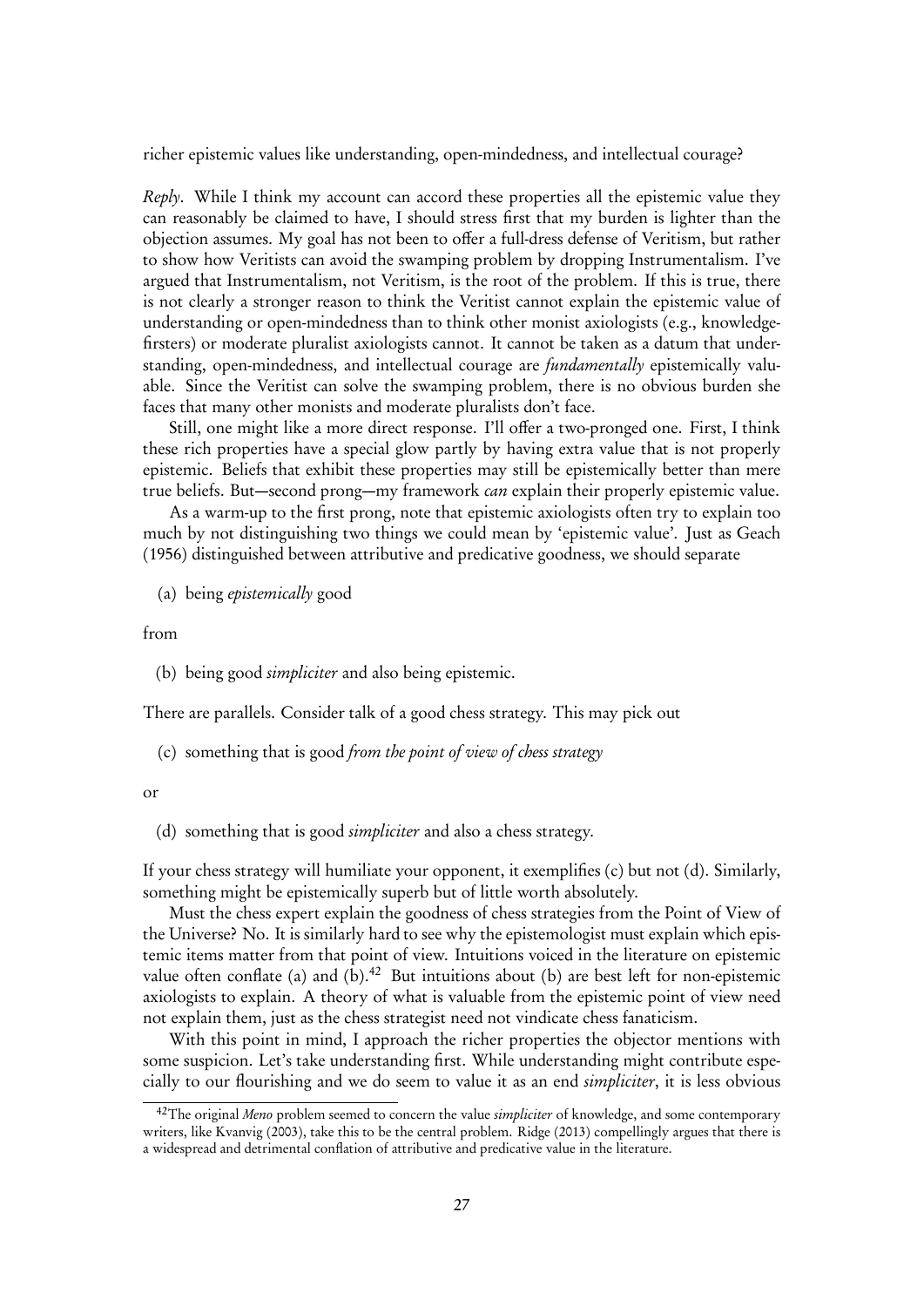richer epistemic values like understanding, open-mindedness, and intellectual courage?

*Reply*. While I think my account can accord these properties all the epistemic value they can reasonably be claimed to have, I should stress first that my burden is lighter than the objection assumes. My goal has not been to offer a full-dress defense of Veritism, but rather to show how Veritists can avoid the swamping problem by dropping Instrumentalism. I've argued that Instrumentalism, not Veritism, is the root of the problem. If this is true, there is not clearly a stronger reason to think the Veritist cannot explain the epistemic value of understanding or open-mindedness than to think other monist axiologists (e.g., knowledge-firsters) or moderate pluralist axiologists cannot. It cannot be taken as a datum that understanding, open-mindedness, and intellectual courage are *fundamentally* epistemically valuable. Since the Veritist can solve the swamping problem, there is no obvious burden she faces that many other monists and moderate pluralists don't face.

Still, one might like a more direct response. I'll offer a two-pronged one. First, I think these rich properties have a special glow partly by having extra value that is not properly epistemic. Beliefs that exhibit these properties may still be epistemically better than mere true beliefs. But—second prong—my framework *can* explain their properly epistemic value.

As a warm-up to the first prong, note that epistemic axiologists often try to explain too much by not distinguishing two things we could mean by 'epistemic value'. Just as Geach (1956) distinguished between attributive and predicative goodness, we should separate

(a) being *epistemically* good

from

(b) being good *simpliciter* and also being epistemic.

There are parallels. Consider talk of a good chess strategy. This may pick out

(c) something that is good *from the point of view of chess strategy*

or

(d) something that is good *simpliciter* and also a chess strategy.

If your chess strategy will humiliate your opponent, it exemplifies (c) but not (d). Similarly, something might be epistemically superb but of little worth absolutely.

Must the chess expert explain the goodness of chess strategies from the Point of View of the Universe? No. It is similarly hard to see why the epistemologist must explain which epistemic items matter from that point of view. Intuitions voiced in the literature on epistemic value often conflate (a) and (b).[42] But intuitions about (b) are best left for non-epistemic axiologists to explain. A theory of what is valuable from the epistemic point of view need not explain them, just as the chess strategist need not vindicate chess fanaticism.

With this point in mind, I approach the richer properties the objector mentions with some suspicion. Let's take understanding first. While understanding might contribute especially to our flourishing and we do seem to value it as an end *simpliciter*, it is less obvious

[42] The original *Meno* problem seemed to concern the value *simpliciter* of knowledge, and some contemporary writers, like Kvanvig (2003), take this to be the central problem. Ridge (2013) compellingly argues that there is a widespread and detrimental conflation of attributive and predicative value in the literature.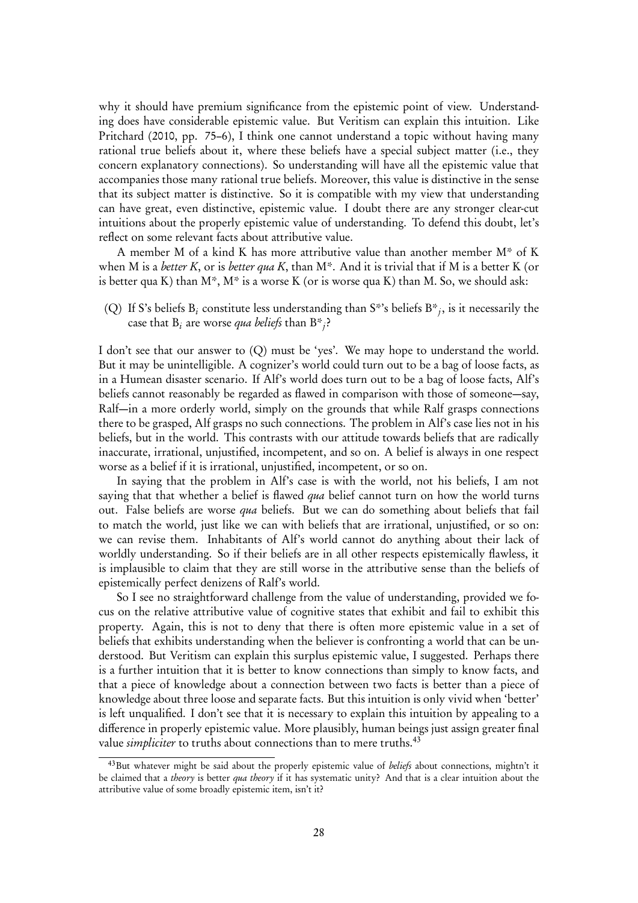why it should have premium significance from the epistemic point of view. Understanding does have considerable epistemic value. But Veritism can explain this intuition. Like Pritchard (2010, pp. 75–6), I think one cannot understand a topic without having many rational true beliefs about it, where these beliefs have a special subject matter (i.e., they concern explanatory connections). So understanding will have all the epistemic value that accompanies those many rational true beliefs. Moreover, this value is distinctive in the sense that its subject matter is distinctive. So it is compatible with my view that understanding can have great, even distinctive, epistemic value. I doubt there are any stronger clear-cut intuitions about the properly epistemic value of understanding. To defend this doubt, let's reflect on some relevant facts about attributive value.

A member M of a kind K has more attributive value than another member M* of K when M is a *better K*, or is *better qua K*, than M*. And it is trivial that if M is a better K (or is better qua K) than M*, M* is a worse K (or is worse qua K) than M. So, we should ask:

(Q) If S's beliefs $B_i$ constitute less understanding than S*'s beliefs $B^*_j$, is it necessarily the case that $B_i$ are worse *qua beliefs* than $B^*_j$?

I don't see that our answer to (Q) must be 'yes'. We may hope to understand the world. But it may be unintelligible. A cognizer's world could turn out to be a bag of loose facts, as in a Humean disaster scenario. If Alf's world does turn out to be a bag of loose facts, Alf's beliefs cannot reasonably be regarded as flawed in comparison with those of someone—say, Ralf—in a more orderly world, simply on the grounds that while Ralf grasps connections there to be grasped, Alf grasps no such connections. The problem in Alf's case lies not in his beliefs, but in the world. This contrasts with our attitude towards beliefs that are radically inaccurate, irrational, unjustified, incompetent, and so on. A belief is always in one respect worse as a belief if it is irrational, unjustified, incompetent, or so on.

In saying that the problem in Alf's case is with the world, not his beliefs, I am not saying that that whether a belief is flawed *qua* belief cannot turn on how the world turns out. False beliefs are worse *qua* beliefs. But we can do something about beliefs that fail to match the world, just like we can with beliefs that are irrational, unjustified, or so on: we can revise them. Inhabitants of Alf's world cannot do anything about their lack of worldly understanding. So if their beliefs are in all other respects epistemically flawless, it is implausible to claim that they are still worse in the attributive sense than the beliefs of epistemically perfect denizens of Ralf's world.

So I see no straightforward challenge from the value of understanding, provided we focus on the relative attributive value of cognitive states that exhibit and fail to exhibit this property. Again, this is not to deny that there is often more epistemic value in a set of beliefs that exhibits understanding when the believer is confronting a world that can be understood. But Veritism can explain this surplus epistemic value, I suggested. Perhaps there is a further intuition that it is better to know connections than simply to know facts, and that a piece of knowledge about a connection between two facts is better than a piece of knowledge about three loose and separate facts. But this intuition is only vivid when 'better' is left unqualified. I don't see that it is necessary to explain this intuition by appealing to a difference in properly epistemic value. More plausibly, human beings just assign greater final value *simpliciter* to truths about connections than to mere truths.[43]

[43] But whatever might be said about the properly epistemic value of *beliefs* about connections, mightn't it be claimed that a *theory* is better *qua theory* if it has systematic unity? And that is a clear intuition about the attributive value of some broadly epistemic item, isn't it?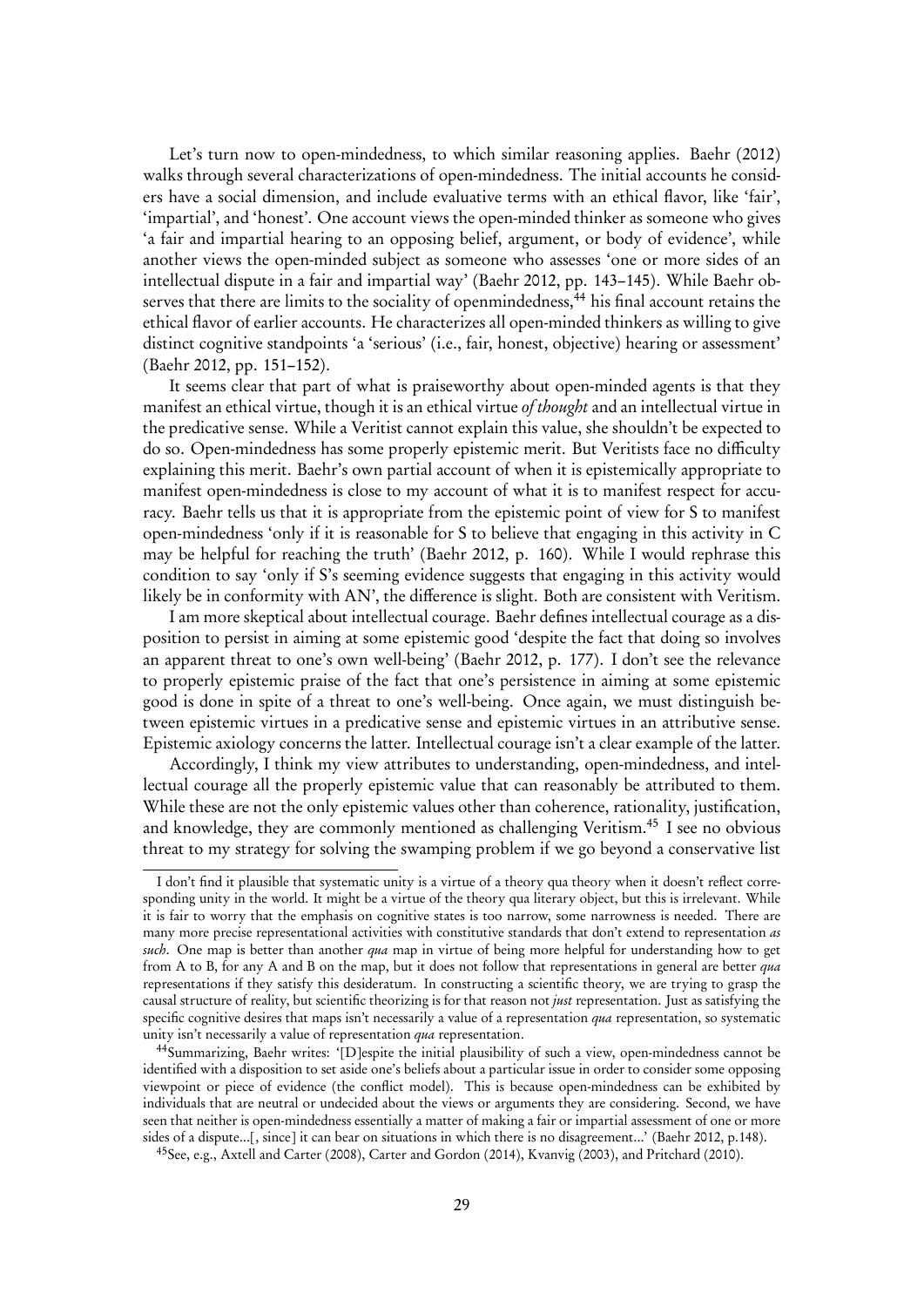Let's turn now to open-mindedness, to which similar reasoning applies. Baehr (2012) walks through several characterizations of open-mindedness. The initial accounts he considers have a social dimension, and include evaluative terms with an ethical flavor, like 'fair', 'impartial', and 'honest'. One account views the open-minded thinker as someone who gives 'a fair and impartial hearing to an opposing belief, argument, or body of evidence', while another views the open-minded subject as someone who assesses 'one or more sides of an intellectual dispute in a fair and impartial way' (Baehr 2012, pp. 143–145). While Baehr observes that there are limits to the sociality of openmindedness,[44] his final account retains the ethical flavor of earlier accounts. He characterizes all open-minded thinkers as willing to give distinct cognitive standpoints 'a 'serious' (i.e., fair, honest, objective) hearing or assessment' (Baehr 2012, pp. 151–152).

It seems clear that part of what is praiseworthy about open-minded agents is that they manifest an ethical virtue, though it is an ethical virtue *of thought* and an intellectual virtue in the predicative sense. While a Veritist cannot explain this value, she shouldn't be expected to do so. Open-mindedness has some properly epistemic merit. But Veritists face no difficulty explaining this merit. Baehr's own partial account of when it is epistemically appropriate to manifest open-mindedness is close to my account of what it is to manifest respect for accuracy. Baehr tells us that it is appropriate from the epistemic point of view for S to manifest open-mindedness 'only if it is reasonable for S to believe that engaging in this activity in C may be helpful for reaching the truth' (Baehr 2012, p. 160). While I would rephrase this condition to say 'only if S's seeming evidence suggests that engaging in this activity would likely be in conformity with AN', the difference is slight. Both are consistent with Veritism.

I am more skeptical about intellectual courage. Baehr defines intellectual courage as a disposition to persist in aiming at some epistemic good 'despite the fact that doing so involves an apparent threat to one's own well-being' (Baehr 2012, p. 177). I don't see the relevance to properly epistemic praise of the fact that one's persistence in aiming at some epistemic good is done in spite of a threat to one's well-being. Once again, we must distinguish between epistemic virtues in a predicative sense and epistemic virtues in an attributive sense. Epistemic axiology concerns the latter. Intellectual courage isn't a clear example of the latter.

Accordingly, I think my view attributes to understanding, open-mindedness, and intellectual courage all the properly epistemic value that can reasonably be attributed to them. While these are not the only epistemic values other than coherence, rationality, justification, and knowledge, they are commonly mentioned as challenging Veritism.[45] I see no obvious threat to my strategy for solving the swamping problem if we go beyond a conservative list

---

I don't find it plausible that systematic unity is a virtue of a theory qua theory when it doesn't reflect corresponding unity in the world. It might be a virtue of the theory qua literary object, but this is irrelevant. While it is fair to worry that the emphasis on cognitive states is too narrow, some narrowness is needed. There are many more precise representational activities with constitutive standards that don't extend to representation *as such*. One map is better than another *qua* map in virtue of being more helpful for understanding how to get from A to B, for any A and B on the map, but it does not follow that representations in general are better *qua* representations if they satisfy this desideratum. In constructing a scientific theory, we are trying to grasp the causal structure of reality, but scientific theorizing is for that reason not *just* representation. Just as satisfying the specific cognitive desires that maps isn't necessarily a value of a representation *qua* representation, so systematic unity isn't necessarily a value of representation *qua* representation.

[44] Summarizing, Baehr writes: '[D]espite the initial plausibility of such a view, open-mindedness cannot be identified with a disposition to set aside one's beliefs about a particular issue in order to consider some opposing viewpoint or piece of evidence (the conflict model). This is because open-mindedness can be exhibited by individuals that are neutral or undecided about the views or arguments they are considering. Second, we have seen that neither is open-mindedness essentially a matter of making a fair or impartial assessment of one or more sides of a dispute...[, since] it can bear on situations in which there is no disagreement...' (Baehr 2012, p.148).

[45] See, e.g., Axtell and Carter (2008), Carter and Gordon (2014), Kvanvig (2003), and Pritchard (2010).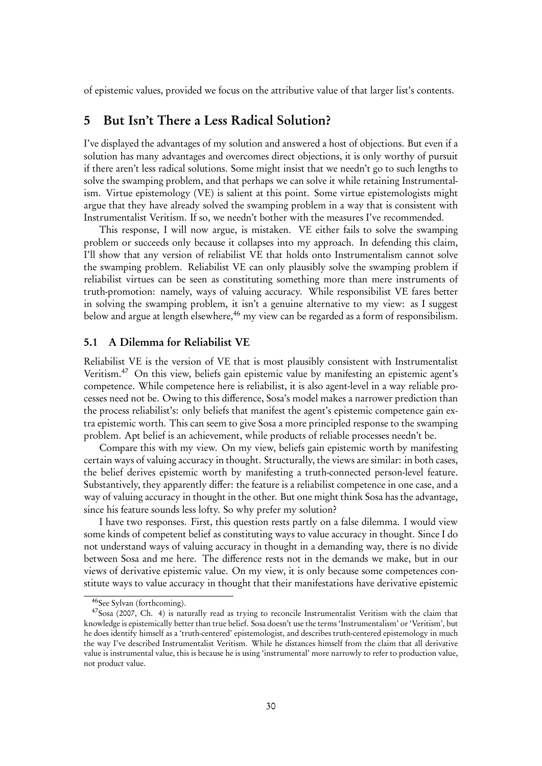of epistemic values, provided we focus on the attributive value of that larger list's contents.

## 5 But Isn't There a Less Radical Solution?

I've displayed the advantages of my solution and answered a host of objections. But even if a solution has many advantages and overcomes direct objections, it is only worthy of pursuit if there aren't less radical solutions. Some might insist that we needn't go to such lengths to solve the swamping problem, and that perhaps we can solve it while retaining Instrumentalism. Virtue epistemology (VE) is salient at this point. Some virtue epistemologists might argue that they have already solved the swamping problem in a way that is consistent with Instrumentalist Veritism. If so, we needn't bother with the measures I've recommended.

This response, I will now argue, is mistaken. VE either fails to solve the swamping problem or succeeds only because it collapses into my approach. In defending this claim, I'll show that any version of reliabilist VE that holds onto Instrumentalism cannot solve the swamping problem. Reliabilist VE can only plausibly solve the swamping problem if reliabilist virtues can be seen as constituting something more than mere instruments of truth-promotion: namely, ways of valuing accuracy. While responsibilist VE fares better in solving the swamping problem, it isn't a genuine alternative to my view: as I suggest below and argue at length elsewhere,[46] my view can be regarded as a form of responsibilism.

### 5.1 A Dilemma for Reliabilist VE

Reliabilist VE is the version of VE that is most plausibly consistent with Instrumentalist Veritism.[47] On this view, beliefs gain epistemic value by manifesting an epistemic agent's competence. While competence here is reliabilist, it is also agent-level in a way reliable processes need not be. Owing to this difference, Sosa's model makes a narrower prediction than the process reliabilist's: only beliefs that manifest the agent's epistemic competence gain extra epistemic worth. This can seem to give Sosa a more principled response to the swamping problem. Apt belief is an achievement, while products of reliable processes needn't be.

Compare this with my view. On my view, beliefs gain epistemic worth by manifesting certain ways of valuing accuracy in thought. Structurally, the views are similar: in both cases, the belief derives epistemic worth by manifesting a truth-connected person-level feature. Substantively, they apparently differ: the feature is a reliabilist competence in one case, and a way of valuing accuracy in thought in the other. But one might think Sosa has the advantage, since his feature sounds less lofty. So why prefer my solution?

I have two responses. First, this question rests partly on a false dilemma. I would view some kinds of competent belief as constituting ways to value accuracy in thought. Since I do not understand ways of valuing accuracy in thought in a demanding way, there is no divide between Sosa and me here. The difference rests not in the demands we make, but in our views of derivative epistemic value. On my view, it is only because some competences constitute ways to value accuracy in thought that their manifestations have derivative epistemic

[46] See Sylvan (forthcoming).

[47] Sosa (2007, Ch. 4) is naturally read as trying to reconcile Instrumentalist Veritism with the claim that knowledge is epistemically better than true belief. Sosa doesn't use the terms 'Instrumentalism' or 'Veritism', but he does identify himself as a 'truth-centered' epistemologist, and describes truth-centered epistemology in much the way I've described Instrumentalist Veritism. While he distances himself from the claim that all derivative value is instrumental value, this is because he is using 'instrumental' more narrowly to refer to production value, not product value.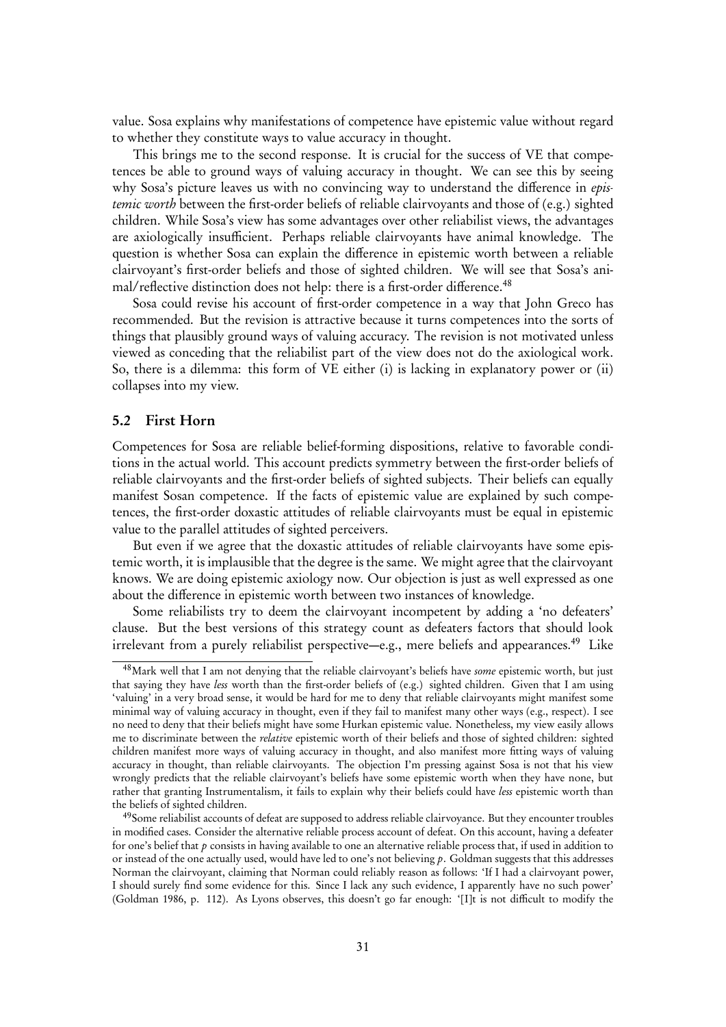value. Sosa explains why manifestations of competence have epistemic value without regard to whether they constitute ways to value accuracy in thought.

This brings me to the second response. It is crucial for the success of VE that competences be able to ground ways of valuing accuracy in thought. We can see this by seeing why Sosa's picture leaves us with no convincing way to understand the difference in *epistemic worth* between the first-order beliefs of reliable clairvoyants and those of (e.g.) sighted children. While Sosa's view has some advantages over other reliabilist views, the advantages are axiologically insufficient. Perhaps reliable clairvoyants have animal knowledge. The question is whether Sosa can explain the difference in epistemic worth between a reliable clairvoyant's first-order beliefs and those of sighted children. We will see that Sosa's animal/reflective distinction does not help: there is a first-order difference.[48]

Sosa could revise his account of first-order competence in a way that John Greco has recommended. But the revision is attractive because it turns competences into the sorts of things that plausibly ground ways of valuing accuracy. The revision is not motivated unless viewed as conceding that the reliabilist part of the view does not do the axiological work. So, there is a dilemma: this form of VE either (i) is lacking in explanatory power or (ii) collapses into my view.

## 5.2 First Horn

Competences for Sosa are reliable belief-forming dispositions, relative to favorable conditions in the actual world. This account predicts symmetry between the first-order beliefs of reliable clairvoyants and the first-order beliefs of sighted subjects. Their beliefs can equally manifest Sosan competence. If the facts of epistemic value are explained by such competences, the first-order doxastic attitudes of reliable clairvoyants must be equal in epistemic value to the parallel attitudes of sighted perceivers.

But even if we agree that the doxastic attitudes of reliable clairvoyants have some epistemic worth, it is implausible that the degree is the same. We might agree that the clairvoyant knows. We are doing epistemic axiology now. Our objection is just as well expressed as one about the difference in epistemic worth between two instances of knowledge.

Some reliabilists try to deem the clairvoyant incompetent by adding a 'no defeaters' clause. But the best versions of this strategy count as defeaters factors that should look irrelevant from a purely reliabilist perspective—e.g., mere beliefs and appearances.[49] Like

---

[48] Mark well that I am not denying that the reliable clairvoyant's beliefs have *some* epistemic worth, but just that saying they have *less* worth than the first-order beliefs of (e.g.) sighted children. Given that I am using 'valuing' in a very broad sense, it would be hard for me to deny that reliable clairvoyants might manifest some minimal way of valuing accuracy in thought, even if they fail to manifest many other ways (e.g., respect). I see no need to deny that their beliefs might have some Hurkan epistemic value. Nonetheless, my view easily allows me to discriminate between the *relative* epistemic worth of their beliefs and those of sighted children: sighted children manifest more ways of valuing accuracy in thought, and also manifest more fitting ways of valuing accuracy in thought, than reliable clairvoyants. The objection I'm pressing against Sosa is not that his view wrongly predicts that the reliable clairvoyant's beliefs have some epistemic worth when they have none, but rather that granting Instrumentalism, it fails to explain why their beliefs could have *less* epistemic worth than the beliefs of sighted children.

[49] Some reliabilist accounts of defeat are supposed to address reliable clairvoyance. But they encounter troubles in modified cases. Consider the alternative reliable process account of defeat. On this account, having a defeater for one's belief that $p$ consists in having available to one an alternative reliable process that, if used in addition to or instead of the one actually used, would have led to one's not believing $p$. Goldman suggests that this addresses Norman the clairvoyant, claiming that Norman could reliably reason as follows: 'If I had a clairvoyant power, I should surely find some evidence for this. Since I lack any such evidence, I apparently have no such power' (Goldman 1986, p. 112). As Lyons observes, this doesn't go far enough: '[I]t is not difficult to modify the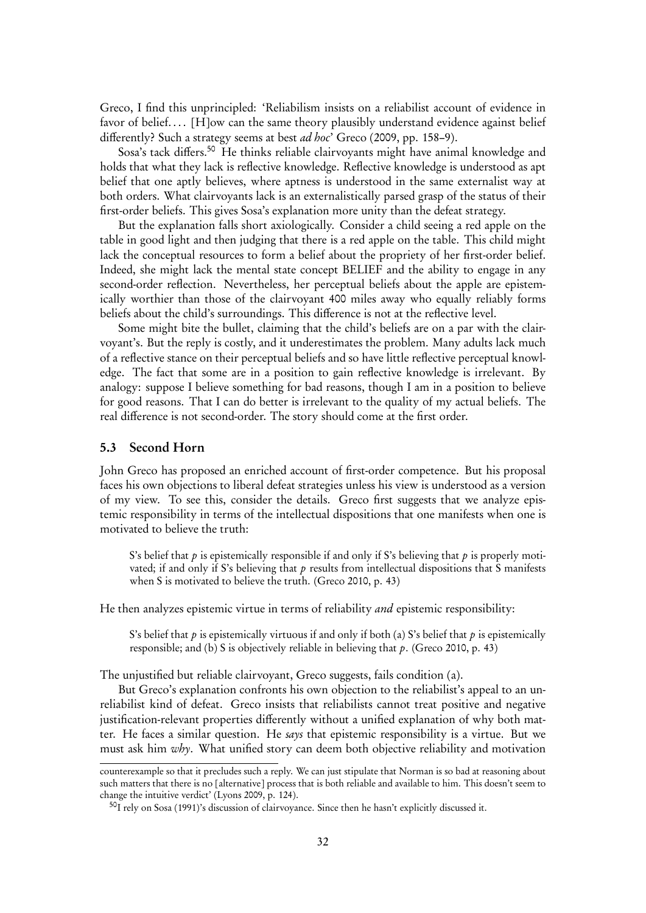Greco, I find this unprincipled: 'Reliabilism insists on a reliabilist account of evidence in favor of belief.... [H]ow can the same theory plausibly understand evidence against belief differently? Such a strategy seems at best *ad hoc*' Greco (2009, pp. 158–9).

Sosa's tack differs.[50] He thinks reliable clairvoyants might have animal knowledge and holds that what they lack is reflective knowledge. Reflective knowledge is understood as apt belief that one aptly believes, where aptness is understood in the same externalist way at both orders. What clairvoyants lack is an externalistically parsed grasp of the status of their first-order beliefs. This gives Sosa's explanation more unity than the defeat strategy.

But the explanation falls short axiologically. Consider a child seeing a red apple on the table in good light and then judging that there is a red apple on the table. This child might lack the conceptual resources to form a belief about the propriety of her first-order belief. Indeed, she might lack the mental state concept BELIEF and the ability to engage in any second-order reflection. Nevertheless, her perceptual beliefs about the apple are epistemically worthier than those of the clairvoyant 400 miles away who equally reliably forms beliefs about the child's surroundings. This difference is not at the reflective level.

Some might bite the bullet, claiming that the child's beliefs are on a par with the clairvoyant's. But the reply is costly, and it underestimates the problem. Many adults lack much of a reflective stance on their perceptual beliefs and so have little reflective perceptual knowledge. The fact that some are in a position to gain reflective knowledge is irrelevant. By analogy: suppose I believe something for bad reasons, though I am in a position to believe for good reasons. That I can do better is irrelevant to the quality of my actual beliefs. The real difference is not second-order. The story should come at the first order.

### 5.3 Second Horn

John Greco has proposed an enriched account of first-order competence. But his proposal faces his own objections to liberal defeat strategies unless his view is understood as a version of my view. To see this, consider the details. Greco first suggests that we analyze epistemic responsibility in terms of the intellectual dispositions that one manifests when one is motivated to believe the truth:

> S's belief that $p$ is epistemically responsible if and only if S's believing that $p$ is properly motivated; if and only if S's believing that $p$ results from intellectual dispositions that S manifests when S is motivated to believe the truth. (Greco 2010, p. 43)

He then analyzes epistemic virtue in terms of reliability *and* epistemic responsibility:

> S's belief that $p$ is epistemically virtuous if and only if both (a) S's belief that $p$ is epistemically responsible; and (b) S is objectively reliable in believing that $p$. (Greco 2010, p. 43)

The unjustified but reliable clairvoyant, Greco suggests, fails condition (a).

But Greco's explanation confronts his own objection to the reliabilist's appeal to an unreliabilist kind of defeat. Greco insists that reliabilists cannot treat positive and negative justification-relevant properties differently without a unified explanation of why both matter. He faces a similar question. He *says* that epistemic responsibility is a virtue. But we must ask him *why*. What unified story can deem both objective reliability and motivation

---

counterexample so that it precludes such a reply. We can just stipulate that Norman is so bad at reasoning about such matters that there is no [alternative] process that is both reliable and available to him. This doesn't seem to change the intuitive verdict' (Lyons 2009, p. 124).

[50] I rely on Sosa (1991)'s discussion of clairvoyance. Since then he hasn't explicitly discussed it.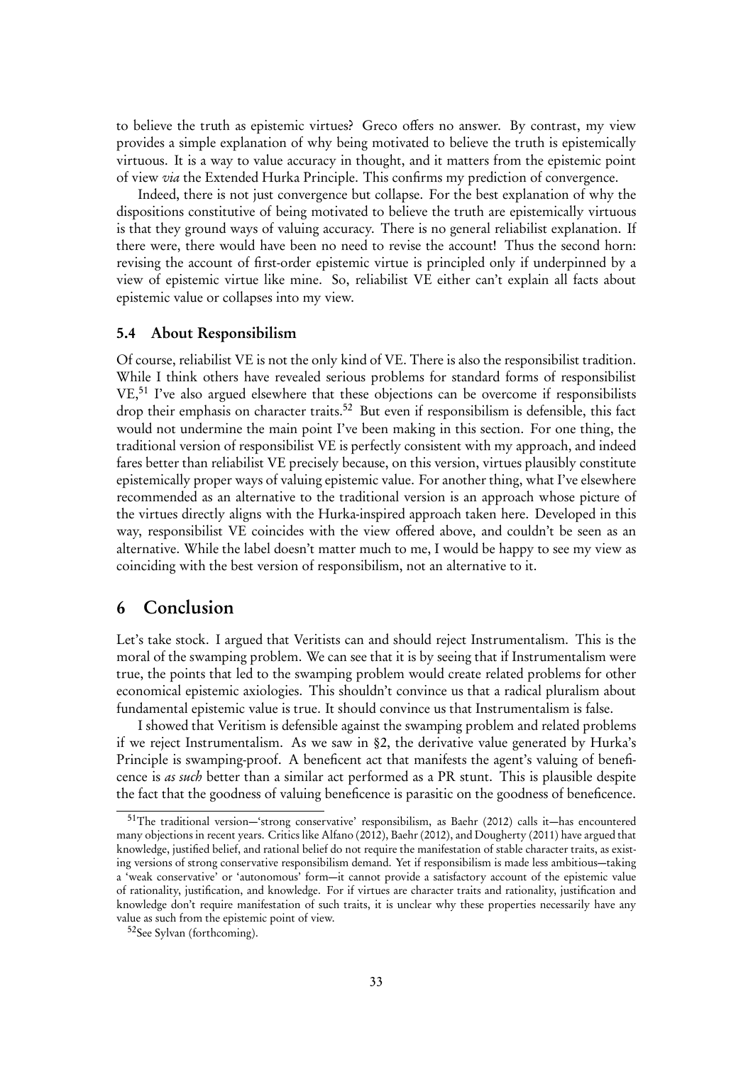to believe the truth as epistemic virtues? Greco offers no answer. By contrast, my view provides a simple explanation of why being motivated to believe the truth is epistemically virtuous. It is a way to value accuracy in thought, and it matters from the epistemic point of view *via* the Extended Hurka Principle. This confirms my prediction of convergence.

Indeed, there is not just convergence but collapse. For the best explanation of why the dispositions constitutive of being motivated to believe the truth are epistemically virtuous is that they ground ways of valuing accuracy. There is no general reliabilist explanation. If there were, there would have been no need to revise the account! Thus the second horn: revising the account of first-order epistemic virtue is principled only if underpinned by a view of epistemic virtue like mine. So, reliabilist VE either can't explain all facts about epistemic value or collapses into my view.

### 5.4 About Responsibilism

Of course, reliabilist VE is not the only kind of VE. There is also the responsibilist tradition. While I think others have revealed serious problems for standard forms of responsibilist VE,[51] I've also argued elsewhere that these objections can be overcome if responsibilists drop their emphasis on character traits.[52] But even if responsibilism is defensible, this fact would not undermine the main point I've been making in this section. For one thing, the traditional version of responsibilist VE is perfectly consistent with my approach, and indeed fares better than reliabilist VE precisely because, on this version, virtues plausibly constitute epistemically proper ways of valuing epistemic value. For another thing, what I've elsewhere recommended as an alternative to the traditional version is an approach whose picture of the virtues directly aligns with the Hurka-inspired approach taken here. Developed in this way, responsibilist VE coincides with the view offered above, and couldn't be seen as an alternative. While the label doesn't matter much to me, I would be happy to see my view as coinciding with the best version of responsibilism, not an alternative to it.

## 6 Conclusion

Let's take stock. I argued that Veritists can and should reject Instrumentalism. This is the moral of the swamping problem. We can see that it is by seeing that if Instrumentalism were true, the points that led to the swamping problem would create related problems for other economical epistemic axiologies. This shouldn't convince us that a radical pluralism about fundamental epistemic value is true. It should convince us that Instrumentalism is false.

I showed that Veritism is defensible against the swamping problem and related problems if we reject Instrumentalism. As we saw in §2, the derivative value generated by Hurka's Principle is swamping-proof. A beneficent act that manifests the agent's valuing of beneficence is *as such* better than a similar act performed as a PR stunt. This is plausible despite the fact that the goodness of valuing beneficence is parasitic on the goodness of beneficence.

[51] The traditional version—'strong conservative' responsibilism, as Baehr (2012) calls it—has encountered many objections in recent years. Critics like Alfano (2012), Baehr (2012), and Dougherty (2011) have argued that knowledge, justified belief, and rational belief do not require the manifestation of stable character traits, as existing versions of strong conservative responsibilism demand. Yet if responsibilism is made less ambitious—taking a 'weak conservative' or 'autonomous' form—it cannot provide a satisfactory account of the epistemic value of rationality, justification, and knowledge. For if virtues are character traits and rationality, justification and knowledge don't require manifestation of such traits, it is unclear why these properties necessarily have any value as such from the epistemic point of view.

[52] See Sylvan (forthcoming).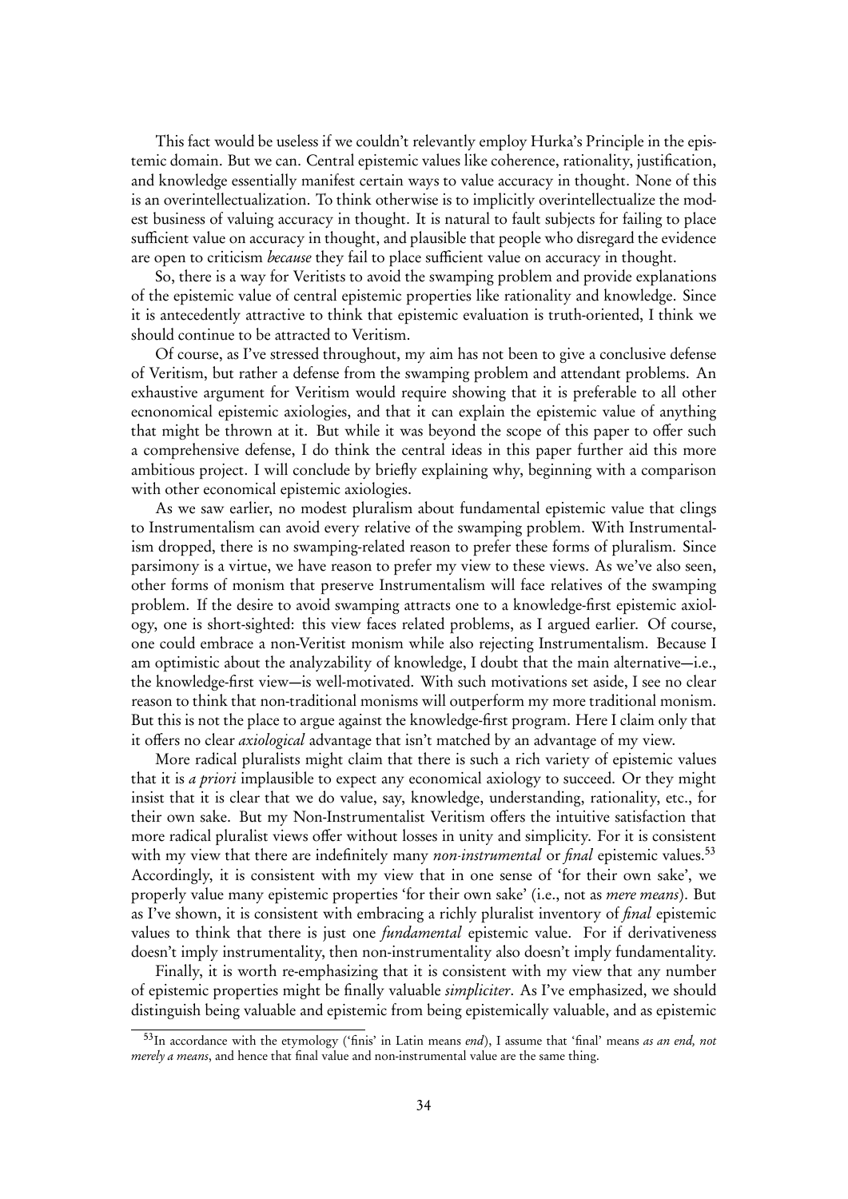This fact would be useless if we couldn't relevantly employ Hurka's Principle in the epistemic domain. But we can. Central epistemic values like coherence, rationality, justification, and knowledge essentially manifest certain ways to value accuracy in thought. None of this is an overintellectualization. To think otherwise is to implicitly overintellectualize the modest business of valuing accuracy in thought. It is natural to fault subjects for failing to place sufficient value on accuracy in thought, and plausible that people who disregard the evidence are open to criticism *because* they fail to place sufficient value on accuracy in thought.

So, there is a way for Veritists to avoid the swamping problem and provide explanations of the epistemic value of central epistemic properties like rationality and knowledge. Since it is antecedently attractive to think that epistemic evaluation is truth-oriented, I think we should continue to be attracted to Veritism.

Of course, as I've stressed throughout, my aim has not been to give a conclusive defense of Veritism, but rather a defense from the swamping problem and attendant problems. An exhaustive argument for Veritism would require showing that it is preferable to all other ecnonomical epistemic axiologies, and that it can explain the epistemic value of anything that might be thrown at it. But while it was beyond the scope of this paper to offer such a comprehensive defense, I do think the central ideas in this paper further aid this more ambitious project. I will conclude by briefly explaining why, beginning with a comparison with other economical epistemic axiologies.

As we saw earlier, no modest pluralism about fundamental epistemic value that clings to Instrumentalism can avoid every relative of the swamping problem. With Instrumentalism dropped, there is no swamping-related reason to prefer these forms of pluralism. Since parsimony is a virtue, we have reason to prefer my view to these views. As we've also seen, other forms of monism that preserve Instrumentalism will face relatives of the swamping problem. If the desire to avoid swamping attracts one to a knowledge-first epistemic axiology, one is short-sighted: this view faces related problems, as I argued earlier. Of course, one could embrace a non-Veritist monism while also rejecting Instrumentalism. Because I am optimistic about the analyzability of knowledge, I doubt that the main alternative—i.e., the knowledge-first view—is well-motivated. With such motivations set aside, I see no clear reason to think that non-traditional monisms will outperform my more traditional monism. But this is not the place to argue against the knowledge-first program. Here I claim only that it offers no clear *axiological* advantage that isn't matched by an advantage of my view.

More radical pluralists might claim that there is such a rich variety of epistemic values that it is *a priori* implausible to expect any economical axiology to succeed. Or they might insist that it is clear that we do value, say, knowledge, understanding, rationality, etc., for their own sake. But my Non-Instrumentalist Veritism offers the intuitive satisfaction that more radical pluralist views offer without losses in unity and simplicity. For it is consistent with my view that there are indefinitely many *non-instrumental* or *final* epistemic values.[53] Accordingly, it is consistent with my view that in one sense of 'for their own sake', we properly value many epistemic properties 'for their own sake' (i.e., not as *mere means*). But as I've shown, it is consistent with embracing a richly pluralist inventory of *final* epistemic values to think that there is just one *fundamental* epistemic value. For if derivativeness doesn't imply instrumentality, then non-instrumentality also doesn't imply fundamentality.

Finally, it is worth re-emphasizing that it is consistent with my view that any number of epistemic properties might be finally valuable *simpliciter*. As I've emphasized, we should distinguish being valuable and epistemic from being epistemically valuable, and as epistemic

[53] In accordance with the etymology ('finis' in Latin means *end*), I assume that 'final' means *as an end, not merely a means*, and hence that final value and non-instrumental value are the same thing.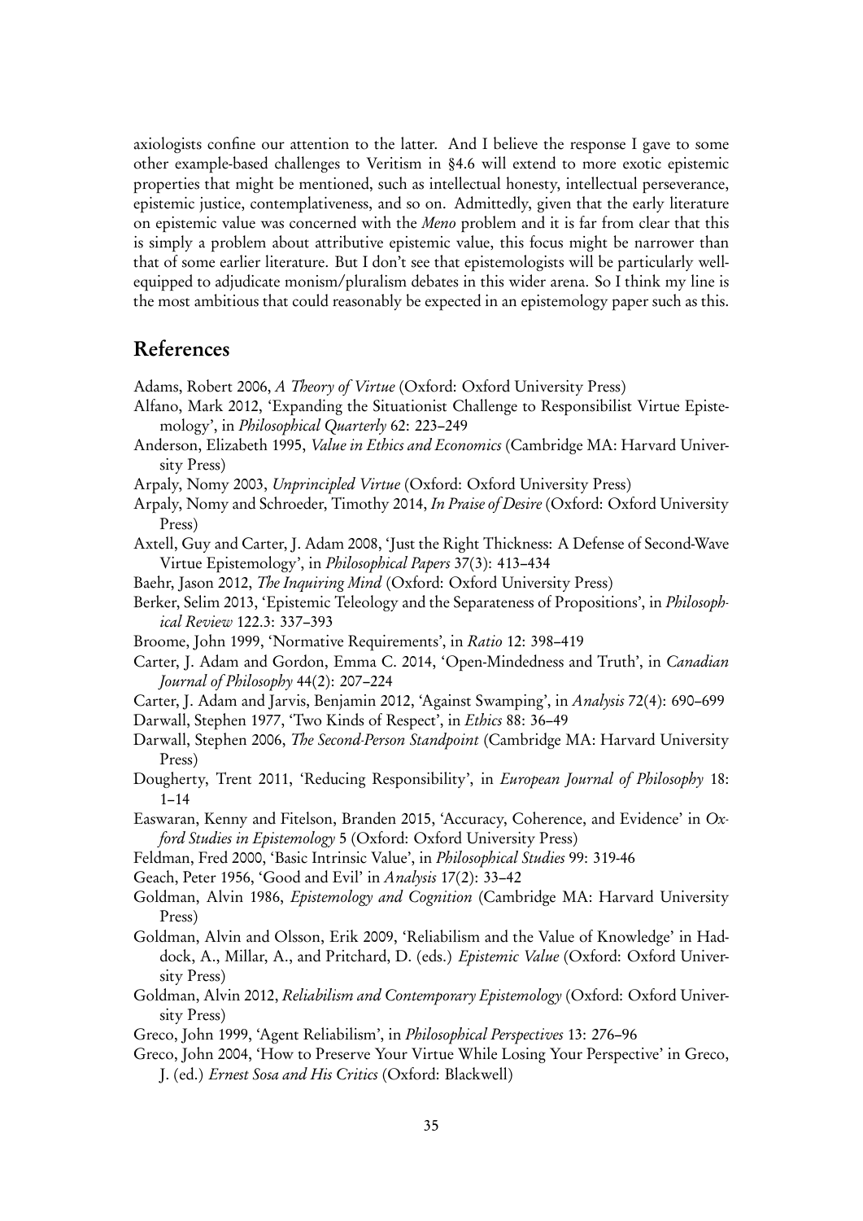axiologists confine our attention to the latter. And I believe the response I gave to some other example-based challenges to Veritism in §4.6 will extend to more exotic epistemic properties that might be mentioned, such as intellectual honesty, intellectual perseverance, epistemic justice, contemplativeness, and so on. Admittedly, given that the early literature on epistemic value was concerned with the *Meno* problem and it is far from clear that this is simply a problem about attributive epistemic value, this focus might be narrower than that of some earlier literature. But I don't see that epistemologists will be particularly well-equipped to adjudicate monism/pluralism debates in this wider arena. So I think my line is the most ambitious that could reasonably be expected in an epistemology paper such as this.

## References

Adams, Robert 2006, *A Theory of Virtue* (Oxford: Oxford University Press)

Alfano, Mark 2012, 'Expanding the Situationist Challenge to Responsibilist Virtue Epistemology', in *Philosophical Quarterly* 62: 223–249

Anderson, Elizabeth 1995, *Value in Ethics and Economics* (Cambridge MA: Harvard University Press)

Arpaly, Nomy 2003, *Unprincipled Virtue* (Oxford: Oxford University Press)

Arpaly, Nomy and Schroeder, Timothy 2014, *In Praise of Desire* (Oxford: Oxford University Press)

Axtell, Guy and Carter, J. Adam 2008, 'Just the Right Thickness: A Defense of Second-Wave Virtue Epistemology', in *Philosophical Papers* 37(3): 413–434

Baehr, Jason 2012, *The Inquiring Mind* (Oxford: Oxford University Press)

Berker, Selim 2013, 'Epistemic Teleology and the Separateness of Propositions', in *Philosophical Review* 122.3: 337–393

Broome, John 1999, 'Normative Requirements', in *Ratio* 12: 398–419

Carter, J. Adam and Gordon, Emma C. 2014, 'Open-Mindedness and Truth', in *Canadian Journal of Philosophy* 44(2): 207–224

Carter, J. Adam and Jarvis, Benjamin 2012, 'Against Swamping', in *Analysis* 72(4): 690–699

Darwall, Stephen 1977, 'Two Kinds of Respect', in *Ethics* 88: 36–49

Darwall, Stephen 2006, *The Second-Person Standpoint* (Cambridge MA: Harvard University Press)

Dougherty, Trent 2011, 'Reducing Responsibility', in *European Journal of Philosophy* 18: 1–14

Easwaran, Kenny and Fitelson, Branden 2015, 'Accuracy, Coherence, and Evidence' in *Oxford Studies in Epistemology* 5 (Oxford: Oxford University Press)

Feldman, Fred 2000, 'Basic Intrinsic Value', in *Philosophical Studies* 99: 319-46

Geach, Peter 1956, 'Good and Evil' in *Analysis* 17(2): 33–42

Goldman, Alvin 1986, *Epistemology and Cognition* (Cambridge MA: Harvard University Press)

Goldman, Alvin and Olsson, Erik 2009, 'Reliabilism and the Value of Knowledge' in Haddock, A., Millar, A., and Pritchard, D. (eds.) *Epistemic Value* (Oxford: Oxford University Press)

Goldman, Alvin 2012, *Reliabilism and Contemporary Epistemology* (Oxford: Oxford University Press)

Greco, John 1999, 'Agent Reliabilism', in *Philosophical Perspectives* 13: 276–96

Greco, John 2004, 'How to Preserve Your Virtue While Losing Your Perspective' in Greco, J. (ed.) *Ernest Sosa and His Critics* (Oxford: Blackwell)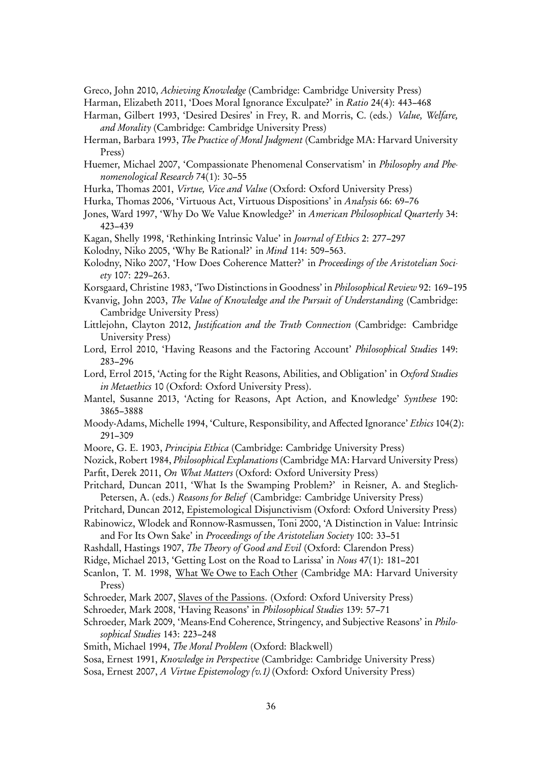Greco, John 2010, *Achieving Knowledge* (Cambridge: Cambridge University Press)

Harman, Elizabeth 2011, 'Does Moral Ignorance Exculpate?' in *Ratio* 24(4): 443–468

Harman, Gilbert 1993, 'Desired Desires' in Frey, R. and Morris, C. (eds.) *Value, Welfare, and Morality* (Cambridge: Cambridge University Press)

Herman, Barbara 1993, *The Practice of Moral Judgment* (Cambridge MA: Harvard University Press)

Huemer, Michael 2007, 'Compassionate Phenomenal Conservatism' in *Philosophy and Phenomenological Research* 74(1): 30–55

Hurka, Thomas 2001, *Virtue, Vice and Value* (Oxford: Oxford University Press)

Hurka, Thomas 2006, 'Virtuous Act, Virtuous Dispositions' in *Analysis* 66: 69–76

Jones, Ward 1997, 'Why Do We Value Knowledge?' in *American Philosophical Quarterly* 34: 423–439

Kagan, Shelly 1998, 'Rethinking Intrinsic Value' in *Journal of Ethics* 2: 277–297

Kolodny, Niko 2005, 'Why Be Rational?' in *Mind* 114: 509–563.

Kolodny, Niko 2007, 'How Does Coherence Matter?' in *Proceedings of the Aristotelian Society* 107: 229–263.

Korsgaard, Christine 1983, 'Two Distinctions in Goodness' in *Philosophical Review* 92: 169–195

Kvanvig, John 2003, *The Value of Knowledge and the Pursuit of Understanding* (Cambridge: Cambridge University Press)

Littlejohn, Clayton 2012, *Justification and the Truth Connection* (Cambridge: Cambridge University Press)

Lord, Errol 2010, 'Having Reasons and the Factoring Account' *Philosophical Studies* 149: 283–296

Lord, Errol 2015, 'Acting for the Right Reasons, Abilities, and Obligation' in *Oxford Studies in Metaethics* 10 (Oxford: Oxford University Press).

Mantel, Susanne 2013, 'Acting for Reasons, Apt Action, and Knowledge' *Synthese* 190: 3865–3888

Moody-Adams, Michelle 1994, 'Culture, Responsibility, and Affected Ignorance' *Ethics* 104(2): 291–309

Moore, G. E. 1903, *Principia Ethica* (Cambridge: Cambridge University Press)

Nozick, Robert 1984, *Philosophical Explanations* (Cambridge MA: Harvard University Press)

Parfit, Derek 2011, *On What Matters* (Oxford: Oxford University Press)

Pritchard, Duncan 2011, 'What Is the Swamping Problem?' in Reisner, A. and Steglich-Petersen, A. (eds.) *Reasons for Belief* (Cambridge: Cambridge University Press)

Pritchard, Duncan 2012, Epistemological Disjunctivism (Oxford: Oxford University Press)

Rabinowicz, Wlodek and Ronnow-Rasmussen, Toni 2000, 'A Distinction in Value: Intrinsic and For Its Own Sake' in *Proceedings of the Aristotelian Society* 100: 33–51

Rashdall, Hastings 1907, *The Theory of Good and Evil* (Oxford: Clarendon Press)

Ridge, Michael 2013, 'Getting Lost on the Road to Larissa' in *Nous* 47(1): 181–201

Scanlon, T. M. 1998, What We Owe to Each Other (Cambridge MA: Harvard University Press)

Schroeder, Mark 2007, Slaves of the Passions. (Oxford: Oxford University Press)

Schroeder, Mark 2008, 'Having Reasons' in *Philosophical Studies* 139: 57–71

Schroeder, Mark 2009, 'Means-End Coherence, Stringency, and Subjective Reasons' in *Philosophical Studies* 143: 223–248

Smith, Michael 1994, *The Moral Problem* (Oxford: Blackwell)

Sosa, Ernest 1991, *Knowledge in Perspective* (Cambridge: Cambridge University Press)

Sosa, Ernest 2007, *A Virtue Epistemology (v.1)* (Oxford: Oxford University Press)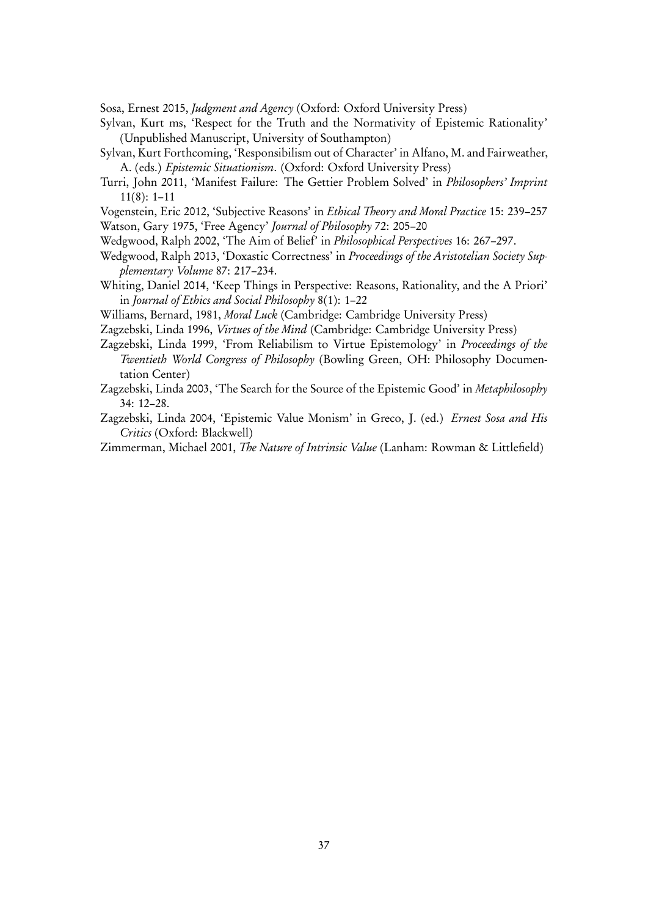Sosa, Ernest 2015, *Judgment and Agency* (Oxford: Oxford University Press)

Sylvan, Kurt ms, 'Respect for the Truth and the Normativity of Epistemic Rationality' (Unpublished Manuscript, University of Southampton)

Sylvan, Kurt Forthcoming, 'Responsibilism out of Character' in Alfano, M. and Fairweather, A. (eds.) *Epistemic Situationism*. (Oxford: Oxford University Press)

Turri, John 2011, 'Manifest Failure: The Gettier Problem Solved' in *Philosophers' Imprint* 11(8): 1–11

Vogenstein, Eric 2012, 'Subjective Reasons' in *Ethical Theory and Moral Practice* 15: 239–257

Watson, Gary 1975, 'Free Agency' *Journal of Philosophy* 72: 205–20

Wedgwood, Ralph 2002, 'The Aim of Belief' in *Philosophical Perspectives* 16: 267–297.

Wedgwood, Ralph 2013, 'Doxastic Correctness' in *Proceedings of the Aristotelian Society Supplementary Volume* 87: 217–234.

Whiting, Daniel 2014, 'Keep Things in Perspective: Reasons, Rationality, and the A Priori' in *Journal of Ethics and Social Philosophy* 8(1): 1–22

Williams, Bernard, 1981, *Moral Luck* (Cambridge: Cambridge University Press)

Zagzebski, Linda 1996, *Virtues of the Mind* (Cambridge: Cambridge University Press)

Zagzebski, Linda 1999, 'From Reliabilism to Virtue Epistemology' in *Proceedings of the Twentieth World Congress of Philosophy* (Bowling Green, OH: Philosophy Documentation Center)

Zagzebski, Linda 2003, 'The Search for the Source of the Epistemic Good' in *Metaphilosophy* 34: 12–28.

Zagzebski, Linda 2004, 'Epistemic Value Monism' in Greco, J. (ed.) *Ernest Sosa and His Critics* (Oxford: Blackwell)

Zimmerman, Michael 2001, *The Nature of Intrinsic Value* (Lanham: Rowman & Littlefield)